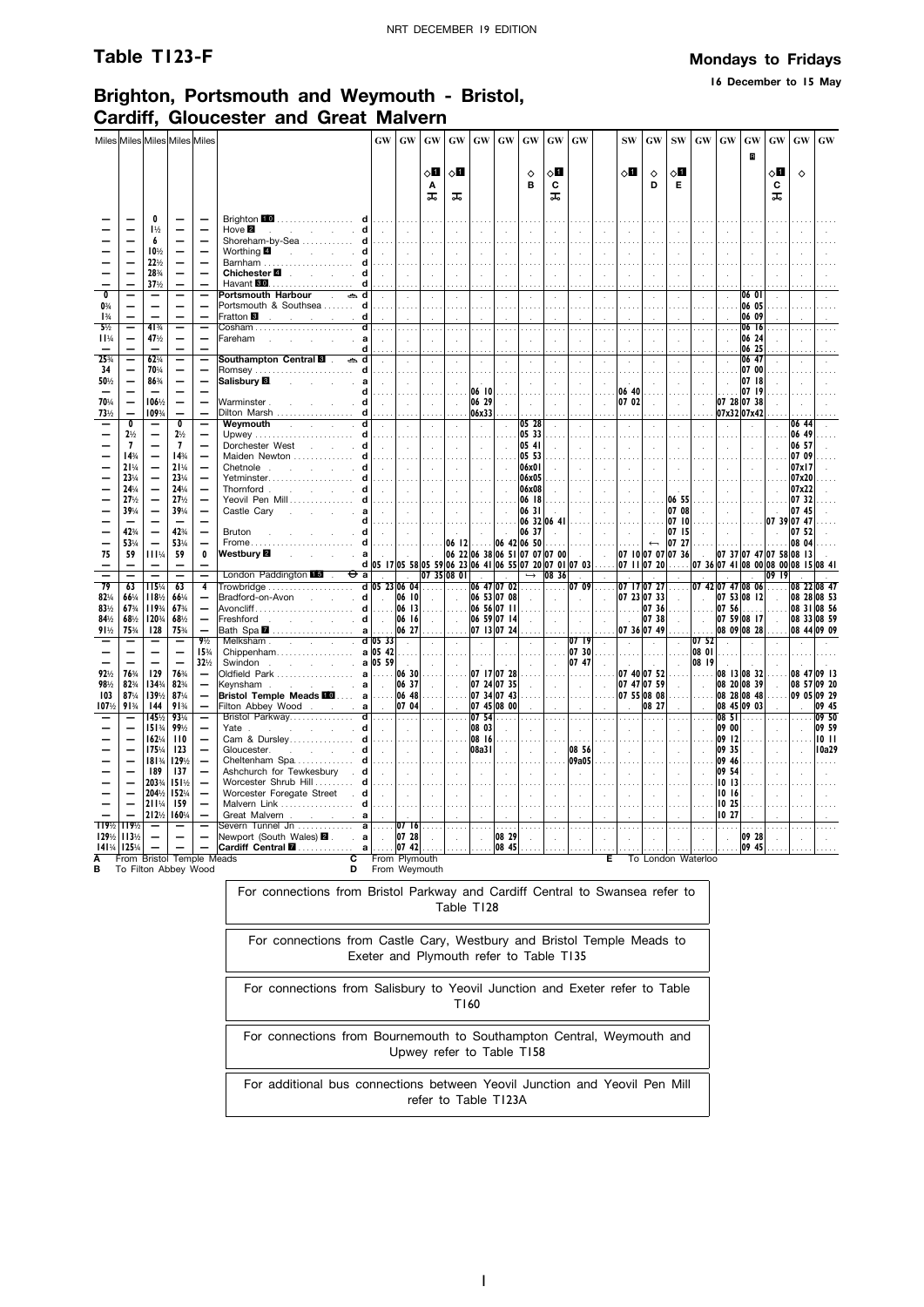| Miles | Miles | Miles | Miles | Miles | | | GW | GW | GW | GW | GW | GW | GW | GW | GW | SW | GW | SW | GW | GW | GW | GW | GW | GW |
|---|---|---|---|---|---|---|---|---|---|---|---|---|---|---|---|---|---|---|---|---|---|---|---|---|
| | | | | | | | | | ◇1 A 🚲 | ◇1 🚲 | | | ◇ B | ◇1 C 🚲 | | ◇1 | ◇ D | ◇1 E | | | 1 | ◇1 C 🚲 | ◇ | |
| — | — | 0 | — | — | Brighton 10 | d | | | | | | | | | | | | | | | | | | |
| — | — | 1½ | — | — | Hove 2 | d | | | | | | | | | | | | | | | | | | |
| — | — | 6 | — | — | Shoreham-by-Sea | d | | | | | | | | | | | | | | | | | | |
| — | — | 10½ | — | — | Worthing 4 | d | | | | | | | | | | | | | | | | | | |
| — | — | 22½ | — | — | Barnham | d | | | | | | | | | | | | | | | | | | |
| — | — | 28¾ | — | — | Chichester 4 | d | | | | | | | | | | | | | | | | | | |
| — | — | 37½ | — | — | Havant 30 | d | | | | | | | | | | | | | | | | | | |
| 0 | — | — | — | — | Portsmouth Harbour ⛴ | d | | | | | | | | | | | | | | | 06 01 | | | |
| 0¾ | — | — | — | — | Portsmouth & Southsea | d | | | | | | | | | | | | | | | 06 05 | | | |
| 1¾ | — | — | — | — | Fratton 3 | d | | | | | | | | | | | | | | | 06 09 | | | |
| 5½ | — | 41¾ | — | — | Cosham | d | | | | | | | | | | | | | | | 06 16 | | | |
| 11¼ | — | 47½ | — | — | Fareham | a | | | | | | | | | | | | | | | 06 24 | | | |
| — | — | — | — | — | | d | | | | | | | | | | | | | | | 06 25 | | | |
| 25¾ | — | 62¼ | — | — | Southampton Central 8 ⛴ | d | | | | | | | | | | | | | | | 06 47 | | | |
| 34 | — | 70¼ | — | — | Romsey | d | | | | | | | | | | | | | | | 07 00 | | | |
| 50½ | — | 86¾ | — | — | Salisbury 8 | a | | | | | | | | | | | | | | | 07 18 | | | |
| — | — | — | — | — | | d | | | | | 06 10 | | | | | 06 40 | | | | | 07 19 | | | |
| 70¼ | — | 106½ | — | — | Warminster | d | | | | | 06 29 | | | | | 07 02 | | | | 07 28 | 07 38 | | | |
| 73½ | — | 109¾ | — | — | Dilton Marsh | d | | | | | 06x33 | | | | | | | | | 07x32 | 07x42 | | | |
| — | 0 | — | 0 | — | Weymouth | d | | | | | | | 05 28 | | | | | | | | | | 06 44 | |
| — | 2½ | — | 2½ | — | Upwey | d | | | | | | | 05 33 | | | | | | | | | | 06 49 | |
| — | 7 | — | 7 | — | Dorchester West | d | | | | | | | 05 41 | | | | | | | | | | 06 57 | |
| — | 14¾ | — | 14¾ | — | Maiden Newton | d | | | | | | | 05 53 | | | | | | | | | | 07 09 | |
| — | 21¼ | — | 21¼ | — | Chetnole | d | | | | | | | 06x01 | | | | | | | | | | 07x17 | |
| — | 23¾ | — | 23¾ | — | Yetminster | d | | | | | | | 06x05 | | | | | | | | | | 07x20 | |
| — | 24¾ | — | 24¾ | — | Thornford | d | | | | | | | 06x08 | | | | | | | | | | 07x22 | |
| — | 27½ | — | 27½ | — | Yeovil Pen Mill | d | | | | | | | 06 18 | | | | | 06 55 | | | | | 07 32 | |
| — | 39¼ | — | 39¼ | — | Castle Cary | a | | | | | | | 06 31 | | | | | 07 08 | | | | | 07 45 | |
| — | — | — | — | — | | d | | | | | | | 06 32 | 06 41 | | | | 07 10 | | | | 07 39 | 07 47 | |
| — | 42¾ | — | 42¾ | — | Bruton | d | | | | | | | 06 37 | | | | | 07 15 | | | | | 07 52 | |
| — | 53¼ | — | 53¼ | — | Frome | d | | | | 06 12 | | 06 42 | 06 50 | | | | ← | 07 27 | | | | | 08 04 | |
| 75 | 59 | 111¼ | 59 | 0 | Westbury 2 | a | | | | 06 22 | 06 38 | 06 51 | 07 07 | 07 00 | | 07 10 | 07 07 | 07 36 | | 07 37 | 07 47 | 07 58 | 08 13 | |
| — | — | — | — | — | | d | 05 17 | 05 58 | 05 59 | 06 23 | 06 41 | 06 55 | 07 20 | 07 01 | 07 03 | 07 11 | 07 20 | | 07 36 | 07 41 | 08 00 | 08 00 | 08 15 | 08 41 |
| — | — | — | — | — | London Paddington 15 ⊖ | a | | | 07 35 | 08 01 | | | | 08 36 | | | | | | | | 09 19 | | |
| 79 | 63 | 115¼ | 63 | 4 | Trowbridge | d | 05 23 | 06 04 | | | 06 47 | 07 02 | → | | 07 09 | 07 17 | 07 27 | | 07 42 | 07 47 | 08 06 | | 08 22 | 08 47 |
| 82¼ | 66¼ | 118½ | 66¼ | — | Bradford-on-Avon | d | | 06 10 | | | 06 53 | 07 08 | | | | 07 23 | 07 33 | | | 07 53 | 08 12 | | 08 28 | 08 53 |
| 83½ | 67¾ | 119¾ | 67¾ | — | Avoncliff | d | | 06 13 | | | 06 56 | 07 11 | | | | | 07 36 | | | 07 56 | | | 08 31 | 08 56 |
| 84½ | 68½ | 120¾ | 68½ | — | Freshford | d | | 06 16 | | | 06 59 | 07 14 | | | | | 07 38 | | | 07 59 | 08 17 | | 08 33 | 08 59 |
| 91½ | 75¾ | 128 | 75¾ | — | Bath Spa 7 | a | | 06 27 | | | 07 13 | 07 24 | | | | 07 36 | 07 49 | | | 08 09 | 08 28 | | 08 44 | 09 09 |
| — | — | — | — | 9½ | Melksham | d | 05 33 | | | | | | | | 07 19 | | | | 07 52 | | | | | |
| — | — | — | — | 15¾ | Chippenham | a | 05 42 | | | | | | | | 07 30 | | | | 08 01 | | | | | |
| — | — | — | — | 32½ | Swindon | a | 05 59 | | | | | | | | 07 47 | | | | 08 19 | | | | | |
| 92½ | 76¾ | 129 | 76¾ | — | Oldfield Park | a | | 06 30 | | | 07 17 | 07 28 | | | | 07 40 | 07 52 | | | 08 13 | 08 32 | | 08 47 | 09 13 |
| 98½ | 82¾ | 134¾ | 82¾ | — | Keynsham | a | | 06 37 | | | 07 24 | 07 35 | | | | 07 47 | 07 59 | | | 08 20 | 08 39 | | 08 57 | 09 20 |
| 103 | 87¼ | 139½ | 87¼ | — | Bristol Temple Meads 10 | a | | 06 48 | | | 07 34 | 07 43 | | | | 07 55 | 08 08 | | | 08 28 | 08 48 | | 09 05 | 09 29 |
| 107½ | 91¾ | 144 | 91¾ | — | Filton Abbey Wood | a | | 07 04 | | | 07 45 | 08 00 | | | | | 08 27 | | | 08 45 | 09 03 | | | 09 45 |
| — | — | 145½ | 93¼ | — | Bristol Parkway | d | | | | | 07 54 | | | | | | | | | 08 51 | | | | 09 50 |
| — | — | 151¾ | 99½ | — | Yate | d | | | | | 08 03 | | | | | | | | | 09 00 | | | | 09 59 |
| — | — | 162¼ | 110 | — | Cam & Dursley | d | | | | | 08 16 | | | | | | | | | 09 12 | | | | 10 11 |
| — | — | 175¼ | 123 | — | Gloucester | d | | | | | 08a31 | | | | 08 56 | | | | | 09 35 | | | | 10a29 |
| — | — | 181¾ | 129½ | — | Cheltenham Spa | d | | | | | | | | | 09a05 | | | | | 09 46 | | | | |
| — | — | 189 | 137 | — | Ashchurch for Tewkesbury | d | | | | | | | | | | | | | | 09 54 | | | | |
| — | — | 203¾ | 151½ | — | Worcester Shrub Hill | d | | | | | | | | | | | | | | 10 13 | | | | |
| — | — | 204½ | 152¼ | — | Worcester Foregate Street | d | | | | | | | | | | | | | | 10 16 | | | | |
| — | — | 211¼ | 159 | — | Malvern Link | d | | | | | | | | | | | | | | 10 25 | | | | |
| — | — | 212½ | 160¼ | — | Great Malvern | a | | | | | | | | | | | | | | 10 27 | | | | |
| 119½ | 119½ | — | — | — | Severn Tunnel Jn | a | | 07 16 | | | | | | | | | | | | | | | | |
| 129½ | 113½ | — | — | — | Newport (South Wales) 2 | a | | 07 28 | | | | 08 29 | | | | | | | | | 09 28 | | | |
| 141¼ | 125¼ | — | — | — | Cardiff Central 7 | a | | 07 42 | | | | 08 45 | | | | | | | | | 09 45 | | | |

**A** From Bristol Temple Meads
**B** To Filton Abbey Wood
**C** From Plymouth
**D** From Weymouth
**E** To London Waterloo

For connections from Bristol Parkway and Cardiff Central to Swansea refer to Table T128

For connections from Castle Cary, Westbury and Bristol Temple Meads to Exeter and Plymouth refer to Table T135

For connections from Salisbury to Yeovil Junction and Exeter refer to Table T160

For connections from Bournemouth to Southampton Central, Weymouth and Upwey refer to Table T158

For additional bus connections between Yeovil Junction and Yeovil Pen Mill refer to Table T123A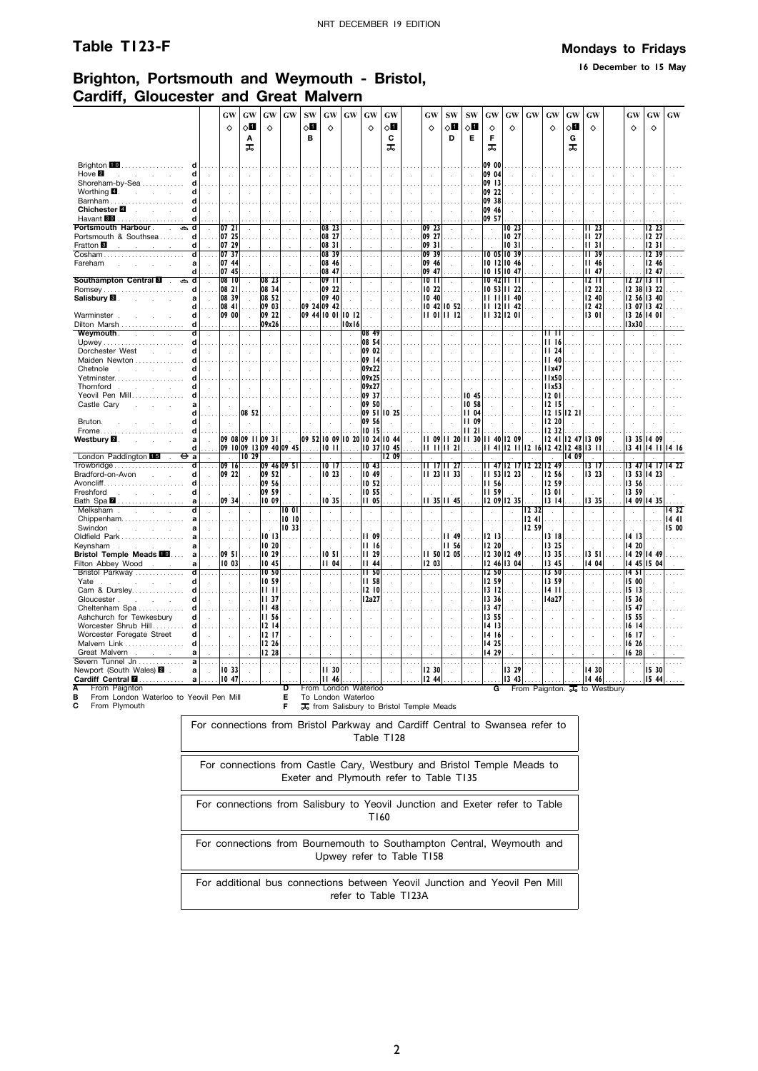## Table T123-F

**Mondays to Fridays**

**16 December to 15 May**

## Brighton, Portsmouth and Weymouth - Bristol, Cardiff, Gloucester and Great Malvern

| Station | | GW | GW | GW | GW | SW | GW | GW | GW | GW | GW | SW | SW | GW | GW | GW | GW | GW | GW | GW | GW | GW |
|---|---|---|---|---|---|---|---|---|---|---|---|---|---|---|---|---|---|---|---|---|---|---|
| | | ◇ | ◇1 | ◇ | | ◇1 | ◇ | | ◇ | ◇1 | ◇ | ◇1 | ◇1 | ◇ | ◇ | | ◇ | ◇1 | ◇ | ◇ | ◇ | |
| | | | A | | | B | | | | C | | D | E | F | | | | G | | | | |
| | | | 🚲 | | | | | | | 🚲 | | | | 🚲 | | | | 🚲 | | | | |
| Brighton 10 | d | | | | | | | | | | | | | 09 00 | | | | | | | | |
| Hove 2 | d | | | | | | | | | | | | | 09 04 | | | | | | | | |
| Shoreham-by-Sea | d | | | | | | | | | | | | | 09 13 | | | | | | | | |
| Worthing 4 | d | | | | | | | | | | | | | 09 22 | | | | | | | | |
| Barnham | d | | | | | | | | | | | | | 09 38 | | | | | | | | |
| Chichester 4 | d | | | | | | | | | | | | | 09 46 | | | | | | | | |
| Havant 10 | d | | | | | | | | | | | | | 09 57 | | | | | | | | |
| Portsmouth Harbour ⛴ | d | 07 21 | | | | | 08 23 | | | | 09 23 | | | | 10 23 | | | | 11 23 | | 12 23 | |
| Portsmouth & Southsea | d | 07 25 | | | | | 08 27 | | | | 09 27 | | | | 10 27 | | | | 11 27 | | 12 27 | |
| Fratton 3 | d | 07 29 | | | | | 08 31 | | | | 09 31 | | | | 10 31 | | | | 11 31 | | 12 31 | |
| Cosham | d | 07 37 | | | | | 08 39 | | | | 09 39 | | | 10 05 | 10 39 | | | | 11 39 | | 12 39 | |
| Fareham | a | 07 44 | | | | | 08 46 | | | | 09 46 | | | 10 12 | 10 46 | | | | 11 46 | | 12 46 | |
| | d | 07 45 | | | | | 08 47 | | | | 09 47 | | | 10 15 | 10 47 | | | | 11 47 | | 12 47 | |
| Southampton Central 8 ⛴ | d | 08 10 | | 08 23 | | | 09 11 | | | | 10 11 | | | 10 42 | 11 11 | | | | 12 11 | 12 27 | 13 11 | |
| Romsey | d | 08 21 | | 08 34 | | | 09 22 | | | | 10 22 | | | 10 53 | 11 22 | | | | 12 22 | 12 38 | 13 22 | |
| Salisbury 8 | a | 08 39 | | 08 52 | | | 09 40 | | | | 10 40 | | | 11 11 | 11 40 | | | | 12 40 | 12 56 | 13 40 | |
| | d | 08 41 | | 09 03 | | 09 24 | 09 42 | | | | 10 42 | 10 52 | | 11 12 | 11 42 | | | | 12 42 | 13 07 | 13 42 | |
| Warminster | d | 09 00 | | 09 22 | | 09 44 | 10 01 | 10 12 | | | 11 01 | 11 12 | | 11 32 | 12 01 | | | | 13 01 | 13 26 | 14 01 | |
| Dilton Marsh | d | | | 09x26 | | | | 10x16 | | | | | | | | | | | | 13x30 | | |
| Weymouth | d | | | | | | | | 08 49 | | | | | | | | 11 11 | | | | | |
| Upwey | d | | | | | | | | 08 54 | | | | | | | | 11 16 | | | | | |
| Dorchester West | d | | | | | | | | 09 02 | | | | | | | | 11 24 | | | | | |
| Maiden Newton | d | | | | | | | | 09 14 | | | | | | | | 11 40 | | | | | |
| Chetnole | d | | | | | | | | 09x22 | | | | | | | | 11x47 | | | | | |
| Yetminster | d | | | | | | | | 09x25 | | | | | | | | 11x50 | | | | | |
| Thornford | d | | | | | | | | 09x27 | | | | | | | | 11x53 | | | | | |
| Yeovil Pen Mill | d | | | | | | | | 09 37 | | | | 10 45 | | | | 12 01 | | | | | |
| Castle Cary | a | | | | | | | | 09 50 | | | | 10 58 | | | | 12 15 | | | | | |
| | d | | 08 52 | | | | | | 09 51 | 10 25 | | | 11 04 | | | | 12 15 | 12 21 | | | | |
| Bruton | d | | | | | | | | 09 56 | | | | 11 09 | | | | 12 20 | | | | | |
| Frome | d | | | | | | | | 10 15 | | | | 11 21 | | | | 12 32 | | | | | |
| Westbury 2 | a | 09 08 | 09 11 | 09 31 | | 09 52 | 10 09 | 10 20 | 10 24 | 10 44 | 11 09 | 11 20 | 11 30 | 11 40 | 12 09 | | 12 41 | 12 47 | 13 09 | 13 35 | 14 09 | |
| | d | 09 10 | 09 13 | 09 40 | 09 45 | | 10 11 | | 10 37 | 10 45 | 11 11 | 11 21 | | 11 41 | 12 11 | 12 16 | 12 42 | 12 48 | 13 11 | 13 41 | 14 11 | 14 16 |
| London Paddington 15 ⊖ | a | | 10 29 | | | | | | | 12 09 | | | | | | | | 14 09 | | | | |
| Trowbridge | d | 09 16 | | 09 46 | 09 51 | | 10 17 | | 10 43 | | 11 17 | 11 27 | | 11 47 | 12 17 | 12 22 | 12 49 | | 13 17 | 13 47 | 14 17 | 14 22 |
| Bradford-on-Avon | d | 09 22 | | 09 52 | | | 10 23 | | 10 49 | | 11 23 | 11 33 | | 11 53 | 12 23 | | 12 56 | | 13 23 | 13 53 | 14 23 | |
| Avoncliff | d | | | 09 56 | | | | | 10 52 | | | | | 11 56 | | | 12 59 | | | 13 56 | | |
| Freshford | d | | | 09 59 | | | | | 10 55 | | | | | 11 59 | | | 13 01 | | | 13 59 | | |
| Bath Spa 7 | a | 09 34 | | 10 09 | | | 10 35 | | 11 05 | | 11 35 | 11 45 | | 12 09 | 12 35 | | 13 14 | | 13 35 | 14 09 | 14 35 | |
| Melksham | d | | | | 10 01 | | | | | | | | | | | 12 32 | | | | | | 14 32 |
| Chippenham | a | | | | 10 10 | | | | | | | | | | | 12 41 | | | | | | 14 41 |
| Swindon | a | | | | 10 33 | | | | | | | | | | | 12 59 | | | | | | 15 00 |
| Oldfield Park | a | | | 10 13 | | | | | 11 09 | | | 11 49 | | 12 13 | | | 13 18 | | | 14 13 | | |
| Keynsham | a | | | 10 20 | | | | | 11 16 | | | 11 56 | | 12 20 | | | 13 25 | | | 14 20 | | |
| Bristol Temple Meads 10 | a | 09 51 | | 10 29 | | | 10 51 | | 11 29 | | 11 50 | 12 05 | | 12 30 | 12 49 | | 13 35 | | 13 51 | 14 29 | 14 49 | |
| Filton Abbey Wood | a | 10 03 | | 10 45 | | | 11 04 | | 11 44 | | 12 03 | | | 12 46 | 13 04 | | 13 45 | | 14 04 | 14 45 | 15 04 | |
| Bristol Parkway | d | | | 10 50 | | | | | 11 50 | | | | | 12 50 | | | 13 50 | | | 14 51 | | |
| Yate | d | | | 10 59 | | | | | 11 58 | | | | | 12 59 | | | 13 59 | | | 15 00 | | |
| Cam & Dursley | d | | | 11 11 | | | | | 12 10 | | | | | 13 12 | | | 14 11 | | | 15 13 | | |
| Gloucester | d | | | 11 37 | | | | | 12a27 | | | | | 13 36 | | | 14a27 | | | 15 36 | | |
| Cheltenham Spa | d | | | 11 48 | | | | | | | | | | 13 47 | | | | | | 15 47 | | |
| Ashchurch for Tewkesbury | d | | | 11 56 | | | | | | | | | | 13 55 | | | | | | 15 55 | | |
| Worcester Shrub Hill | d | | | 12 14 | | | | | | | | | | 14 13 | | | | | | 16 14 | | |
| Worcester Foregate Street | d | | | 12 17 | | | | | | | | | | 14 16 | | | | | | 16 17 | | |
| Malvern Link | d | | | 12 26 | | | | | | | | | | 14 25 | | | | | | 16 26 | | |
| Great Malvern | a | | | 12 28 | | | | | | | | | | 14 29 | | | | | | 16 28 | | |
| Severn Tunnel Jn | a | | | | | | | | | | | | | | | | | | | | | |
| Newport (South Wales) 2 | a | 10 33 | | | | | 11 30 | | | | 12 30 | | | | 13 29 | | | | 14 30 | | 15 30 | |
| Cardiff Central 7 | a | 10 47 | | | | | 11 46 | | | | 12 44 | | | | 13 43 | | | | 14 46 | | 15 44 | |

**A** From Paignton
**B** From London Waterloo to Yeovil Pen Mill
**C** From Plymouth
**D** From London Waterloo
**E** To London Waterloo
**F** 🚲 from Salisbury to Bristol Temple Meads
**G** From Paignton. 🚲 to Westbury

For connections from Bristol Parkway and Cardiff Central to Swansea refer to Table T128

For connections from Castle Cary, Westbury and Bristol Temple Meads to Exeter and Plymouth refer to Table T135

For connections from Salisbury to Yeovil Junction and Exeter refer to Table T160

For connections from Bournemouth to Southampton Central, Weymouth and Upwey refer to Table T158

For additional bus connections between Yeovil Junction and Yeovil Pen Mill refer to Table T123A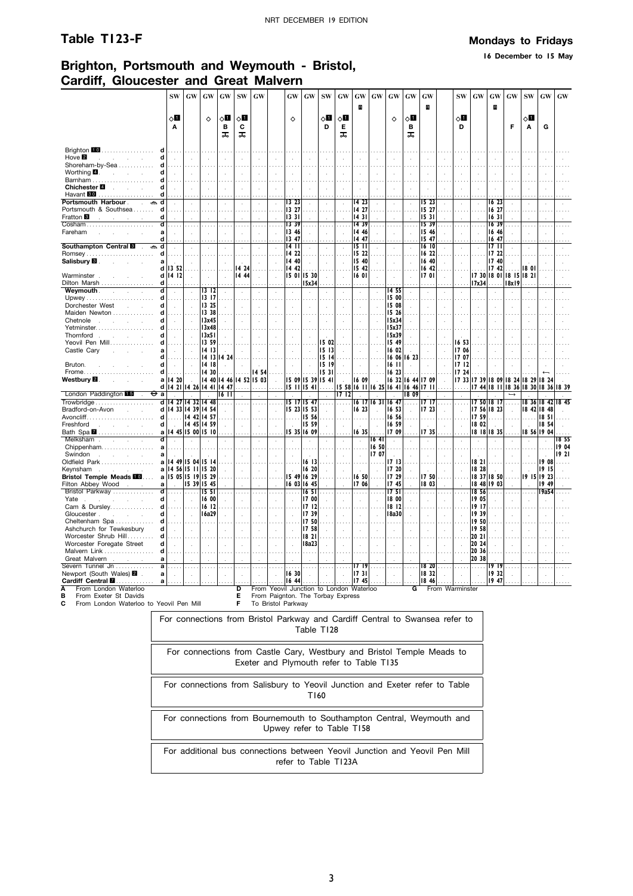## Table T123-F

**Mondays to Fridays**

**16 December to 15 May**

## Brighton, Portsmouth and Weymouth - Bristol, Cardiff, Gloucester and Great Malvern

| | | SW | GW | GW | GW | SW | GW | GW | GW | SW | GW | GW | GW | GW | GW | GW | SW | GW | GW | GW | SW | GW | GW |
|---|---|---|---|---|---|---|---|---|---|---|---|---|---|---|---|---|---|---|---|---|---|---|---|
| | | ◇1 | | ◇ | ◇1 | ◇1 | | ◇ | | ◇1 | ◇1 | ■ | | ◇ | ◇1 | ■ | ◇1 | | ■ | | ◇1 | | |
| | | A | | | B | C | | | | D | E | | | | B | | D | | | F | A | G | |
| | | | | | 🚲 | 🚲 | | | | | 🚲 | | | | 🚲 | | | | | | | | |
| Brighton 10 | d | | | | | | | | | | | | | | | | | | | | | | |
| Hove 2 | d | | | | | | | | | | | | | | | | | | | | | | |
| Shoreham-by-Sea | d | | | | | | | | | | | | | | | | | | | | | | |
| Worthing 4 | d | | | | | | | | | | | | | | | | | | | | | | |
| Barnham | d | | | | | | | | | | | | | | | | | | | | | | |
| Chichester 4 | d | | | | | | | | | | | | | | | | | | | | | | |
| Havant 10 | d | | | | | | | | | | | | | | | | | | | | | | |
| **Portsmouth Harbour** ⛴ | d | | | | | | | 13 23 | | | | 14 23 | | | | 15 23 | | | 16 23 | | | | |
| Portsmouth & Southsea | d | | | | | | | 13 27 | | | | 14 27 | | | | 15 27 | | | 16 27 | | | | |
| Fratton 8 | d | | | | | | | 13 31 | | | | 14 31 | | | | 15 31 | | | 16 31 | | | | |
| Cosham | d | | | | | | | 13 39 | | | | 14 39 | | | | 15 39 | | | 16 39 | | | | |
| Fareham | a | | | | | | | 13 46 | | | | 14 46 | | | | 15 46 | | | 16 46 | | | | |
| | d | | | | | | | 13 47 | | | | 14 47 | | | | 15 47 | | | 16 47 | | | | |
| **Southampton Central 8** ⛴ | d | | | | | | | 14 11 | | | | 15 11 | | | | 16 10 | | | 17 11 | | | | |
| Romsey | d | | | | | | | 14 22 | | | | 15 22 | | | | 16 22 | | | 17 22 | | | | |
| **Salisbury 8** | a | | | | | | | 14 40 | | | | 15 40 | | | | 16 40 | | | 17 40 | | | | |
| | d | 13 52 | | | | 14 24 | | 14 42 | | | | 15 42 | | | | 16 42 | | | 17 42 | | 18 01 | | |
| Warminster | d | 14 12 | | | | 14 44 | | 15 01 | 15 30 | | | 16 01 | | | | 17 01 | | 17 30 | 18 01 | 18 15 | 18 21 | | |
| Dilton Marsh | d | | | | | | | | 15x34 | | | | | | | | | 17x34 | | 18x19 | | | |
| **Weymouth** | d | | | 13 12 | | | | | | | | | | 14 55 | | | | | | | | | |
| Upwey | d | | | 13 17 | | | | | | | | | | 15 00 | | | | | | | | | |
| Dorchester West | d | | | 13 25 | | | | | | | | | | 15 08 | | | | | | | | | |
| Maiden Newton | d | | | 13 38 | | | | | | | | | | 15 26 | | | | | | | | | |
| Chetnole | d | | | 13x45 | | | | | | | | | | 15x34 | | | | | | | | | |
| Yetminster | d | | | 13x48 | | | | | | | | | | 15x37 | | | | | | | | | |
| Thornford | d | | | 13x51 | | | | | | | | | | 15x39 | | | | | | | | | |
| Yeovil Pen Mill | d | | | 13 59 | | | | | | 15 02 | | | | 15 49 | | | 16 53 | | | | | | |
| Castle Cary | a | | | 14 13 | | | | | | 15 13 | | | | 16 02 | | | 17 06 | | | | | | |
| | d | | | 14 13 | 14 24 | | | | | 15 14 | | | | 16 06 | 16 23 | | 17 07 | | | | | | |
| Bruton | d | | | 14 18 | | | | | | 15 19 | | | | 16 11 | | | 17 12 | | | | | | |
| Frome | d | | | 14 30 | | | 14 54 | | | 15 31 | | | | 16 23 | | | 17 24 | | | | | ← | |
| **Westbury 2** | a | 14 20 | | 14 40 | 14 46 | 14 52 | 15 03 | 15 09 | 15 39 | 15 41 | | 16 09 | | 16 32 | 16 44 | 17 09 | 17 33 | 17 39 | 18 09 | 18 24 | 18 29 | 18 24 | |
| | d | 14 21 | 14 26 | 14 41 | 14 47 | | | 15 11 | 15 41 | | 15 58 | 16 11 | 16 25 | 16 41 | 16 46 | 17 11 | | 17 44 | 18 11 | 18 36 | 18 30 | 18 36 | 18 39 |
| London Paddington 15 ⊖ | a | | | | 16 11 | | | | | | 17 12 | | | | 18 09 | | | | | → | | | |
| Trowbridge | d | 14 27 | 14 32 | 14 48 | | | | 15 17 | 15 47 | | | 16 17 | 16 31 | 16 47 | | 17 17 | | 17 50 | 18 17 | | 18 36 | 18 42 | 18 45 |
| Bradford-on-Avon | d | 14 33 | 14 39 | 14 54 | | | | 15 23 | 15 53 | | | 16 23 | | 16 53 | | 17 23 | | 17 56 | 18 23 | | 18 42 | 18 48 | |
| Avoncliff | d | | 14 42 | 14 57 | | | | | 15 56 | | | | | 16 56 | | | | 17 59 | | | | 18 51 | |
| Freshford | d | | 14 45 | 14 59 | | | | | 15 59 | | | | | 16 59 | | | | 18 02 | | | | 18 54 | |
| Bath Spa 7 | a | 14 45 | 15 00 | 15 10 | | | | 15 35 | 16 09 | | | 16 35 | | 17 09 | | 17 35 | | 18 18 | 18 35 | | 18 56 | 19 04 | |
| Melksham | d | | | | | | | | | | | | 16 41 | | | | | | | | | | 18 55 |
| Chippenham | a | | | | | | | | | | | | 16 50 | | | | | | | | | | 19 04 |
| Swindon | a | | | | | | | | | | | | 17 07 | | | | | | | | | | 19 21 |
| Oldfield Park | a | 14 49 | 15 04 | 15 14 | | | | | 16 13 | | | | | 17 13 | | | | 18 21 | | | | 19 08 | |
| Keynsham | a | 14 56 | 15 11 | 15 20 | | | | | 16 20 | | | | | 17 20 | | | | 18 28 | | | | 19 15 | |
| **Bristol Temple Meads 10** | a | 15 05 | 15 19 | 15 29 | | | | 15 49 | 16 29 | | | 16 50 | | 17 29 | | 17 50 | | 18 37 | 18 50 | | 19 15 | 19 23 | |
| Filton Abbey Wood | a | | 15 39 | 15 45 | | | | 16 03 | 16 45 | | | 17 06 | | 17 45 | | 18 03 | | 18 48 | 19 03 | | | 19 49 | |
| Bristol Parkway | d | | | 15 51 | | | | | 16 51 | | | | | 17 51 | | | | 18 56 | | | | 19a54 | |
| Yate | d | | | 16 00 | | | | | 17 00 | | | | | 18 00 | | | | 19 05 | | | | | |
| Cam & Dursley | d | | | 16 12 | | | | | 17 12 | | | | | 18 12 | | | | 19 17 | | | | | |
| Gloucester | d | | | 16a29 | | | | | 17 39 | | | | | 18a30 | | | | 19 39 | | | | | |
| Cheltenham Spa | d | | | | | | | | 17 50 | | | | | | | | | 19 50 | | | | | |
| Ashchurch for Tewkesbury | d | | | | | | | | 17 58 | | | | | | | | | 19 58 | | | | | |
| Worcester Shrub Hill | d | | | | | | | | 18 21 | | | | | | | | | 20 21 | | | | | |
| Worcester Foregate Street | d | | | | | | | | 18a23 | | | | | | | | | 20 24 | | | | | |
| Malvern Link | d | | | | | | | | | | | | | | | | | 20 36 | | | | | |
| Great Malvern | a | | | | | | | | | | | | | | | | | 20 38 | | | | | |
| Severn Tunnel Jn | a | | | | | | | | | | | 17 19 | | | | 18 20 | | | 19 19 | | | | |
| Newport (South Wales) 2 | a | | | | | | | 16 30 | | | | 17 31 | | | | 18 32 | | | 19 32 | | | | |
| **Cardiff Central 7** | a | | | | | | | 16 44 | | | | 17 45 | | | | 18 46 | | | 19 47 | | | | |

**A** From London Waterloo
**B** From Exeter St Davids
**C** From London Waterloo to Yeovil Pen Mill
**D** From Yeovil Junction to London Waterloo
**E** From Paignton. The Torbay Express
**F** To Bristol Parkway
**G** From Warminster

For connections from Bristol Parkway and Cardiff Central to Swansea refer to Table T128

For connections from Castle Cary, Westbury and Bristol Temple Meads to Exeter and Plymouth refer to Table T135

For connections from Salisbury to Yeovil Junction and Exeter refer to Table T160

For connections from Bournemouth to Southampton Central, Weymouth and Upwey refer to Table T158

For additional bus connections between Yeovil Junction and Yeovil Pen Mill refer to Table T123A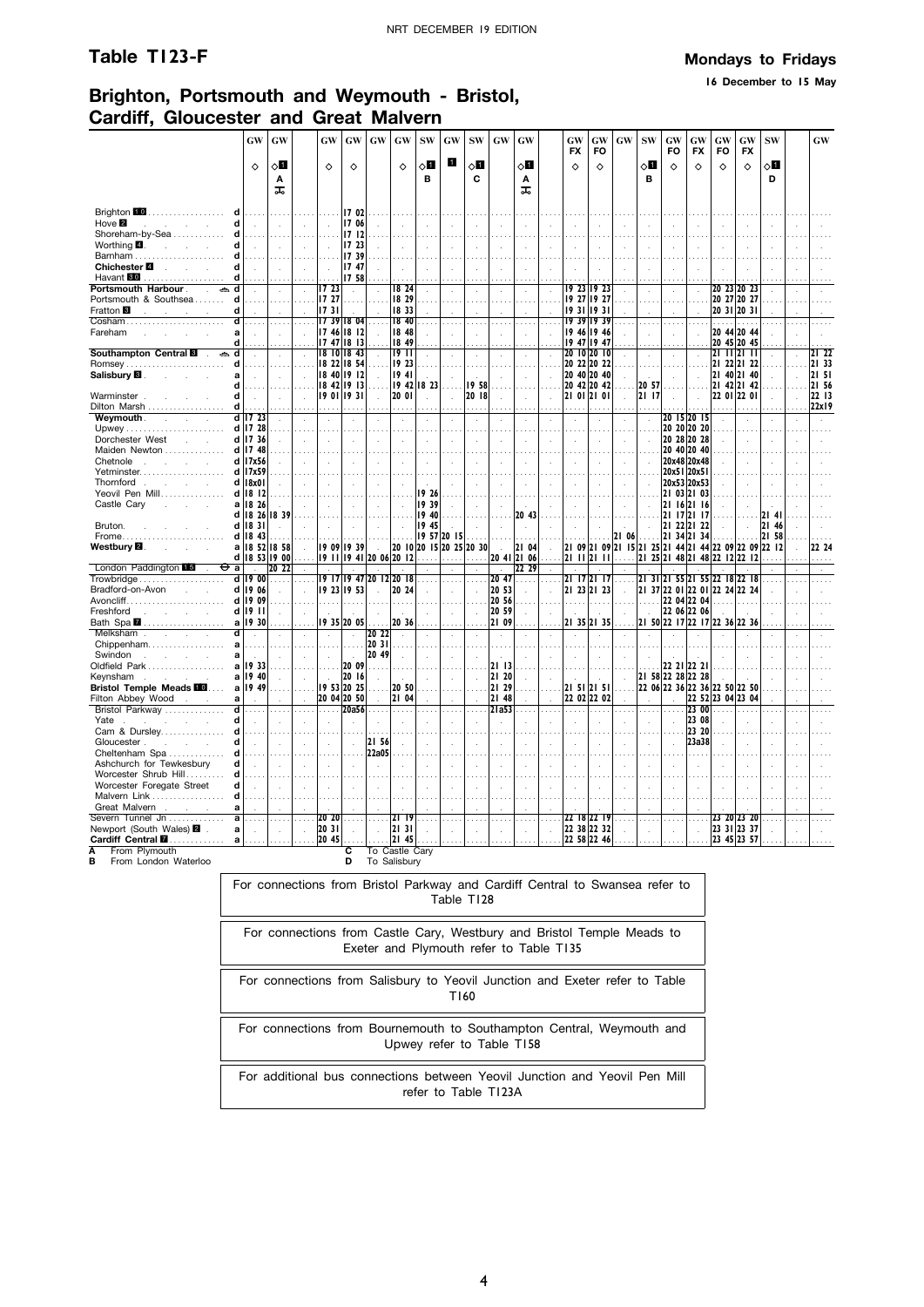# Table T123-F

**Mondays to Fridays**

**16 December to 15 May**

## Brighton, Portsmouth and Weymouth - Bristol, Cardiff, Gloucester and Great Malvern

| | | GW | GW | GW | GW | GW | GW | SW | GW | SW | GW | GW | GW | GW | GW | SW | GW | GW | GW | GW | SW | GW |
|---|---|---|---|---|---|---|---|---|---|---|---|---|---|---|---|---|---|---|---|---|---|---|
| | | | | | | | | | | | | | FX | FO | | | FO | FX | FO | FX | | |
| | | ◇ | ◇1 | ◇ | ◇ | | ◇ | ◇1 | 1 | ◇1 | | ◇1 | ◇ | ◇ | | ◇1 | ◇ | ◇ | ◇ | ◇ | ◇1 | |
| | | | A | | | | | B | | C | | A | | | | B | | | | | D | |
| | | | 🚲 | | | | | | | | | 🚲 | | | | | | | | | | |
| Brighton 10 | d | | | | 17 02 | | | | | | | | | | | | | | | | | |
| Hove 2 | d | | | | 17 06 | | | | | | | | | | | | | | | | | |
| Shoreham-by-Sea | d | | | | 17 12 | | | | | | | | | | | | | | | | | |
| Worthing 4 | d | | | | 17 23 | | | | | | | | | | | | | | | | | |
| Barnham | d | | | | 17 39 | | | | | | | | | | | | | | | | | |
| Chichester 4 | d | | | | 17 47 | | | | | | | | | | | | | | | | | |
| Havant 10 | d | | | | 17 58 | | | | | | | | | | | | | | | | | |
| Portsmouth Harbour ⛴ | d | | | 17 23 | | | 18 24 | | | | | | 19 23 | 19 23 | | | | | 20 23 | 20 23 | | |
| Portsmouth & Southsea | d | | | 17 27 | | | 18 29 | | | | | | 19 27 | 19 27 | | | | | 20 27 | 20 27 | | |
| Fratton 8 | d | | | 17 31 | | | 18 33 | | | | | | 19 31 | 19 31 | | | | | 20 31 | 20 31 | | |
| Cosham | d | | | 17 39 | 18 04 | | 18 40 | | | | | | 19 39 | 19 39 | | | | | | | | |
| Fareham | a | | | 17 46 | 18 12 | | 18 48 | | | | | | 19 46 | 19 46 | | | | | 20 44 | 20 44 | | |
| | d | | | 17 47 | 18 13 | | 18 49 | | | | | | 19 47 | 19 47 | | | | | 20 45 | 20 45 | | |
| Southampton Central 8 ⛴ | d | | | 18 10 | 18 43 | | 19 11 | | | | | | 20 10 | 20 10 | | | | | 21 11 | 21 11 | | 21 22 |
| Romsey | d | | | 18 22 | 18 54 | | 19 23 | | | | | | 20 22 | 20 22 | | | | | 21 22 | 21 22 | | 21 33 |
| Salisbury 8 | a | | | 18 40 | 19 12 | | 19 41 | | | | | | 20 40 | 20 40 | | | | | 21 40 | 21 40 | | 21 51 |
| | d | | | 18 42 | 19 13 | | 19 42 | 18 23 | | 19 58 | | | 20 42 | 20 42 | | 20 57 | | | 21 42 | 21 42 | | 21 56 |
| Warminster | d | | | 19 01 | 19 31 | | 20 01 | | | 20 18 | | | 21 01 | 21 01 | | 21 17 | | | 22 01 | 22 01 | | 22 13 |
| Dilton Marsh | d | | | | | | | | | | | | | | | | | | | | | 22x19 |
| Weymouth | d | 17 23 | | | | | | | | | | | | | | | 20 15 | 20 15 | | | | |
| Upwey | d | 17 28 | | | | | | | | | | | | | | | 20 20 | 20 20 | | | | |
| Dorchester West | d | 17 36 | | | | | | | | | | | | | | | 20 28 | 20 28 | | | | |
| Maiden Newton | d | 17 48 | | | | | | | | | | | | | | | 20 40 | 20 40 | | | | |
| Chetnole | d | 17x56 | | | | | | | | | | | | | | | 20x48 | 20x48 | | | | |
| Yetminster | d | 17x59 | | | | | | | | | | | | | | | 20x51 | 20x51 | | | | |
| Thornford | d | 18x01 | | | | | | | | | | | | | | | 20x53 | 20x53 | | | | |
| Yeovil Pen Mill | d | 18 12 | | | | | | 19 26 | | | | | | | | | 21 03 | 21 03 | | | | |
| Castle Cary | a | 18 26 | | | | | | 19 39 | | | | | | | | | 21 16 | 21 16 | | | | |
| | d | 18 26 | 18 39 | | | | | 19 40 | | | | 20 43 | | | | | 21 17 | 21 17 | | | 21 41 | |
| Bruton | d | 18 31 | | | | | | 19 45 | | | | | | | | | 21 22 | 21 22 | | | 21 46 | |
| Frome | d | 18 43 | | | | | | 19 57 | 20 15 | | | | | | 21 06 | | 21 34 | 21 34 | | | 21 58 | |
| Westbury 2 | a | 18 52 | 18 58 | 19 09 | 19 39 | | 20 10 | 20 15 | 20 25 | 20 30 | | 21 04 | 21 09 | 21 09 | 21 15 | 21 25 | 21 44 | 21 44 | 22 09 | 22 09 | 22 12 | 22 24 |
| | d | 18 53 | 19 00 | 19 11 | 19 41 | 20 06 | 20 12 | | | | 20 41 | 21 06 | 21 11 | 21 11 | | 21 25 | 21 48 | 21 48 | 22 12 | 22 12 | | |
| London Paddington 15 ⊖ | a | | 20 22 | | | | | | | | | 22 29 | | | | | | | | | | |
| Trowbridge | d | 19 00 | | 19 17 | 19 47 | 20 12 | 20 18 | | | | 20 47 | | 21 17 | 21 17 | | 21 31 | 21 55 | 21 55 | 22 18 | 22 18 | | |
| Bradford-on-Avon | d | 19 06 | | 19 23 | 19 53 | | 20 24 | | | | 20 53 | | 21 23 | 21 23 | | 21 37 | 22 01 | 22 01 | 22 24 | 22 24 | | |
| Avoncliff | d | 19 09 | | | | | | | | | 20 56 | | | | | | 22 04 | 22 04 | | | | |
| Freshford | d | 19 11 | | | | | | | | | 20 59 | | | | | | 22 06 | 22 06 | | | | |
| Bath Spa 7 | a | 19 30 | | 19 35 | 20 05 | | 20 36 | | | | 21 09 | | 21 35 | 21 35 | | 21 50 | 22 17 | 22 17 | 22 36 | 22 36 | | |
| Melksham | d | | | | | 20 22 | | | | | | | | | | | | | | | | |
| Chippenham | a | | | | | 20 31 | | | | | | | | | | | | | | | | |
| Swindon | a | | | | | 20 49 | | | | | | | | | | | | | | | | |
| Oldfield Park | a | 19 33 | | | 20 09 | | | | | | 21 13 | | | | | | 22 21 | 22 21 | | | | |
| Keynsham | a | 19 40 | | | 20 16 | | | | | | 21 20 | | | | | 21 58 | 22 28 | 22 28 | | | | |
| Bristol Temple Meads 10 | a | 19 49 | | 19 53 | 20 25 | | 20 50 | | | | 21 29 | | 21 51 | 21 51 | | 22 06 | 22 36 | 22 36 | 22 50 | 22 50 | | |
| Filton Abbey Wood | a | | | 20 04 | 20 50 | | 21 04 | | | | 21 48 | | 22 02 | 22 02 | | | | 22 52 | 23 04 | 23 04 | | |
| Bristol Parkway | d | | | | 20a56 | | | | | | 21a53 | | | | | | | 23 00 | | | | |
| Yate | d | | | | | | | | | | | | | | | | | 23 08 | | | | |
| Cam & Dursley | d | | | | | | | | | | | | | | | | | 23 20 | | | | |
| Gloucester | d | | | | | 21 56 | | | | | | | | | | | | 23a38 | | | | |
| Cheltenham Spa | d | | | | | 22a05 | | | | | | | | | | | | | | | | |
| Ashchurch for Tewkesbury | d | | | | | | | | | | | | | | | | | | | | | |
| Worcester Shrub Hill | d | | | | | | | | | | | | | | | | | | | | | |
| Worcester Foregate Street | d | | | | | | | | | | | | | | | | | | | | | |
| Malvern Link | d | | | | | | | | | | | | | | | | | | | | | |
| Great Malvern | a | | | | | | | | | | | | | | | | | | | | | |
| Severn Tunnel Jn | a | | | 20 20 | | | 21 19 | | | | | | 22 18 | 22 19 | | | | | 23 20 | 23 20 | | |
| Newport (South Wales) 2 | a | | | 20 31 | | | 21 31 | | | | | | 22 38 | 22 32 | | | | | 23 31 | 23 37 | | |
| Cardiff Central 7 | a | | | 20 45 | | | 21 45 | | | | | | 22 58 | 22 46 | | | | | 23 45 | 23 57 | | |

**A** From Plymouth
**B** From London Waterloo
**C** To Castle Cary
**D** To Salisbury

For connections from Bristol Parkway and Cardiff Central to Swansea refer to Table T128

For connections from Castle Cary, Westbury and Bristol Temple Meads to Exeter and Plymouth refer to Table T135

For connections from Salisbury to Yeovil Junction and Exeter refer to Table T160

For connections from Bournemouth to Southampton Central, Weymouth and Upwey refer to Table T158

For additional bus connections between Yeovil Junction and Yeovil Pen Mill refer to Table T123A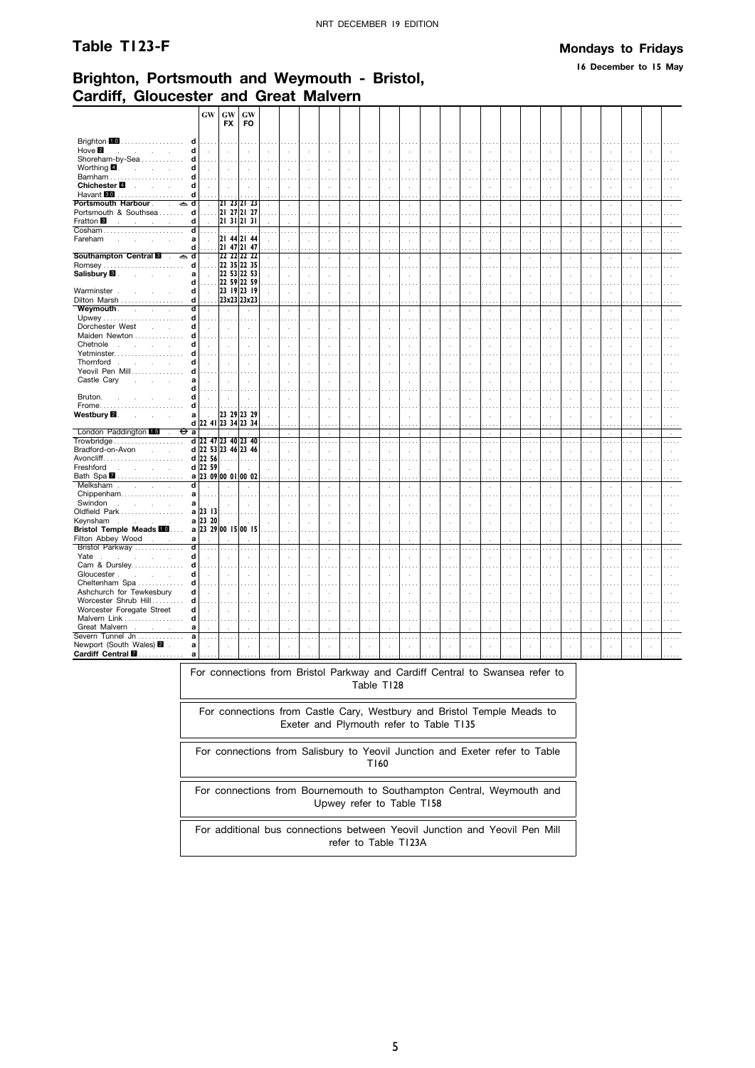## Table T123-F

**Mondays to Fridays**

**16 December to 15 May**

## Brighton, Portsmouth and Weymouth - Bristol, Cardiff, Gloucester and Great Malvern

| | | GW | GW FX | GW FO |
|---|---|---|---|---|
| Brighton 10 | d | | | |
| Hove 2 | d | | | |
| Shoreham-by-Sea | d | | | |
| Worthing 4 | d | | | |
| Barnham | d | | | |
| Chichester 4 | d | | | |
| Havant 30 | d | | | |
| Portsmouth Harbour ⛴ | d | | 21 23 | 21 23 |
| Portsmouth & Southsea | d | | 21 27 | 21 27 |
| Fratton 3 | d | | 21 31 | 21 31 |
| Cosham | d | | | |
| Fareham | a | | 21 44 | 21 44 |
| | d | | 21 47 | 21 47 |
| Southampton Central 8 ⛴ | d | | 22 22 | 22 22 |
| Romsey | d | | 22 35 | 22 35 |
| Salisbury 8 | a | | 22 53 | 22 53 |
| | d | | 22 59 | 22 59 |
| Warminster | d | | 23 19 | 23 19 |
| Dilton Marsh | d | | 23x23 | 23x23 |
| Weymouth | d | | | |
| Upwey | d | | | |
| Dorchester West | d | | | |
| Maiden Newton | d | | | |
| Chetnole | d | | | |
| Yetminster | d | | | |
| Thornford | d | | | |
| Yeovil Pen Mill | d | | | |
| Castle Cary | a | | | |
| | d | | | |
| Bruton | d | | | |
| Frome | d | | | |
| Westbury 2 | a | | 23 29 | 23 29 |
| | d | 22 41 | 23 34 | 23 34 |
| London Paddington 15 ⊖ | a | | | |
| Trowbridge | d | 22 47 | 23 40 | 23 40 |
| Bradford-on-Avon | d | 22 53 | 23 46 | 23 46 |
| Avoncliff | d | 22 56 | | |
| Freshford | d | 22 59 | | |
| Bath Spa 7 | a | 23 09 | 00 01 | 00 02 |
| Melksham | d | | | |
| Chippenham | a | | | |
| Swindon | a | | | |
| Oldfield Park | a | 23 13 | | |
| Keynsham | a | 23 20 | | |
| Bristol Temple Meads 10 | a | 23 29 | 00 15 | 00 15 |
| Filton Abbey Wood | a | | | |
| Bristol Parkway | d | | | |
| Yate | d | | | |
| Cam & Dursley | d | | | |
| Gloucester | d | | | |
| Cheltenham Spa | d | | | |
| Ashchurch for Tewkesbury | d | | | |
| Worcester Shrub Hill | d | | | |
| Worcester Foregate Street | d | | | |
| Malvern Link | d | | | |
| Great Malvern | a | | | |
| Severn Tunnel Jn | a | | | |
| Newport (South Wales) 2 | a | | | |
| Cardiff Central 7 | a | | | |

For connections from Bristol Parkway and Cardiff Central to Swansea refer to Table T128

For connections from Castle Cary, Westbury and Bristol Temple Meads to Exeter and Plymouth refer to Table T135

For connections from Salisbury to Yeovil Junction and Exeter refer to Table T160

For connections from Bournemouth to Southampton Central, Weymouth and Upwey refer to Table T158

For additional bus connections between Yeovil Junction and Yeovil Pen Mill refer to Table T123A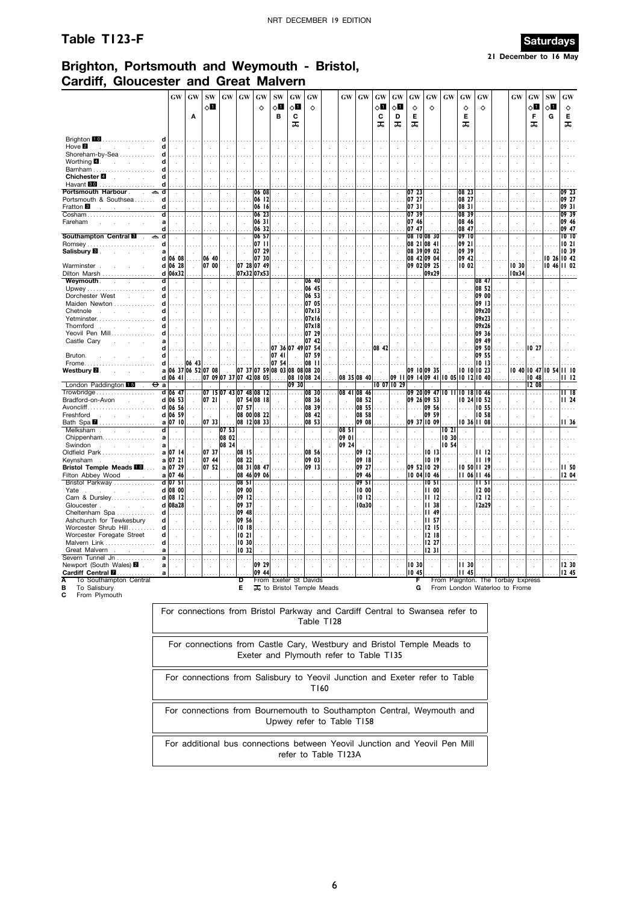# Table T123-F

**Saturdays**

**21 December to 16 May**

## Brighton, Portsmouth and Weymouth - Bristol, Cardiff, Gloucester and Great Malvern

| Station | | GW | GW | SW | GW | GW | GW | SW | GW | GW | GW | GW | GW | GW | GW | GW | GW | GW | GW | GW | GW | SW | GW |
|---|---|---|---|---|---|---|---|---|---|---|---|---|---|---|---|---|---|---|---|---|---|---|---|
| | | | | ◇1 | | | ◇ | ◇1 | ◇1 | ◇ | | | ◇1 | ◇1 | ◇ | ◇ | | ◇ | ◇ | | ◇1 | ◇1 | ◇ |
| | | | A | | | | | B | C 🚌 | | | | C 🚌 | D 🚌 | E 🚌 | | | E 🚌 | | | F 🚌 | G | E 🚌 |
| Brighton 10 | d | | | | | | | | | | | | | | | | | | | | | | |
| Hove 2 | d | | | | | | | | | | | | | | | | | | | | | | |
| Shoreham-by-Sea | d | | | | | | | | | | | | | | | | | | | | | | |
| Worthing 4 | d | | | | | | | | | | | | | | | | | | | | | | |
| Barnham | d | | | | | | | | | | | | | | | | | | | | | | |
| Chichester 4 | d | | | | | | | | | | | | | | | | | | | | | | |
| Havant 10 | d | | | | | | | | | | | | | | | | | | | | | | |
| Portsmouth Harbour ⛴ | d | | | | | | 06 08 | | | | | | | | 07 23 | | | 08 23 | | | | | 09 23 |
| Portsmouth & Southsea | d | | | | | | 06 12 | | | | | | | | 07 27 | | | 08 27 | | | | | 09 27 |
| Fratton 8 | d | | | | | | 06 16 | | | | | | | | 07 31 | | | 08 31 | | | | | 09 31 |
| Cosham | d | | | | | | 06 23 | | | | | | | | 07 39 | | | 08 39 | | | | | 09 39 |
| Fareham | a | | | | | | 06 31 | | | | | | | | 07 46 | | | 08 46 | | | | | 09 46 |
| | d | | | | | | 06 32 | | | | | | | | 07 47 | | | 08 47 | | | | | 09 47 |
| Southampton Central 8 ⛴ | d | | | | | | 06 57 | | | | | | | | 08 10 | 08 30 | | 09 10 | | | | | 10 10 |
| Romsey | d | | | | | | 07 11 | | | | | | | | 08 21 | 08 41 | | 09 21 | | | | | 10 21 |
| Salisbury 8 | a | | | | | | 07 29 | | | | | | | | 08 39 | 09 02 | | 09 39 | | | | | 10 39 |
| | d | 06 08 | | 06 40 | | | 07 30 | | | | | | | | 08 42 | 09 04 | | 09 42 | | | | 10 26 | 10 42 |
| Warminster | d | 06 28 | | 07 00 | | 07 28 | 07 49 | | | | | | | | 09 02 | 09 25 | | 10 02 | | 10 30 | | 10 46 | 11 02 |
| Dilton Marsh | d | 06x32 | | | | 07x32 | 07x53 | | | | | | | | | 09x29 | | | | 10x34 | | | |
| Weymouth | d | | | | | | | | | 06 40 | | | | | | | | | 08 47 | | | | |
| Upwey | d | | | | | | | | | 06 45 | | | | | | | | | 08 52 | | | | |
| Dorchester West | d | | | | | | | | | 06 53 | | | | | | | | | 09 00 | | | | |
| Maiden Newton | d | | | | | | | | | 07 05 | | | | | | | | | 09 13 | | | | |
| Chetnole | d | | | | | | | | | 07x13 | | | | | | | | | 09x20 | | | | |
| Yetminster | d | | | | | | | | | 07x16 | | | | | | | | | 09x23 | | | | |
| Thornford | d | | | | | | | | | 07x18 | | | | | | | | | 09x26 | | | | |
| Yeovil Pen Mill | d | | | | | | | | | 07 29 | | | | | | | | | 09 36 | | | | |
| Castle Cary | a | | | | | | | | | 07 42 | | | | | | | | | 09 49 | | | | |
| | d | | | | | | | 07 36 | 07 49 | 07 54 | | | 08 42 | | | | | | 09 50 | | 10 27 | | |
| Bruton | d | | | | | | | 07 41 | | 07 59 | | | | | | | | | 09 55 | | | | |
| Frome | d | | 06 43 | | | | | 07 54 | | 08 11 | | | | | | | | | 10 13 | | | | |
| Westbury 2 | a | 06 37 | 06 52 | 07 08 | | 07 37 | 07 59 | 08 03 | 08 08 | 08 20 | | | | | 09 10 | 09 35 | | 10 10 | 10 23 | 10 40 | 10 47 | 10 54 | 11 10 |
| | d | 06 41 | | 07 09 | 07 37 | 07 42 | 08 05 | | 08 10 | 08 24 | 08 35 | 08 40 | | 09 11 | 09 14 | 09 41 | 10 05 | 10 12 | 10 40 | | 10 48 | | 11 12 |
| London Paddington 15 ⊖ | a | | | | | | | | 09 30 | | | | 10 07 | 10 29 | | | | | | | 12 08 | | |
| Trowbridge | d | 06 47 | | 07 15 | 07 43 | 07 48 | 08 12 | | | 08 30 | 08 41 | 08 46 | | | 09 20 | 09 47 | 10 11 | 10 18 | 10 46 | | | | 11 18 |
| Bradford-on-Avon | d | 06 53 | | 07 21 | | 07 54 | 08 18 | | | 08 36 | | 08 52 | | | 09 26 | 09 53 | | 10 24 | 10 52 | | | | 11 24 |
| Avoncliff | d | 06 56 | | | | 07 57 | | | | 08 39 | | 08 55 | | | | 09 56 | | | 10 55 | | | | |
| Freshford | d | 06 59 | | | | 08 00 | 08 22 | | | 08 42 | | 08 58 | | | | 09 59 | | | 10 58 | | | | |
| Bath Spa 7 | a | 07 10 | | 07 33 | | 08 12 | 08 33 | | | 08 53 | | 09 08 | | | 09 37 | 10 09 | | 10 36 | 11 08 | | | | 11 36 |
| Melksham | d | | | | 07 53 | | | | | | 08 51 | | | | | | 10 21 | | | | | | |
| Chippenham | a | | | | 08 02 | | | | | | 09 01 | | | | | | 10 30 | | | | | | |
| Swindon | a | | | | 08 24 | | | | | | 09 24 | | | | | | 10 54 | | | | | | |
| Oldfield Park | a | 07 14 | | 07 37 | | 08 15 | | | | 08 56 | | 09 12 | | | | 10 13 | | | 11 12 | | | | |
| Keynsham | a | 07 21 | | 07 44 | | 08 22 | | | | 09 03 | | 09 18 | | | | 10 19 | | | 11 19 | | | | |
| Bristol Temple Meads 10 | a | 07 29 | | 07 52 | | 08 31 | 08 47 | | | 09 13 | | 09 27 | | | 09 52 | 10 29 | | 10 50 | 11 29 | | | | 11 50 |
| Filton Abbey Wood | a | 07 46 | | | | 08 46 | 09 06 | | | | | 09 46 | | | 10 04 | 10 46 | | 11 06 | 11 46 | | | | 12 04 |
| Bristol Parkway | a | 07 51 | | | | 08 51 | | | | | | 09 51 | | | | 10 51 | | | 11 51 | | | | |
| Yate | d | 08 00 | | | | 09 00 | | | | | | 10 00 | | | | 11 00 | | | 12 00 | | | | |
| Cam & Dursley | d | 08 12 | | | | 09 12 | | | | | | 10 12 | | | | 11 12 | | | 12 12 | | | | |
| Gloucester | d | 08a28 | | | | 09 37 | | | | | | 10a30 | | | | 11 38 | | | 12a29 | | | | |
| Cheltenham Spa | d | | | | | 09 48 | | | | | | | | | | 11 49 | | | | | | | |
| Ashchurch for Tewkesbury | d | | | | | 09 56 | | | | | | | | | | 11 57 | | | | | | | |
| Worcester Shrub Hill | d | | | | | 10 18 | | | | | | | | | | 12 15 | | | | | | | |
| Worcester Foregate Street | d | | | | | 10 21 | | | | | | | | | | 12 18 | | | | | | | |
| Malvern Link | d | | | | | 10 30 | | | | | | | | | | 12 27 | | | | | | | |
| Great Malvern | a | | | | | 10 32 | | | | | | | | | | 12 31 | | | | | | | |
| Severn Tunnel Jn | a | | | | | | | | | | | | | | | | | | | | | | |
| Newport (South Wales) 2 | a | | | | | | 09 29 | | | | | | | | 10 30 | | | 11 30 | | | | | 12 30 |
| Cardiff Central 7 | a | | | | | | 09 44 | | | | | | | | 10 45 | | | 11 45 | | | | | 12 45 |

**A** To Southampton Central
**B** To Salisbury
**C** From Plymouth
**D** From Exeter St Davids
**E** 🚌 to Bristol Temple Meads
**F** From Paignton. The Torbay Express
**G** From London Waterloo to Frome

For connections from Bristol Parkway and Cardiff Central to Swansea refer to Table T128

For connections from Castle Cary, Westbury and Bristol Temple Meads to Exeter and Plymouth refer to Table T135

For connections from Salisbury to Yeovil Junction and Exeter refer to Table T160

For connections from Bournemouth to Southampton Central, Weymouth and Upwey refer to Table T158

For additional bus connections between Yeovil Junction and Yeovil Pen Mill refer to Table T123A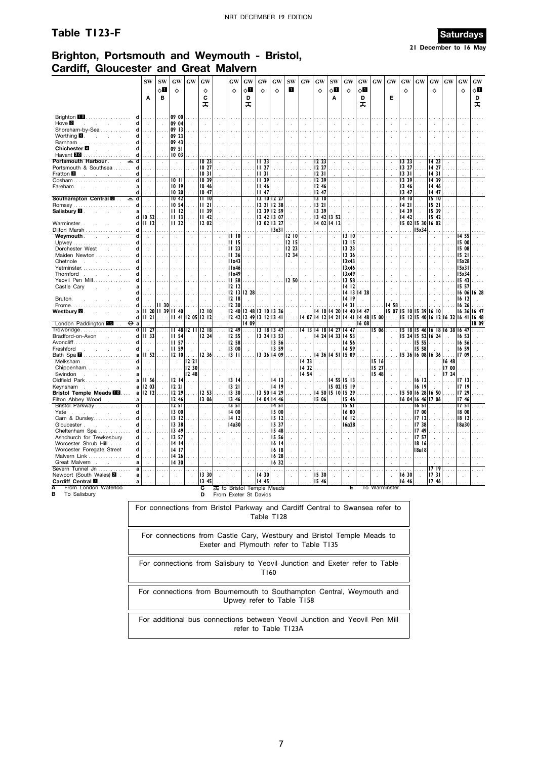## Table T123-F

**Saturdays**

**21 December to 16 May**

## Brighton, Portsmouth and Weymouth - Bristol, Cardiff, Gloucester and Great Malvern

| | | SW | SW | GW | GW | GW | GW | GW | GW | GW | SW | GW | GW | SW | GW | GW | GW | GW | GW | GW | GW | GW | GW | GW |
|---|---|---|---|---|---|---|---|---|---|---|---|---|---|---|---|---|---|---|---|---|---|---|---|---|
| | | | ◇1 | ◇ | | ◇ | ◇ | ◇1 | ◇ | ◇ | 1 | | ◇ | ◇1 | ◇ | ◇1 | | | ◇ | | ◇ | | ◇ | ◇1 |
| | | A | B | | | C | | D | | | | | | A | | D | | E | | | | | | D |
| | | | | | | 🚲 | | 🚲 | | | | | | | | 🚲 | | | | | | | | 🚲 |
| Brighton 10 | d | | | 09 00 | | | | | | | | | | | | | | | | | | | | |
| Hove 2 | d | | | 09 04 | | | | | | | | | | | | | | | | | | | | |
| Shoreham-by-Sea | d | | | 09 13 | | | | | | | | | | | | | | | | | | | | |
| Worthing 4 | d | | | 09 23 | | | | | | | | | | | | | | | | | | | | |
| Barnham | d | | | 09 43 | | | | | | | | | | | | | | | | | | | | |
| Chichester 4 | d | | | 09 51 | | | | | | | | | | | | | | | | | | | | |
| Havant 10 | d | | | 10 03 | | | | | | | | | | | | | | | | | | | | |
| Portsmouth Harbour ⛴ | d | | | | | 10 23 | | | 11 23 | | | | 12 23 | | | | | | 13 23 | | 14 23 | | | |
| Portsmouth & Southsea | d | | | | | 10 27 | | | 11 27 | | | | 12 27 | | | | | | 13 27 | | 14 27 | | | |
| Fratton 3 | d | | | | | 10 31 | | | 11 31 | | | | 12 31 | | | | | | 13 31 | | 14 31 | | | |
| Cosham | d | | | 10 11 | | 10 39 | | | 11 39 | | | | 12 39 | | | | | | 13 39 | | 14 39 | | | |
| Fareham | a | | | 10 19 | | 10 46 | | | 11 46 | | | | 12 46 | | | | | | 13 46 | | 14 46 | | | |
| | d | | | 10 20 | | 10 47 | | | 11 47 | | | | 12 47 | | | | | | 13 47 | | 14 47 | | | |
| Southampton Central 8 ⛴ | d | | | 10 42 | | 11 10 | | | 12 10 | 12 27 | | | 13 10 | | | | | | 14 10 | | 15 10 | | | |
| Romsey | d | | | 10 54 | | 11 21 | | | 12 21 | 12 38 | | | 13 21 | | | | | | 14 21 | | 15 21 | | | |
| Salisbury 8 | a | | | 11 12 | | 11 39 | | | 12 39 | 12 59 | | | 13 39 | | | | | | 14 39 | | 15 39 | | | |
| | d | 10 52 | | 11 13 | | 11 42 | | | 12 42 | 13 07 | | | 13 42 | 13 52 | | | | | 14 42 | | 15 42 | | | |
| Warminster | d | 11 12 | | 11 32 | | 12 02 | | | 13 02 | 13 27 | | | 14 02 | 14 12 | | | | | 15 02 | 15 30 | 16 02 | | | |
| Dilton Marsh | d | | | | | | | | | 13x31 | | | | | | | | | | 15x34 | | | | |
| Weymouth | d | | | | | | 11 10 | | | | 12 10 | | | | 13 10 | | | | | | | | 14 55 | |
| Upwey | d | | | | | | 11 15 | | | | 12 15 | | | | 13 15 | | | | | | | | 15 00 | |
| Dorchester West | d | | | | | | 11 23 | | | | 12 23 | | | | 13 23 | | | | | | | | 15 08 | |
| Maiden Newton | d | | | | | | 11 36 | | | | 12 34 | | | | 13 36 | | | | | | | | 15 21 | |
| Chetnole | d | | | | | | 11x43 | | | | | | | | 13x43 | | | | | | | | 15x28 | |
| Yetminster | d | | | | | | 11x46 | | | | | | | | 13x46 | | | | | | | | 15x31 | |
| Thornford | d | | | | | | 11x49 | | | | | | | | 13x49 | | | | | | | | 15x34 | |
| Yeovil Pen Mill | d | | | | | | 11 58 | | | | 12 50 | | | | 13 58 | | | | | | | | 15 43 | |
| Castle Cary | a | | | | | | 12 12 | | | | | | | | 14 12 | | | | | | | | 15 57 | |
| | d | | | | | | 12 13 | 12 28 | | | | | | | 14 13 | 14 28 | | | | | | | 16 06 | 16 28 |
| Bruton | d | | | | | | 12 18 | | | | | | | | 14 19 | | | | | | | | 16 12 | |
| Frome | d | | 11 30 | | | | 12 30 | | | | | | | | 14 31 | | | 14 58 | | | | | 16 26 | |
| Westbury 2 | a | 11 20 | 11 39 | 11 40 | | 12 10 | 12 40 | 12 48 | 13 10 | 13 36 | | | 14 10 | 14 20 | 14 40 | 14 47 | | 15 07 | 15 10 | 15 39 | 16 10 | | 16 36 | 16 47 |
| | d | 11 21 | | 11 41 | 12 05 | 12 12 | 12 42 | 12 49 | 13 12 | 13 41 | | 14 07 | 14 12 | 14 21 | 14 41 | 14 48 | 15 00 | | 15 12 | 15 40 | 16 12 | 16 32 | 16 41 | 16 48 |
| London Paddington 15 ⊖ | a | | | | | | | 14 09 | | | | | | | | 16 08 | | | | | | | | 18 09 |
| Trowbridge | d | 11 27 | | 11 48 | 12 11 | 12 18 | 12 49 | | 13 18 | 13 47 | | 14 13 | 14 18 | 14 27 | 14 47 | | 15 06 | | 15 18 | 15 46 | 16 18 | 16 38 | 16 47 | |
| Bradford-on-Avon | d | 11 33 | | 11 54 | | 12 24 | 12 55 | | 13 24 | 13 53 | | | 14 24 | 14 33 | 14 53 | | | | 15 24 | 15 52 | 16 24 | | 16 53 | |
| Avoncliff | d | | | 11 57 | | | 12 58 | | | 13 56 | | | | | 14 56 | | | | | 15 55 | | | 16 56 | |
| Freshford | d | | | 11 59 | | | 13 00 | | | 13 59 | | | | | 14 59 | | | | | 15 58 | | | 16 59 | |
| Bath Spa 7 | a | 11 52 | | 12 10 | | 12 36 | 13 11 | | 13 36 | 14 09 | | | 14 36 | 14 51 | 15 09 | | | | 15 36 | 16 08 | 16 36 | | 17 09 | |
| Melksham | d | | | | 12 21 | | | | | | | 14 23 | | | | | 15 16 | | | | | 16 48 | | |
| Chippenham | a | | | | 12 30 | | | | | | | 14 32 | | | | | 15 27 | | | | | 17 00 | | |
| Swindon | a | | | | 12 48 | | | | | | | 14 54 | | | | | 15 48 | | | | | 17 24 | | |
| Oldfield Park | a | 11 56 | | 12 14 | | | 13 14 | | | 14 13 | | | | 14 55 | 15 13 | | | | | 16 12 | | | 17 13 | |
| Keynsham | a | 12 03 | | 12 21 | | | 13 21 | | | 14 19 | | | | 15 02 | 15 19 | | | | | 16 19 | | | 17 19 | |
| Bristol Temple Meads 10 | a | 12 12 | | 12 29 | | 12 53 | 13 30 | | 13 50 | 14 29 | | | 14 50 | 15 10 | 15 29 | | | | 15 50 | 16 28 | 16 50 | | 17 29 | |
| Filton Abbey Wood | a | | | 12 46 | | 13 06 | 13 46 | | 14 04 | 14 46 | | | 15 06 | | 15 46 | | | | 16 04 | 16 46 | 17 06 | | 17 46 | |
| Bristol Parkway | d | | | 12 51 | | | 13 51 | | | 14 51 | | | | | 15 51 | | | | | 16 51 | | | 17 51 | |
| Yate | d | | | 13 00 | | | 14 00 | | | 15 00 | | | | | 16 00 | | | | | 17 00 | | | 18 00 | |
| Cam & Dursley | d | | | 13 12 | | | 14 12 | | | 15 12 | | | | | 16 12 | | | | | 17 12 | | | 18 12 | |
| Gloucester | d | | | 13 38 | | | 14a30 | | | 15 37 | | | | | 16a28 | | | | | 17 38 | | | 18a30 | |
| Cheltenham Spa | d | | | 13 49 | | | | | | 15 48 | | | | | | | | | | 17 49 | | | | |
| Ashchurch for Tewkesbury | d | | | 13 57 | | | | | | 15 56 | | | | | | | | | | 17 57 | | | | |
| Worcester Shrub Hill | d | | | 14 14 | | | | | | 16 14 | | | | | | | | | | 18 16 | | | | |
| Worcester Foregate Street | d | | | 14 17 | | | | | | 16 18 | | | | | | | | | | 18a18 | | | | |
| Malvern Link | d | | | 14 26 | | | | | | 16 28 | | | | | | | | | | | | | | |
| Great Malvern | a | | | 14 30 | | | | | | 16 32 | | | | | | | | | | | | | | |
| Severn Tunnel Jn | a | | | | | | | | | | | | | | | | | | | | 17 19 | | | |
| Newport (South Wales) 2 | a | | | | | 13 30 | | | 14 30 | | | | 15 30 | | | | | | 16 30 | | 17 31 | | | |
| Cardiff Central 7 | a | | | | | 13 45 | | | 14 45 | | | | 15 46 | | | | | | 16 46 | | 17 46 | | | |

**A** From London Waterloo
**B** To Salisbury
**C** 🚲 to Bristol Temple Meads
**D** From Exeter St Davids
**E** To Warminster

For connections from Bristol Parkway and Cardiff Central to Swansea refer to Table T128

For connections from Castle Cary, Westbury and Bristol Temple Meads to Exeter and Plymouth refer to Table T135

For connections from Salisbury to Yeovil Junction and Exeter refer to Table T160

For connections from Bournemouth to Southampton Central, Weymouth and Upwey refer to Table T158

For additional bus connections between Yeovil Junction and Yeovil Pen Mill refer to Table T123A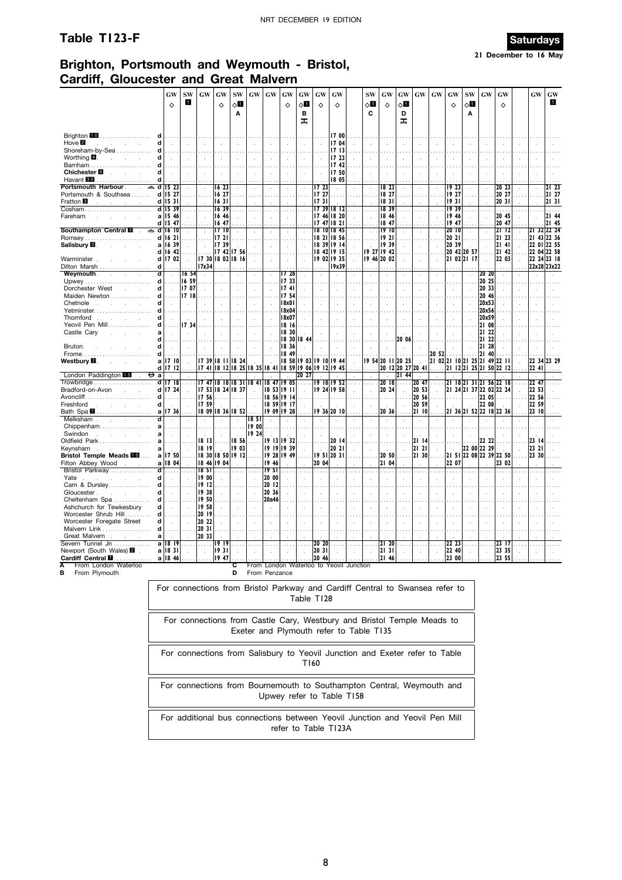# Table T123-F

**Saturdays**

**21 December to 16 May**

## Brighton, Portsmouth and Weymouth - Bristol, Cardiff, Gloucester and Great Malvern

| | | GW | SW | GW | GW | SW | GW | GW | GW | GW | GW | GW | SW | GW | GW | GW | GW | GW | SW | GW | GW | GW | GW |
|---|---|---|---|---|---|---|---|---|---|---|---|---|---|---|---|---|---|---|---|---|---|---|---|
| | | ◇ | 1 | | ◇ | ◇1 | | | ◇ | ◇1 | ◇ | ◇ | ◇1 | ◇ | ◇1 | | | ◇ | ◇1 | | ◇ | | 1 |
| | | | | | | A | | | | B | | | C | | D | | | | A | | | | |
| | | | | | | | | | | 🚲 | | | | | 🚲 | | | | | | | | |
| Brighton 10 | d | | | | | | | | | | | 17 00 | | | | | | | | | | | |
| Hove 2 | d | | | | | | | | | | | 17 04 | | | | | | | | | | | |
| Shoreham-by-Sea | d | | | | | | | | | | | 17 13 | | | | | | | | | | | |
| Worthing 4 | d | | | | | | | | | | | 17 23 | | | | | | | | | | | |
| Barnham | d | | | | | | | | | | | 17 42 | | | | | | | | | | | |
| Chichester 4 | d | | | | | | | | | | | 17 50 | | | | | | | | | | | |
| Havant 10 | d | | | | | | | | | | | 18 05 | | | | | | | | | | | |
| Portsmouth Harbour ⛴ | d | 15 23 | | | 16 23 | | | | | | 17 23 | | | 18 23 | | | | 19 23 | | | 20 23 | | 21 23 |
| Portsmouth & Southsea | d | 15 27 | | | 16 27 | | | | | | 17 27 | | | 18 27 | | | | 19 27 | | | 20 27 | | 21 27 |
| Fratton 8 | d | 15 31 | | | 16 31 | | | | | | 17 31 | | | 18 31 | | | | 19 31 | | | 20 31 | | 21 31 |
| Cosham | d | 15 39 | | | 16 39 | | | | | | 17 39 | 18 12 | | 18 39 | | | | 19 39 | | | | | |
| Fareham | a | 15 46 | | | 16 46 | | | | | | 17 46 | 18 20 | | 18 46 | | | | 19 46 | | | 20 45 | | 21 44 |
| | d | 15 47 | | | 16 47 | | | | | | 17 47 | 18 21 | | 18 47 | | | | 19 47 | | | 20 47 | | 21 45 |
| Southampton Central 8 ⛴ | d | 16 10 | | | 17 10 | | | | | | 18 10 | 18 45 | | 19 10 | | | | 20 10 | | | 21 12 | 21 32 | 22 24 |
| Romsey | d | 16 21 | | | 17 21 | | | | | | 18 21 | 18 56 | | 19 21 | | | | 20 21 | | | 21 23 | 21 43 | 22 36 |
| Salisbury 8 | a | 16 39 | | | 17 39 | | | | | | 18 39 | 19 14 | | 19 39 | | | | 20 39 | | | 21 41 | 22 01 | 22 55 |
| | d | 16 42 | | | 17 42 | 17 56 | | | | | 18 42 | 19 15 | 19 27 | 19 42 | | | | 20 42 | 20 57 | | 21 42 | 22 04 | 22 58 |
| Warminster | d | 17 02 | | 17 30 | 18 02 | 18 16 | | | | | 19 02 | 19 35 | 19 46 | 20 02 | | | | 21 02 | 21 17 | | 22 03 | 22 24 | 23 18 |
| Dilton Marsh | d | | | 17x34 | | | | | | | | 19x39 | | | | | | | | | | 22x28 | 23x22 |
| Weymouth | d | | 16 54 | | | | | | 17 28 | | | | | | | | | | | 20 20 | | | |
| Upwey | d | | 16 59 | | | | | | 17 33 | | | | | | | | | | | 20 25 | | | |
| Dorchester West | d | | 17 07 | | | | | | 17 41 | | | | | | | | | | | 20 33 | | | |
| Maiden Newton | d | | 17 18 | | | | | | 17 54 | | | | | | | | | | | 20 46 | | | |
| Chetnole | d | | | | | | | | 18x01 | | | | | | | | | | | 20x53 | | | |
| Yetminster | d | | | | | | | | 18x04 | | | | | | | | | | | 20x56 | | | |
| Thornford | d | | | | | | | | 18x07 | | | | | | | | | | | 20x59 | | | |
| Yeovil Pen Mill | d | | 17 34 | | | | | | 18 16 | | | | | | | | | | | 21 08 | | | |
| Castle Cary | a | | | | | | | | 18 30 | | | | | | | | | | | 21 22 | | | |
| | d | | | | | | | | 18 30 | 18 44 | | | | | 20 06 | | | | | 21 22 | | | |
| Bruton | d | | | | | | | | 18 36 | | | | | | | | | | | 21 28 | | | |
| Frome | d | | | | | | | | 18 49 | | | | | | | | 20 52 | | | 21 40 | | | |
| Westbury 2 | a | 17 10 | | 17 39 | 18 11 | 18 24 | | | 18 58 | 19 03 | 19 10 | 19 44 | 19 54 | 20 11 | 20 25 | | 21 02 | 21 10 | 21 25 | 21 49 | 22 11 | 22 34 | 23 29 |
| | d | 17 12 | | 17 41 | 18 12 | 18 25 | 18 35 | 18 41 | 18 59 | 19 06 | 19 12 | 19 45 | | 20 12 | 20 27 | 20 41 | | 21 12 | 21 25 | 21 50 | 22 12 | 22 41 | |
| London Paddington 15 ⊖ | a | | | | | | | | | 20 27 | | | | | 21 44 | | | | | | | | |
| Trowbridge | d | 17 18 | | 17 47 | 18 18 | 18 31 | 18 41 | 18 47 | 19 05 | | 19 18 | 19 52 | | 20 18 | | 20 47 | | 21 18 | 21 31 | 21 56 | 22 18 | 22 47 | |
| Bradford-on-Avon | d | 17 24 | | 17 53 | 18 24 | 18 37 | | 18 53 | 19 11 | | 19 24 | 19 58 | | 20 24 | | 20 53 | | 21 24 | 21 37 | 22 02 | 22 24 | 22 53 | |
| Avoncliff | d | | | 17 56 | | | | 18 56 | 19 14 | | | | | | | 20 56 | | | | 22 05 | | 22 56 | |
| Freshford | d | | | 17 59 | | | | 18 59 | 19 17 | | | | | | | 20 59 | | | | 22 08 | | 22 59 | |
| Bath Spa 7 | a | 17 36 | | 18 09 | 18 36 | 18 52 | | 19 09 | 19 28 | | 19 36 | 20 10 | | 20 36 | | 21 10 | | 21 36 | 21 52 | 22 18 | 22 36 | 23 10 | |
| Melksham | d | | | | | | 18 51 | | | | | | | | | | | | | | | | |
| Chippenham | a | | | | | | 19 00 | | | | | | | | | | | | | | | | |
| Swindon | a | | | | | | 19 24 | | | | | | | | | | | | | | | | |
| Oldfield Park | a | | | 18 13 | | 18 56 | | 19 13 | 19 32 | | | 20 14 | | | | 21 14 | | | | 22 22 | | 23 14 | |
| Keynsham | a | | | 18 19 | | 19 03 | | 19 19 | 19 39 | | | 20 21 | | | | 21 21 | | | 22 00 | 22 29 | | 23 21 | |
| Bristol Temple Meads 10 | a | 17 50 | | 18 30 | 18 50 | 19 12 | | 19 28 | 19 49 | | 19 51 | 20 31 | | 20 50 | | 21 30 | | 21 51 | 22 08 | 22 39 | 22 50 | 23 30 | |
| Filton Abbey Wood | a | 18 04 | | 18 46 | 19 04 | | | 19 46 | | | 20 04 | | | 21 04 | | | | 22 07 | | | 23 02 | | |
| Bristol Parkway | d | | | 18 51 | | | | 19 51 | | | | | | | | | | | | | | | |
| Yate | d | | | 19 00 | | | | 20 00 | | | | | | | | | | | | | | | |
| Cam & Dursley | d | | | 19 12 | | | | 20 12 | | | | | | | | | | | | | | | |
| Gloucester | d | | | 19 38 | | | | 20 36 | | | | | | | | | | | | | | | |
| Cheltenham Spa | d | | | 19 50 | | | | 20a46 | | | | | | | | | | | | | | | |
| Ashchurch for Tewkesbury | d | | | 19 58 | | | | | | | | | | | | | | | | | | | |
| Worcester Shrub Hill | d | | | 20 19 | | | | | | | | | | | | | | | | | | | |
| Worcester Foregate Street | d | | | 20 22 | | | | | | | | | | | | | | | | | | | |
| Malvern Link | d | | | 20 31 | | | | | | | | | | | | | | | | | | | |
| Great Malvern | a | | | 20 33 | | | | | | | | | | | | | | | | | | | |
| Severn Tunnel Jn | a | 18 19 | | | 19 19 | | | | | | 20 20 | | | 21 20 | | | | 22 23 | | | 23 17 | | |
| Newport (South Wales) 2 | a | 18 31 | | | 19 31 | | | | | | 20 31 | | | 21 31 | | | | 22 40 | | | 23 35 | | |
| Cardiff Central 7 | a | 18 46 | | | 19 47 | | | | | | 20 46 | | | 21 46 | | | | 23 00 | | | 23 55 | | |

**A** From London Waterloo
**B** From Plymouth
**C** From London Waterloo to Yeovil Junction
**D** From Penzance

For connections from Bristol Parkway and Cardiff Central to Swansea refer to Table T128

For connections from Castle Cary, Westbury and Bristol Temple Meads to Exeter and Plymouth refer to Table T135

For connections from Salisbury to Yeovil Junction and Exeter refer to Table T160

For connections from Bournemouth to Southampton Central, Weymouth and Upwey refer to Table T158

For additional bus connections between Yeovil Junction and Yeovil Pen Mill refer to Table T123A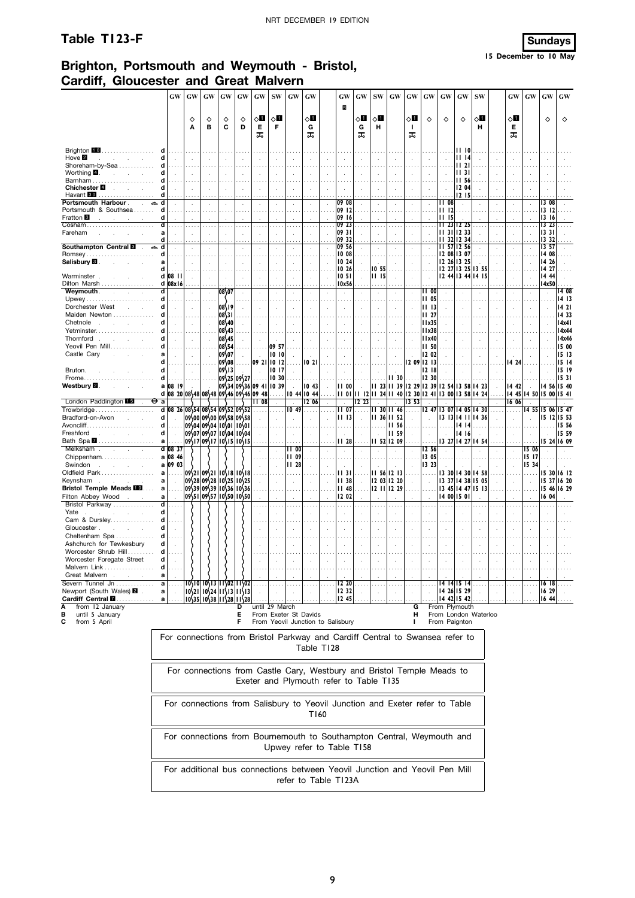# Table T123-F

**Sundays**
**15 December to 10 May**

## Brighton, Portsmouth and Weymouth - Bristol, Cardiff, Gloucester and Great Malvern

| Station | | GW | GW | GW | GW | GW | GW | SW | GW | GW | GW | GW | SW | GW | GW | GW | GW | GW | SW | GW | GW | GW | GW |
|---|---|---|---|---|---|---|---|---|---|---|---|---|---|---|---|---|---|---|---|---|---|---|---|
| | | | ◇ A | ◇ B | ◇ C | ◇ D | ◇1 E | ◇1 F | | ◇1 G | R | ◇1 G | ◇1 H | | ◇1 I | ◇ | ◇ | ◇ | ◇1 H | ◇1 E | | ◇ | ◇ |
| Brighton 10 | d | | | | | | | | | | | | | | | | | 11 10 | | | | | |
| Hove 2 | d | | | | | | | | | | | | | | | | | 11 14 | | | | | |
| Shoreham-by-Sea | d | | | | | | | | | | | | | | | | | 11 21 | | | | | |
| Worthing 4 | d | | | | | | | | | | | | | | | | | 11 31 | | | | | |
| Barnham | d | | | | | | | | | | | | | | | | | 11 56 | | | | | |
| Chichester 4 | d | | | | | | | | | | | | | | | | | 12 04 | | | | | |
| Havant 30 | d | | | | | | | | | | | | | | | | | 12 15 | | | | | |
| **Portsmouth Harbour** | d | | | | | | | | | | 09 08 | | | | | | 11 08 | | | | | 13 08 | |
| Portsmouth & Southsea | d | | | | | | | | | | 09 12 | | | | | | 11 12 | | | | | 13 12 | |
| Fratton 3 | d | | | | | | | | | | 09 16 | | | | | | 11 15 | | | | | 13 16 | |
| Cosham | d | | | | | | | | | | 09 23 | | | | | | 11 23 | 12 25 | | | | 13 23 | |
| Fareham | a | | | | | | | | | | 09 31 | | | | | | 11 31 | 12 33 | | | | 13 31 | |
| | d | | | | | | | | | | 09 32 | | | | | | 11 32 | 12 34 | | | | 13 32 | |
| **Southampton Central 8** | d | | | | | | | | | | 09 56 | | | | | | 11 57 | 12 56 | | | | 13 57 | |
| Romsey | d | | | | | | | | | | 10 08 | | | | | | 12 08 | 13 07 | | | | 14 08 | |
| Salisbury 8 | a | | | | | | | | | | 10 24 | | | | | | 12 26 | 13 25 | | | | 14 26 | |
| | d | | | | | | | | | | 10 26 | | 10 55 | | | | 12 27 | 13 25 | 13 55 | | | 14 27 | |
| Warminster | d | 08 11 | | | | | | | | | 10 51 | | 11 15 | | | | 12 44 | 13 44 | 14 15 | | | 14 44 | |
| Dilton Marsh | d | 08x16 | | | | | | | | | 10x56 | | | | | | | | | | | 14x50 | |
| **Weymouth** | d | | | | 08 07 | | | | | | | | | | | 11 00 | | | | | | | 14 08 |
| Upwey | d | | | | | | | | | | | | | | | 11 05 | | | | | | | 14 13 |
| Dorchester West | d | | | | 08 19 | | | | | | | | | | | 11 13 | | | | | | | 14 21 |
| Maiden Newton | d | | | | 08 31 | | | | | | | | | | | 11 27 | | | | | | | 14 33 |
| Chetnole | d | | | | 08 40 | | | | | | | | | | | 11x35 | | | | | | | 14x41 |
| Yetminster | d | | | | 08 43 | | | | | | | | | | | 11x38 | | | | | | | 14x44 |
| Thornford | d | | | | 08 45 | | | | | | | | | | | 11x40 | | | | | | | 14x46 |
| Yeovil Pen Mill | d | | | | 08 54 | | | 09 57 | | | | | | | | 11 50 | | | | | | | 15 00 |
| Castle Cary | a | | | | 09 07 | | | 10 10 | | | | | | | | 12 02 | | | | | | | 15 13 |
| | d | | | | 09 08 | | 09 21 | 10 12 | | 10 21 | | | | | 12 09 | 12 13 | | | | 14 24 | | | 15 14 |
| Bruton | d | | | | 09 13 | | | 10 17 | | | | | | | | 12 18 | | | | | | | 15 19 |
| Frome | d | | | | 09 25 | 09 27 | | 10 30 | | | | | | 11 30 | | 12 30 | | | | | | | 15 31 |
| **Westbury 2** | a | 08 19 | | | 09 34 | 09 36 | 09 41 | 10 39 | | 10 43 | 11 00 | | 11 23 | 11 39 | 12 29 | 12 39 | 12 54 | 13 58 | 14 23 | 14 42 | | 14 56 | 15 40 |
| | d | 08 20 | 08 48 | 08 48 | 09 46 | 09 46 | 09 48 | | 10 44 | 10 44 | 11 01 | 11 12 | 11 24 | 11 40 | 12 30 | 12 41 | 13 00 | 13 58 | 14 24 | 14 45 | 14 50 | 15 00 | 15 41 |
| London Paddington 15 ⊖ | a | | | | | | 11 08 | | | 12 06 | | 12 23 | | | 13 53 | | | | | 16 06 | | | |
| Trowbridge | d | 08 26 | 08 54 | 08 54 | 09 52 | 09 52 | | | 10 49 | | 11 07 | | 11 30 | 11 46 | | 12 47 | 13 07 | 14 05 | 14 30 | | 14 55 | 15 06 | 15 47 |
| Bradford-on-Avon | d | | 09 00 | 09 00 | 09 58 | 09 58 | | | | | 11 13 | | 11 36 | 11 52 | | | 13 13 | 14 11 | 14 36 | | | 15 12 | 15 53 |
| Avoncliff | d | | 09 04 | 09 04 | 10 01 | 10 01 | | | | | | | | 11 56 | | | | 14 14 | | | | | 15 56 |
| Freshford | d | | 09 07 | 09 07 | 10 04 | 10 04 | | | | | | | | 11 59 | | | | 14 16 | | | | | 15 59 |
| Bath Spa 7 | a | | 09 17 | 09 17 | 10 15 | 10 15 | | | | | 11 28 | | 11 52 | 12 09 | | | 13 27 | 14 27 | 14 54 | | | 15 24 | 16 09 |
| Melksham | d | 08 37 | | | | | | | 11 00 | | | | | | | 12 56 | | | | | 15 06 | | |
| Chippenham | a | 08 46 | | | | | | | 11 09 | | | | | | | 13 05 | | | | | 15 17 | | |
| Swindon | a | 09 03 | | | | | | | 11 28 | | | | | | | 13 23 | | | | | 15 34 | | |
| Oldfield Park | a | | 09 21 | 09 21 | 10 18 | 10 18 | | | | | 11 31 | | 11 56 | 12 13 | | | 13 30 | 14 30 | 14 58 | | | 15 30 | 16 12 |
| Keynsham | a | | 09 28 | 09 28 | 10 25 | 10 25 | | | | | 11 38 | | 12 03 | 12 20 | | | 13 37 | 14 38 | 15 05 | | | 15 37 | 16 20 |
| **Bristol Temple Meads 10** | a | | 09 39 | 09 39 | 10 36 | 10 36 | | | | | 11 48 | | 12 11 | 12 29 | | | 13 45 | 14 47 | 15 13 | | | 15 46 | 16 29 |
| Filton Abbey Wood | a | | 09 51 | 09 57 | 10 50 | 10 50 | | | | | 12 02 | | | | | | 14 00 | 15 01 | | | | 16 04 | |
| Bristol Parkway | d | | | | | | | | | | | | | | | | | | | | | | |
| Yate | d | | | | | | | | | | | | | | | | | | | | | | |
| Cam & Dursley | d | | | | | | | | | | | | | | | | | | | | | | |
| Gloucester | d | | | | | | | | | | | | | | | | | | | | | | |
| Cheltenham Spa | d | | | | | | | | | | | | | | | | | | | | | | |
| Ashchurch for Tewkesbury | d | | | | | | | | | | | | | | | | | | | | | | |
| Worcester Shrub Hill | d | | | | | | | | | | | | | | | | | | | | | | |
| Worcester Foregate Street | d | | | | | | | | | | | | | | | | | | | | | | |
| Malvern Link | d | | | | | | | | | | | | | | | | | | | | | | |
| Great Malvern | a | | | | | | | | | | | | | | | | | | | | | | |
| Severn Tunnel Jn | a | | 10 10 | 10 13 | 11 02 | 11 02 | | | | | 12 20 | | | | | | 14 14 | 15 14 | | | | 16 18 | |
| Newport (South Wales) 2 | a | | 10 21 | 10 24 | 11 13 | 11 13 | | | | | 12 32 | | | | | | 14 26 | 15 29 | | | | 16 29 | |
| **Cardiff Central 7** | a | | 10 35 | 10 38 | 11 28 | 11 28 | | | | | 12 45 | | | | | | 14 42 | 15 42 | | | | 16 44 | |

- **A** from 12 January
- **B** until 5 January
- **C** from 5 April
- **D** until 29 March
- **E** From Exeter St Davids
- **F** From Yeovil Junction to Salisbury
- **G** From Plymouth
- **H** From London Waterloo
- **I** From Paignton

For connections from Bristol Parkway and Cardiff Central to Swansea refer to Table T128

For connections from Castle Cary, Westbury and Bristol Temple Meads to Exeter and Plymouth refer to Table T135

For connections from Salisbury to Yeovil Junction and Exeter refer to Table T160

For connections from Bournemouth to Southampton Central, Weymouth and Upwey refer to Table T158

For additional bus connections between Yeovil Junction and Yeovil Pen Mill refer to Table T123A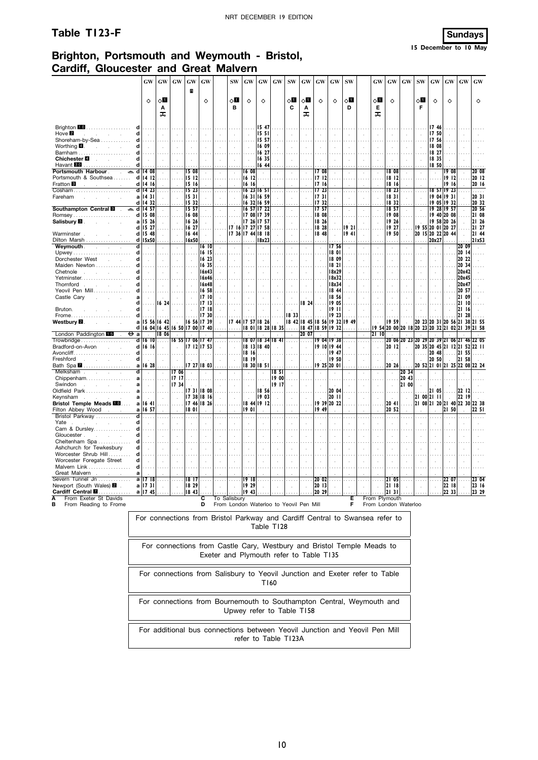## Table T123-F

**Sundays**
15 December to 10 May

## Brighton, Portsmouth and Weymouth - Bristol, Cardiff, Gloucester and Great Malvern

| | | GW | GW | GW | GW | GW | SW | GW | GW | GW | SW | GW | GW | GW | SW | GW | GW | GW | SW | GW | GW | GW | GW |
|---|---|---|---|---|---|---|---|---|---|---|---|---|---|---|---|---|---|---|---|---|---|---|---|
| | | ◇ | ◇1 A ⚲ | | R | ◇ | ◇1 B | ◇ | ◇ | | ◇1 C | ◇1 A ⚲ | ◇ | ◇ | ◇1 D | ◇1 E ⚲ | ◇ | | ◇1 F | ◇ | ◇ | | ◇ |
| Brighton 10 | d | | | | | | | | 15 47 | | | | | | | | | | | 17 46 | | | |
| Hove 2 | d | | | | | | | | 15 51 | | | | | | | | | | | 17 50 | | | |
| Shoreham-by-Sea | d | | | | | | | | 15 57 | | | | | | | | | | | 17 56 | | | |
| Worthing 4 | d | | | | | | | | 16 09 | | | | | | | | | | | 18 08 | | | |
| Barnham | d | | | | | | | | 16 27 | | | | | | | | | | | 18 27 | | | |
| Chichester 4 | d | | | | | | | | 16 35 | | | | | | | | | | | 18 35 | | | |
| Havant 30 | d | | | | | | | | 16 44 | | | | | | | | | | | 18 50 | | | |
| Portsmouth Harbour | d | 14 08 | | | 15 08 | | | 16 08 | | | | | 17 08 | | | | 18 08 | | | | 19 08 | | 20 08 |
| Portsmouth & Southsea | d | 14 12 | | | 15 12 | | | 16 12 | | | | | 17 12 | | | | 18 12 | | | | 19 12 | | 20 12 |
| Fratton 3 | d | 14 16 | | | 15 16 | | | 16 16 | | | | | 17 16 | | | | 18 16 | | | | 19 16 | | 20 16 |
| Cosham | d | 14 23 | | | 15 23 | | | 16 23 | 16 51 | | | | 17 23 | | | | 18 23 | | | 18 57 | 19 23 | | |
| Fareham | a | 14 31 | | | 15 31 | | | 16 31 | 16 59 | | | | 17 31 | | | | 18 31 | | | 19 04 | 19 31 | | 20 31 |
| | d | 14 32 | | | 15 32 | | | 16 32 | 16 59 | | | | 17 32 | | | | 18 32 | | | 19 05 | 19 32 | | 20 32 |
| Southampton Central 8 | d | 14 57 | | | 15 57 | | | 16 57 | 17 22 | | | | 17 57 | | | | 18 57 | | | 19 28 | 19 57 | | 20 56 |
| Romsey | d | 15 08 | | | 16 08 | | | 17 08 | 17 39 | | | | 18 08 | | | | 19 08 | | | 19 40 | 20 08 | | 21 08 |
| Salisbury 8 | a | 15 26 | | | 16 26 | | | 17 26 | 17 57 | | | | 18 26 | | | | 19 26 | | | 19 58 | 20 26 | | 21 26 |
| | d | 15 27 | | | 16 27 | | 17 16 | 17 27 | 17 58 | | | | 18 28 | | 19 21 | | 19 27 | | 19 55 | 20 01 | 20 27 | | 21 27 |
| Warminster | d | 15 48 | | | 16 44 | | 17 36 | 17 44 | 18 18 | | | | 18 48 | | 19 41 | | 19 50 | | 20 15 | 20 22 | 20 44 | | 21 44 |
| Dilton Marsh | d | 15x50 | | | 16x50 | | | | 18x23 | | | | | | | | | | | 20x27 | | | 21x53 |
| Weymouth | d | | | | | 16 10 | | | | | | | | 17 56 | | | | | | | | 20 09 | |
| Upwey | d | | | | | 16 15 | | | | | | | | 18 01 | | | | | | | | 20 14 | |
| Dorchester West | d | | | | | 16 23 | | | | | | | | 18 09 | | | | | | | | 20 22 | |
| Maiden Newton | d | | | | | 16 35 | | | | | | | | 18 21 | | | | | | | | 20 34 | |
| Chetnole | d | | | | | 16x43 | | | | | | | | 18x29 | | | | | | | | 20x42 | |
| Yetminster | d | | | | | 16x46 | | | | | | | | 18x32 | | | | | | | | 20x45 | |
| Thornford | d | | | | | 16x48 | | | | | | | | 18x34 | | | | | | | | 20x47 | |
| Yeovil Pen Mill | d | | | | | 16 58 | | | | | | | | 18 44 | | | | | | | | 20 57 | |
| Castle Cary | a | | | | | 17 10 | | | | | | | | 18 56 | | | | | | | | 21 09 | |
| | d | | 16 24 | | | 17 13 | | | | | | 18 24 | | 19 05 | | | | | | | | 21 10 | |
| Bruton | d | | | | | 17 18 | | | | | | | | 19 11 | | | | | | | | 21 16 | |
| Frome | d | | | | | 17 30 | | | | | 18 33 | | | 19 23 | | | | | | | | 21 28 | |
| Westbury 2 | a | 15 56 | 16 42 | | 16 56 | 17 39 | 17 44 | 17 57 | 18 26 | | 18 42 | 18 45 | 18 56 | 19 32 | 19 49 | | 19 59 | | 20 23 | 20 31 | 20 56 | 21 38 | 21 55 |
| | d | 16 04 | 16 45 | 16 50 | 17 00 | 17 40 | | 18 01 | 18 28 | 18 35 | | 18 47 | 18 59 | 19 32 | | 19 54 | 20 00 | 20 18 | 20 23 | 20 32 | 21 02 | 21 39 | 21 58 |
| London Paddington 15 ⊖ | a | | 18 06 | | | | | | | | | 20 07 | | | | 21 10 | | | | | | | |
| Trowbridge | d | 16 10 | | 16 55 | 17 06 | 17 47 | | 18 07 | 18 34 | 18 41 | | | 19 04 | 19 38 | | | 20 06 | 20 23 | 20 29 | 20 39 | 21 06 | 21 46 | 22 05 |
| Bradford-on-Avon | d | 16 16 | | | 17 12 | 17 53 | | 18 13 | 18 40 | | | | 19 10 | 19 44 | | | 20 12 | | 20 35 | 20 45 | 21 12 | 21 52 | 22 11 |
| Avoncliff | d | | | | | | | 18 16 | | | | | | 19 47 | | | | | | 20 48 | | 21 55 | |
| Freshford | d | | | | | | | 18 19 | | | | | | 19 50 | | | | | | 20 50 | | 21 58 | |
| Bath Spa 7 | a | 16 28 | | | 17 27 | 18 03 | | 18 30 | 18 51 | | | | 19 25 | 20 01 | | | 20 26 | | 20 52 | 21 01 | 21 25 | 22 08 | 22 24 |
| Melksham | d | | | 17 06 | | | | | | 18 51 | | | | | | | | 20 34 | | | | | |
| Chippenham | a | | | 17 17 | | | | | | 19 00 | | | | | | | | 20 43 | | | | | |
| Swindon | a | | | 17 34 | | | | | | 19 17 | | | | | | | | 21 00 | | | | | |
| Oldfield Park | a | | | | 17 31 | 18 08 | | | 18 56 | | | | | 20 04 | | | | | | 21 05 | | 22 12 | |
| Keynsham | a | | | | 17 38 | 18 16 | | | 19 03 | | | | | 20 11 | | | | | 21 00 | 21 11 | | 22 19 | |
| Bristol Temple Meads 10 | a | 16 41 | | | 17 46 | 18 26 | | 18 44 | 19 12 | | | | 19 39 | 20 22 | | | 20 41 | | 21 08 | 21 20 | 21 40 | 22 30 | 22 38 |
| Filton Abbey Wood | a | 16 57 | | | 18 01 | | | 19 01 | | | | | 19 49 | | | | 20 52 | | | | 21 50 | | 22 51 |
| Bristol Parkway | d | | | | | | | | | | | | | | | | | | | | | | |
| Yate | d | | | | | | | | | | | | | | | | | | | | | | |
| Cam & Dursley | d | | | | | | | | | | | | | | | | | | | | | | |
| Gloucester | d | | | | | | | | | | | | | | | | | | | | | | |
| Cheltenham Spa | d | | | | | | | | | | | | | | | | | | | | | | |
| Ashchurch for Tewkesbury | d | | | | | | | | | | | | | | | | | | | | | | |
| Worcester Shrub Hill | d | | | | | | | | | | | | | | | | | | | | | | |
| Worcester Foregate Street | d | | | | | | | | | | | | | | | | | | | | | | |
| Malvern Link | d | | | | | | | | | | | | | | | | | | | | | | |
| Great Malvern | a | | | | | | | | | | | | | | | | | | | | | | |
| Severn Tunnel Jn | a | 17 18 | | | 18 17 | | | 19 18 | | | | | 20 02 | | | | 21 05 | | | | 22 07 | | 23 04 |
| Newport (South Wales) 2 | a | 17 31 | | | 18 29 | | | 19 29 | | | | | 20 13 | | | | 21 18 | | | | 22 18 | | 23 16 |
| Cardiff Central 7 | a | 17 45 | | | 18 43 | | | 19 43 | | | | | 20 29 | | | | 21 31 | | | | 22 33 | | 23 29 |

A From Exeter St Davids
B From Reading to Frome
C To Salisbury
D From London Waterloo to Yeovil Pen Mill
E From Plymouth
F From London Waterloo

For connections from Bristol Parkway and Cardiff Central to Swansea refer to Table T128

For connections from Castle Cary, Westbury and Bristol Temple Meads to Exeter and Plymouth refer to Table T135

For connections from Salisbury to Yeovil Junction and Exeter refer to Table T160

For connections from Bournemouth to Southampton Central, Weymouth and Upwey refer to Table T158

For additional bus connections between Yeovil Junction and Yeovil Pen Mill refer to Table T123A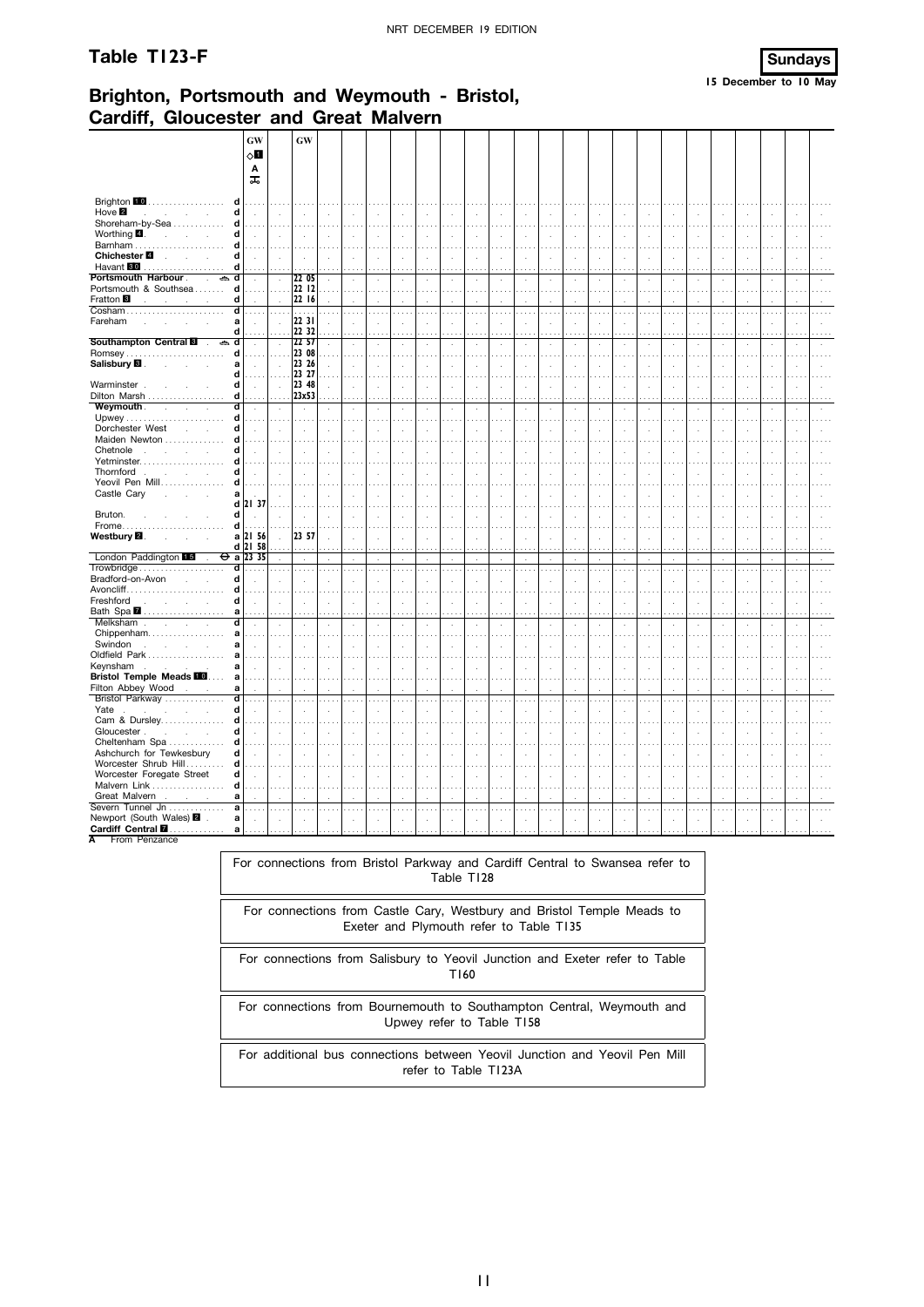NRT DECEMBER 19 EDITION

# Table T123-F

**Sundays**
**15 December to 10 May**

## Brighton, Portsmouth and Weymouth - Bristol, Cardiff, Gloucester and Great Malvern

| | | GW ◇1 A ⚲ | GW |
|---|---|---|---|
| Brighton 10 | d | | |
| Hove 2 | d | | |
| Shoreham-by-Sea | d | | |
| Worthing 4 | d | | |
| Barnham | d | | |
| **Chichester 4** | d | | |
| Havant 10 | d | | |
| **Portsmouth Harbour** ⛴ | d | | 22 05 |
| Portsmouth & Southsea | d | | 22 12 |
| Fratton 3 | d | | 22 16 |
| Cosham | d | | |
| Fareham | a | | 22 31 |
| | d | | 22 32 |
| **Southampton Central 3** ⛴ | d | | 22 57 |
| Romsey | d | | 23 08 |
| **Salisbury 3** | a | | 23 26 |
| | d | | 23 27 |
| Warminster | d | | 23 48 |
| Dilton Marsh | d | | 23x53 |
| **Weymouth** | d | | |
| Upwey | d | | |
| Dorchester West | d | | |
| Maiden Newton | d | | |
| Chetnole | d | | |
| Yetminster | d | | |
| Thornford | d | | |
| Yeovil Pen Mill | d | | |
| Castle Cary | a | | |
| | d | 21 37 | |
| Bruton | d | | |
| Frome | d | | |
| **Westbury 2** | a | 21 56 | 23 57 |
| | d | 21 58 | |
| London Paddington 15 ⊖ | a | 23 35 | |
| Trowbridge | d | | |
| Bradford-on-Avon | d | | |
| Avoncliff | d | | |
| Freshford | d | | |
| Bath Spa 7 | a | | |
| Melksham | d | | |
| Chippenham | a | | |
| Swindon | a | | |
| Oldfield Park | a | | |
| Keynsham | a | | |
| **Bristol Temple Meads 10** | a | | |
| Filton Abbey Wood | a | | |
| Bristol Parkway | d | | |
| Yate | d | | |
| Cam & Dursley | d | | |
| Gloucester | d | | |
| Cheltenham Spa | d | | |
| Ashchurch for Tewkesbury | d | | |
| Worcester Shrub Hill | d | | |
| Worcester Foregate Street | d | | |
| Malvern Link | d | | |
| Great Malvern | a | | |
| Severn Tunnel Jn | a | | |
| Newport (South Wales) 2 | a | | |
| **Cardiff Central 7** | a | | |

**A** From Penzance

For connections from Bristol Parkway and Cardiff Central to Swansea refer to Table T128

For connections from Castle Cary, Westbury and Bristol Temple Meads to Exeter and Plymouth refer to Table T135

For connections from Salisbury to Yeovil Junction and Exeter refer to Table T160

For connections from Bournemouth to Southampton Central, Weymouth and Upwey refer to Table T158

For additional bus connections between Yeovil Junction and Yeovil Pen Mill refer to Table T123A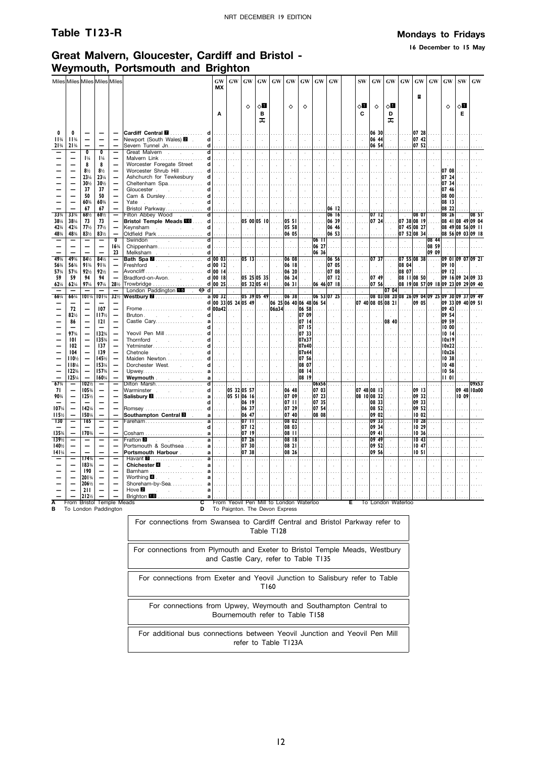## Table T123-R

**Mondays to Fridays**

**16 December to 15 May**

## Great Malvern, Gloucester, Cardiff and Bristol - Weymouth, Portsmouth and Brighton

| Miles | Miles | Miles | Miles | Miles | | | GW | GW | GW | GW | GW | GW | GW | GW | GW | SW | GW | GW | GW | GW | GW | GW | SW | GW |
|---|---|---|---|---|---|---|---|---|---|---|---|---|---|---|---|---|---|---|---|---|---|---|---|---|
| | | | | | | | MX | | | | | | | | | | | | | | | | | |
| | | | | | | | | | ◇ | ◇1 | | ◇ | ◇ | | | ◇1 | ◇ | ◇1 | | R | | ◇ | ◇1 | |
| | | | | | | | A | | | B | | | | | | C | | D | | | | | E | |
| | | | | | | | | | | 🚲 | | | | | | | | 🚲 | | | | | | |
| 0 | 0 | — | — | — | Cardiff Central 7 | d | | | | | | | | | | | 06 30 | | | 07 28 | | | | |
| 11¾ | 11¾ | — | — | — | Newport (South Wales) 2 | d | | | | | | | | | | | 06 44 | | | 07 42 | | | | |
| 21¾ | 21¾ | — | — | — | Severn Tunnel Jn. | d | | | | | | | | | | | 06 54 | | | 07 52 | | | | |
| — | — | 0 | 0 | — | Great Malvern | d | | | | | | | | | | | | | | | | | | |
| — | — | 1¼ | 1¼ | — | Malvern Link | d | | | | | | | | | | | | | | | | | | |
| — | — | 8 | 8 | — | Worcester Foregate Street | d | | | | | | | | | | | | | | | | | | |
| — | — | 8½ | 8½ | — | Worcester Shrub Hill | d | | | | | | | | | | | | | | | | 07 08 | | |
| — | — | 23¼ | 23¼ | — | Ashchurch for Tewkesbury | d | | | | | | | | | | | | | | | | 07 24 | | |
| — | — | 30½ | 30½ | — | Cheltenham Spa | d | | | | | | | | | | | | | | | | 07 34 | | |
| — | — | 37 | 37 | — | Gloucester | d | | | | | | | | | | | | | | | | 07 46 | | |
| — | — | 50 | 50 | — | Cam & Dursley | d | | | | | | | | | | | | | | | | 08 00 | | |
| — | — | 60¾ | 60¾ | — | Yate | d | | | | | | | | | | | | | | | | 08 13 | | |
| — | — | 67 | 67 | — | Bristol Parkway | d | | | | | | | | | 06 12 | | | | | | | 08 22 | | |
| 33¾ | 33¾ | 68½ | 68½ | — | Filton Abbey Wood | d | | | | | | | | | 06 16 | | 07 12 | | | 08 07 | | 08 26 | | 08 51 |
| 38¼ | 38¼ | 73 | 73 | — | **Bristol Temple Meads 10** | d | | | 05 00 | 05 10 | | 05 51 | | | 06 39 | | 07 24 | | 07 38 | 08 19 | | 08 41 | 08 49 | 09 04 |
| 42¾ | 42¾ | 77½ | 77½ | — | Keynsham | d | | | | | | 05 58 | | | 06 46 | | | | 07 45 | 08 27 | | 08 49 | 08 56 | 09 11 |
| 48¾ | 48¾ | 83½ | 83½ | — | Oldfield Park | d | | | | | | 06 05 | | | 06 53 | | | | 07 52 | 08 34 | | 08 56 | 09 03 | 09 18 |
| — | — | — | — | 0 | Swindon | d | | | | | | | | 06 11 | | | | | | | 08 44 | | | |
| — | — | — | — | 16¾ | Chippenham | d | | | | | | | | 06 27 | | | | | | | 08 59 | | | |
| — | — | — | — | 23 | Melksham | d | | | | | | | | 06 36 | | | | | | | 09 09 | | | |
| 49¾ | 49¾ | 84½ | 84½ | — | Bath Spa 7 | d | 00 03 | | 05 13 | | | 06 08 | | | 06 56 | | 07 37 | | 07 55 | 08 38 | | 09 01 | 09 07 | 09 21 |
| 56¾ | 56¾ | 91¾ | 91¾ | — | Freshford | d | 00 12 | | | | | 06 18 | | | 07 05 | | | | 08 04 | | | 09 10 | | |
| 57¾ | 57¾ | 92½ | 92½ | — | Avoncliff | d | 00 14 | | | | | 06 20 | | | 07 08 | | | | 08 07 | | | 09 12 | | |
| 59 | 59 | 94 | 94 | — | Bradford-on-Avon | d | 00 18 | | 05 25 | 05 35 | | 06 24 | | | 07 12 | | 07 49 | | 08 11 | 08 50 | | 09 16 | 09 24 | 09 33 |
| 62¼ | 62¼ | 97¼ | 97¼ | 28½ | Trowbridge | d | 00 25 | | 05 32 | 05 41 | | 06 31 | | 06 46 | 07 18 | | 07 56 | | 08 19 | 08 57 | 09 18 | 09 23 | 09 29 | 09 40 |
| — | — | — | — | — | London Paddington 15 ⊖ | d | | | | | | | | | | | | 07 04 | | | | | | |
| 66¼ | 66¼ | 101¼ | 101¼ | 32½ | **Westbury 2** | a | 00 32 | | 05 39 | 05 49 | | 06 38 | | 06 53 | 07 25 | | 08 03 | 08 20 | 08 26 | 09 04 | 09 25 | 09 30 | 09 37 | 09 49 |
| — | — | — | — | — | | d | 00 33 | 05 24 | 05 49 | | 06 25 | 06 48 | 06 48 | 06 54 | | 07 40 | 08 05 | 08 21 | | 09 05 | | 09 33 | 09 40 | 09 51 |
| — | 72 | — | 107 | — | Frome | d | 00a42 | | | | 06a34 | | 06 58 | | | | | | | | | 09 43 | | |
| — | 82½ | — | 117½ | — | Bruton | d | | | | | | | 07 09 | | | | | | | | | 09 54 | | |
| — | 86 | — | 121 | — | Castle Cary | a | | | | | | | 07 14 | | | | | 08 40 | | | | 09 59 | | |
| — | — | — | — | — | | d | | | | | | | 07 15 | | | | | | | | | 10 00 | | |
| — | 97¾ | — | 132¾ | — | Yeovil Pen Mill | d | | | | | | | 07 33 | | | | | | | | | 10 14 | | |
| — | 101 | — | 135¾ | — | Thornford | d | | | | | | | 07x37 | | | | | | | | | 10x19 | | |
| — | 102 | — | 137 | — | Yetminster | d | | | | | | | 07x40 | | | | | | | | | 10x22 | | |
| — | 104 | — | 139 | — | Chetnole | d | | | | | | | 07x44 | | | | | | | | | 10x26 | | |
| — | 110½ | — | 145½ | — | Maiden Newton | d | | | | | | | 07 56 | | | | | | | | | 10 38 | | |
| — | 118¼ | — | 153¼ | — | Dorchester West | d | | | | | | | 08 07 | | | | | | | | | 10 48 | | |
| — | 122¾ | — | 157¾ | — | Upwey | a | | | | | | | 08 14 | | | | | | | | | 10 56 | | |
| — | 125¼ | — | 160¼ | — | **Weymouth** | a | | | | | | | 08 19 | | | | | | | | | 11 01 | | |
| 67¾ | — | 102½ | — | — | Dilton Marsh | d | | | | | | | | 06x56 | | | | | | | | | | 09x53 |
| 71 | — | 105¾ | — | — | Warminster | d | | 05 32 | 05 57 | | | 06 48 | | 07 03 | | 07 48 | 08 13 | | | 09 13 | | | 09 48 | 10a00 |
| 90¾ | — | 125½ | — | — | **Salisbury 8** | a | | 05 51 | 06 16 | | | 07 09 | | 07 23 | | 08 10 | 08 32 | | | 09 32 | | | 10 09 | |
| — | — | — | — | — | | d | | | 06 19 | | | 07 11 | | 07 35 | | | 08 33 | | | 09 33 | | | | |
| 107¼ | — | 142¼ | — | — | Romsey | d | | | 06 37 | | | 07 29 | | 07 54 | | | 08 52 | | | 09 52 | | | | |
| 115½ | — | 150¼ | — | — | **Southampton Central 8** | a | | | 06 47 | | | 07 40 | | 08 08 | | | 09 02 | | | 10 02 | | | | |
| 130 | — | 165 | — | — | Fareham | a | | | 07 11 | | | 08 02 | | | | | 09 33 | | | 10 28 | | | | |
| — | — | — | — | — | | d | | | 07 12 | | | 08 03 | | | | | 09 34 | | | 10 29 | | | | |
| 135¾ | — | 170¾ | — | — | Cosham | a | | | 07 19 | | | 08 11 | | | | | 09 41 | | | 10 36 | | | | |
| 139½ | — | — | — | — | Fratton 8 | a | | | 07 26 | | | 08 18 | | | | | 09 49 | | | 10 43 | | | | |
| 140½ | — | — | — | — | Portsmouth & Southsea | a | | | 07 30 | | | 08 21 | | | | | 09 52 | | | 10 47 | | | | |
| 141¼ | — | — | — | — | **Portsmouth Harbour** | a | | | 07 38 | | | 08 26 | | | | | 09 56 | | | 10 51 | | | | |
| — | — | 174¾ | — | — | Havant 8 | a | | | | | | | | | | | | | | | | | | |
| — | — | 183¾ | — | — | **Chichester 4** | a | | | | | | | | | | | | | | | | | | |
| — | — | 190 | — | — | Barnham | a | | | | | | | | | | | | | | | | | | |
| — | — | 201¾ | — | — | Worthing 4 | a | | | | | | | | | | | | | | | | | | |
| — | — | 206½ | — | — | Shoreham-by-Sea | a | | | | | | | | | | | | | | | | | | |
| — | — | 211 | — | — | Hove 2 | a | | | | | | | | | | | | | | | | | | |
| — | — | 212½ | — | — | Brighton 10 | a | | | | | | | | | | | | | | | | | | |

**A** From Bristol Temple Meads
**B** To London Paddington
**C** From Yeovil Pen Mill to London Waterloo
**D** To Paignton. The Devon Express
**E** To London Waterloo

For connections from Swansea to Cardiff Central and Bristol Parkway refer to Table T128

For connections from Plymouth and Exeter to Bristol Temple Meads, Westbury and Castle Cary, refer to Table T135

For connections from Exeter and Yeovil Junction to Salisbury refer to Table T160

For connections from Upwey, Weymouth and Southampton Central to Bournemouth refer to Table T158

For additional bus connections between Yeovil Junction and Yeovil Pen Mill refer to Table T123A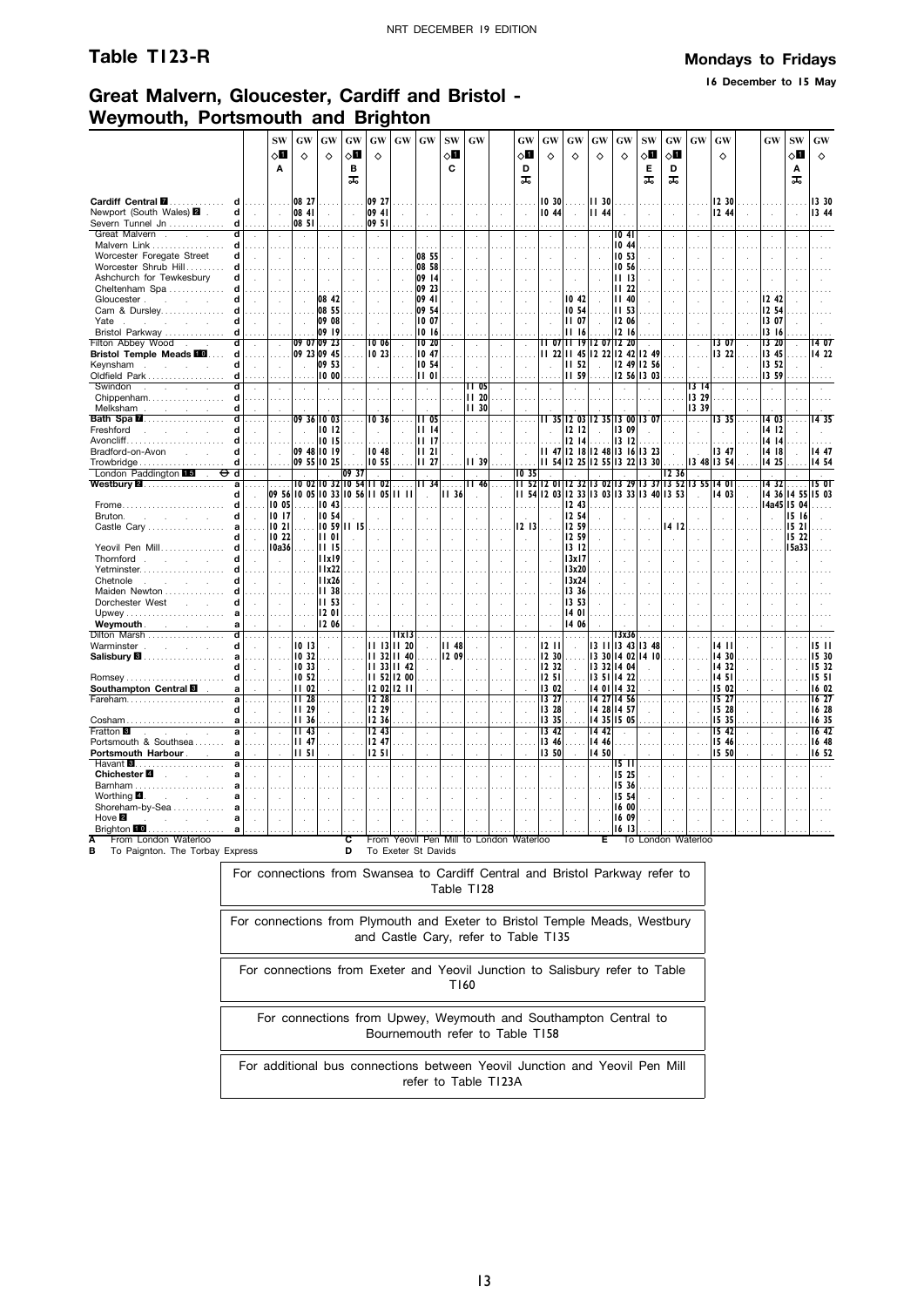# Table T123-R

**Mondays to Fridays**

**16 December to 15 May**

## Great Malvern, Gloucester, Cardiff and Bristol - Weymouth, Portsmouth and Brighton

| | | SW | GW | GW | GW | GW | GW | GW | SW | GW | GW | GW | GW | GW | GW | SW | GW | GW | GW | GW | SW | GW |
|---|---|---|---|---|---|---|---|---|---|---|---|---|---|---|---|---|---|---|---|---|---|---|
| | | ◇1 | ◇ | ◇ | ◇1 | ◇ | | | ◇1 | | ◇1 | ◇ | ◇ | ◇ | ◇ | ◇1 | ◇1 | | ◇ | | ◇1 | ◇ |
| | | A | | | B | | | | C | | D | | | | | E | D | | | | A | |
| | | | | | 🚲 | | | | | | 🚲 | | | | | 🚲 | 🚲 | | | | 🚲 | |
| **Cardiff Central 7** | d | | 08 27 | | | 09 27 | | | | | | 10 30 | | 11 30 | | | | | 12 30 | | | 13 30 |
| Newport (South Wales) 2 | d | | 08 41 | | | 09 41 | | | | | | 10 44 | | 11 44 | | | | | 12 44 | | | 13 44 |
| Severn Tunnel Jn | d | | 08 51 | | | 09 51 | | | | | | | | | | | | | | | | |
| Great Malvern | d | | | | | | | | | | | | | | 10 41 | | | | | | | |
| Malvern Link | d | | | | | | | | | | | | | | 10 44 | | | | | | | |
| Worcester Foregate Street | d | | | | | | | 08 55 | | | | | | | 10 53 | | | | | | | |
| Worcester Shrub Hill | d | | | | | | | 08 58 | | | | | | | 10 56 | | | | | | | |
| Ashchurch for Tewkesbury | d | | | | | | | 09 14 | | | | | | | 11 13 | | | | | | | |
| Cheltenham Spa | d | | | | | | | 09 23 | | | | | | | 11 22 | | | | | | | |
| Gloucester | d | | | 08 42 | | | | 09 41 | | | | | 10 42 | | 11 40 | | | | | 12 42 | | |
| Cam & Dursley | d | | | 08 55 | | | | 09 54 | | | | | 10 54 | | 11 53 | | | | | 12 54 | | |
| Yate | d | | | 09 08 | | | | 10 07 | | | | | 11 07 | | 12 06 | | | | | 13 07 | | |
| Bristol Parkway | d | | | 09 19 | | | | 10 16 | | | | | 11 16 | | 12 16 | | | | | 13 16 | | |
| Filton Abbey Wood | d | | 09 07 | 09 23 | | 10 06 | | 10 20 | | | | 11 07 | 11 19 | 12 07 | 12 20 | | | | 13 07 | 13 20 | | 14 07 |
| **Bristol Temple Meads 10** | d | | 09 23 | 09 45 | | 10 23 | | 10 47 | | | | 11 22 | 11 45 | 12 22 | 12 42 | 12 49 | | | 13 22 | 13 45 | | 14 22 |
| Keynsham | d | | | 09 53 | | | | 10 54 | | | | | 11 52 | | 12 49 | 12 56 | | | | 13 52 | | |
| Oldfield Park | d | | | 10 00 | | | | 11 01 | | | | | 11 59 | | 12 56 | 13 03 | | | | 13 59 | | |
| Swindon | d | | | | | | | | | 11 05 | | | | | | | | 13 14 | | | | |
| Chippenham | d | | | | | | | | | 11 20 | | | | | | | | 13 29 | | | | |
| Melksham | d | | | | | | | | | 11 30 | | | | | | | | 13 39 | | | | |
| **Bath Spa 7** | d | | 09 36 | 10 03 | | 10 36 | | 11 05 | | | | 11 35 | 12 03 | 12 35 | 13 00 | 13 07 | | | 13 35 | 14 03 | | 14 35 |
| Freshford | d | | | 10 12 | | | | 11 14 | | | | | 12 12 | | 13 09 | | | | | 14 12 | | |
| Avoncliff | d | | | 10 15 | | | | 11 17 | | | | | 12 14 | | 13 12 | | | | | 14 14 | | |
| Bradford-on-Avon | d | | 09 48 | 10 19 | | 10 48 | | 11 21 | | | | 11 47 | 12 18 | 12 48 | 13 16 | 13 23 | | | 13 47 | 14 18 | | 14 47 |
| Trowbridge | d | | 09 55 | 10 25 | | 10 55 | | 11 27 | | 11 39 | | 11 54 | 12 25 | 12 55 | 13 22 | 13 30 | | 13 48 | 13 54 | 14 25 | | 14 54 |
| London Paddington 15 ⊖ | d | | | | 09 37 | | | | | | 10 35 | | | | | | 12 36 | | | | | |
| **Westbury 2** | a | | 10 02 | 10 32 | 10 54 | 11 02 | | 11 34 | | 11 46 | 11 52 | 12 01 | 12 32 | 13 02 | 13 29 | 13 37 | 13 52 | 13 55 | 14 01 | 14 32 | | 15 01 |
| | d | 09 56 | 10 05 | 10 33 | 10 56 | 11 05 | 11 11 | | 11 36 | | 11 54 | 12 03 | 12 33 | 13 03 | 13 33 | 13 40 | 13 53 | | 14 03 | 14 36 | 14 55 | 15 03 |
| Frome | d | 10 05 | | 10 43 | | | | | | | | | 12 43 | | | | | | | 14a45 | 15 04 | |
| Bruton | d | 10 17 | | 10 54 | | | | | | | | | 12 54 | | | | | | | | 15 16 | |
| Castle Cary | a | 10 21 | | 10 59 | 11 15 | | | | | | 12 13 | | 12 59 | | | | 14 12 | | | | 15 21 | |
| | d | 10 22 | | 11 01 | | | | | | | | | 12 59 | | | | | | | | 15 22 | |
| Yeovil Pen Mill | d | 10a36 | | 11 15 | | | | | | | | | 13 12 | | | | | | | | 15a33 | |
| Thornford | d | | | 11x19 | | | | | | | | | 13x17 | | | | | | | | | |
| Yetminster | d | | | 11x22 | | | | | | | | | 13x20 | | | | | | | | | |
| Chetnole | d | | | 11x26 | | | | | | | | | 13x24 | | | | | | | | | |
| Maiden Newton | d | | | 11 38 | | | | | | | | | 13 36 | | | | | | | | | |
| Dorchester West | d | | | 11 53 | | | | | | | | | 13 53 | | | | | | | | | |
| Upwey | d | | | 12 01 | | | | | | | | | 14 01 | | | | | | | | | |
| **Weymouth** | a | | | 12 06 | | | | | | | | | 14 06 | | | | | | | | | |
| Dilton Marsh | d | | | | | | 11x13 | | | | | | | | 13x36 | | | | | | | |
| Warminster | d | | 10 13 | | | 11 13 | 11 20 | | 11 48 | | | 12 11 | | 13 11 | 13 43 | 13 48 | | | 14 11 | | | 15 11 |
| **Salisbury 8** | a | | 10 32 | | | 11 32 | 11 40 | | 12 09 | | | 12 30 | | 13 30 | 14 02 | 14 10 | | | 14 30 | | | 15 30 |
| | d | | 10 33 | | | 11 33 | 11 42 | | | | | 12 32 | | 13 32 | 14 04 | | | | 14 32 | | | 15 32 |
| Romsey | d | | 10 52 | | | 11 52 | 12 00 | | | | | 12 51 | | 13 51 | 14 22 | | | | 14 51 | | | 15 51 |
| **Southampton Central 8** | a | | 11 02 | | | 12 02 | 12 11 | | | | | 13 02 | | 14 01 | 14 32 | | | | 15 02 | | | 16 02 |
| Fareham | a | | 11 28 | | | 12 28 | | | | | | 13 27 | | 14 27 | 14 56 | | | | 15 27 | | | 16 27 |
| | d | | 11 29 | | | 12 29 | | | | | | 13 28 | | 14 28 | 14 57 | | | | 15 28 | | | 16 28 |
| Cosham | a | | 11 36 | | | 12 36 | | | | | | 13 35 | | 14 35 | 15 05 | | | | 15 35 | | | 16 35 |
| Fratton 8 | a | | 11 43 | | | 12 43 | | | | | | 13 42 | | 14 42 | | | | | 15 42 | | | 16 42 |
| Portsmouth & Southsea | a | | 11 47 | | | 12 47 | | | | | | 13 46 | | 14 46 | | | | | 15 46 | | | 16 48 |
| **Portsmouth Harbour** | a | | 11 51 | | | 12 51 | | | | | | 13 50 | | 14 50 | | | | | 15 50 | | | 16 52 |
| Havant 8 | a | | | | | | | | | | | | | | 15 11 | | | | | | | |
| **Chichester 4** | a | | | | | | | | | | | | | | 15 25 | | | | | | | |
| Barnham | a | | | | | | | | | | | | | | 15 36 | | | | | | | |
| Worthing 4 | a | | | | | | | | | | | | | | 15 54 | | | | | | | |
| Shoreham-by-Sea | a | | | | | | | | | | | | | | 16 00 | | | | | | | |
| Hove 2 | a | | | | | | | | | | | | | | 16 09 | | | | | | | |
| Brighton 10 | a | | | | | | | | | | | | | | 16 13 | | | | | | | |

**A** From London Waterloo
**B** To Paignton. The Torbay Express
**C** From Yeovil Pen Mill to London Waterloo
**D** To Exeter St Davids
**E** To London Waterloo

For connections from Swansea to Cardiff Central and Bristol Parkway refer to Table T128

For connections from Plymouth and Exeter to Bristol Temple Meads, Westbury and Castle Cary, refer to Table T135

For connections from Exeter and Yeovil Junction to Salisbury refer to Table T160

For connections from Upwey, Weymouth and Southampton Central to Bournemouth refer to Table T158

For additional bus connections between Yeovil Junction and Yeovil Pen Mill refer to Table T123A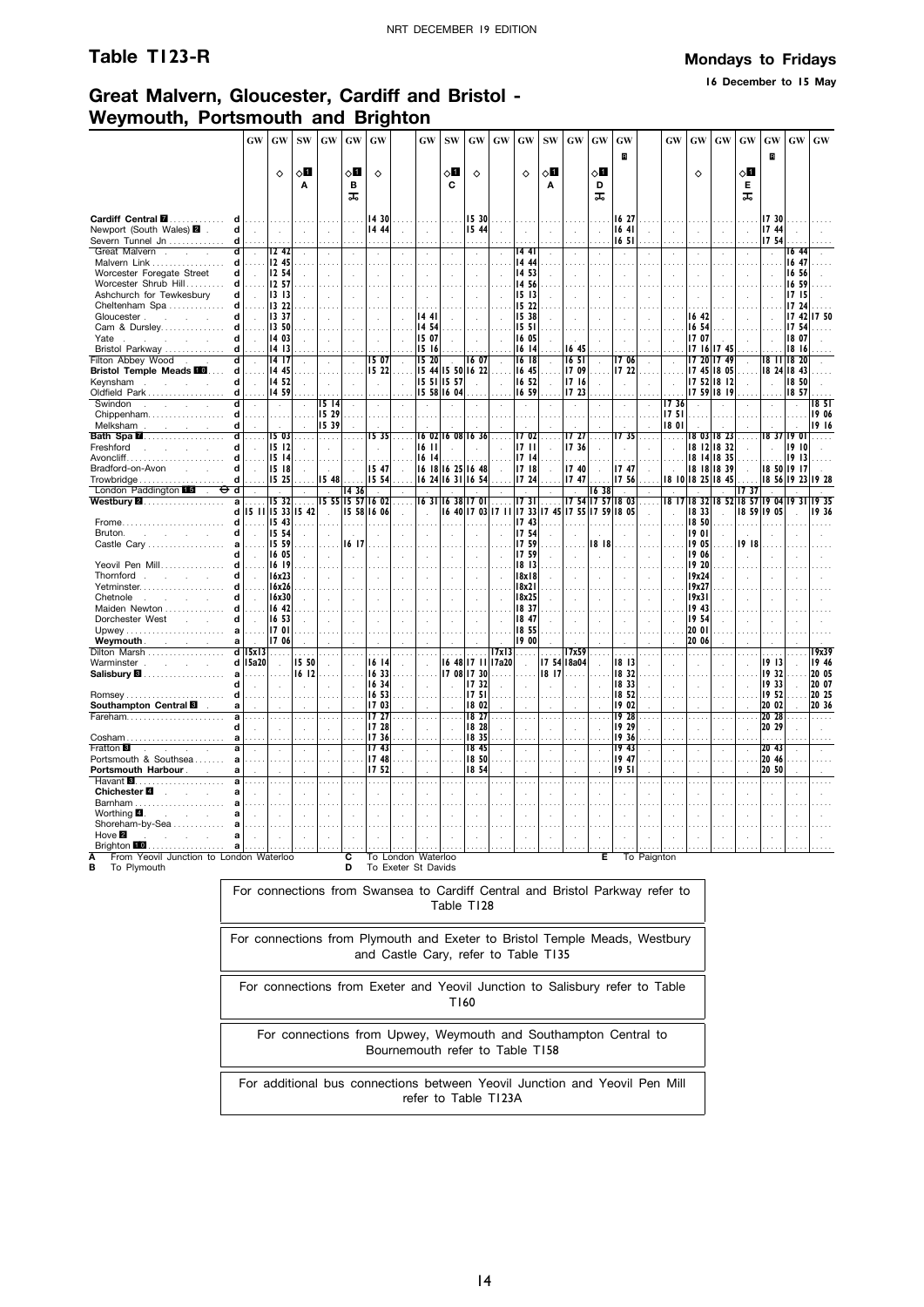## Table T123-R

**Mondays to Fridays**

**16 December to 15 May**

## Great Malvern, Gloucester, Cardiff and Bristol - Weymouth, Portsmouth and Brighton

| | | GW | GW | SW | GW | GW | GW | GW | SW | GW | GW | GW | SW | GW | GW | GW | GW | GW | GW | GW | GW | GW | GW |
|---|---|---|---|---|---|---|---|---|---|---|---|---|---|---|---|---|---|---|---|---|---|---|---|
| | | | ◇ | ◇1 | | ◇1 | ◇ | | ◇1 | ◇ | | ◇ | ◇1 | | ◇1 | R | | ◇ | | ◇1 | R | | |
| | | | | A | | B | | | C | | | | A | | D | | | | | E | | | |
| | | | | | | bus | | | | | | | | | bus | | | | | bus | | | |
| Cardiff Central 7 | d | | | | | | 14 30 | | | 15 30 | | | | | | 16 27 | | | | | 17 30 | | |
| Newport (South Wales) 2 | d | | | | | | 14 44 | | | 15 44 | | | | | | 16 41 | | | | | 17 44 | | |
| Severn Tunnel Jn | d | | | | | | | | | | | | | | | 16 51 | | | | | 17 54 | | |
| Great Malvern | d | | 12 42 | | | | | | | | | 14 41 | | | | | | | | | | 16 44 | |
| Malvern Link | d | | 12 45 | | | | | | | | | 14 44 | | | | | | | | | | 16 47 | |
| Worcester Foregate Street | d | | 12 54 | | | | | | | | | 14 53 | | | | | | | | | | 16 56 | |
| Worcester Shrub Hill | d | | 12 57 | | | | | | | | | 14 56 | | | | | | | | | | 16 59 | |
| Ashchurch for Tewkesbury | d | | 13 13 | | | | | | | | | 15 13 | | | | | | | | | | 17 15 | |
| Cheltenham Spa | d | | 13 22 | | | | | | | | | 15 22 | | | | | | | | | | 17 24 | |
| Gloucester | d | | 13 37 | | | | | 14 41 | | | | 15 38 | | | | | | 16 42 | | | | 17 42 | 17 50 |
| Cam & Dursley | d | | 13 50 | | | | | 14 54 | | | | 15 51 | | | | | | 16 54 | | | | 17 54 | |
| Yate | d | | 14 03 | | | | | 15 07 | | | | 16 05 | | | | | | 17 07 | | | | 18 07 | |
| Bristol Parkway | d | | 14 13 | | | | | 15 16 | | | | 16 14 | | 16 45 | | | | 17 16 | 17 45 | | | 18 16 | |
| Filton Abbey Wood | d | | 14 17 | | | | 15 07 | 15 20 | | 16 07 | | 16 18 | | 16 51 | | 17 06 | | 17 20 | 17 49 | | 18 11 | 18 20 | |
| Bristol Temple Meads 10 | d | | 14 45 | | | | 15 22 | 15 44 | 15 50 | 16 22 | | 16 45 | | 17 09 | | 17 22 | | 17 45 | 18 05 | | 18 24 | 18 43 | |
| Keynsham | d | | 14 52 | | | | | 15 51 | 15 57 | | | 16 52 | | 17 16 | | | | 17 52 | 18 12 | | | 18 50 | |
| Oldfield Park | d | | 14 59 | | | | | 15 58 | 16 04 | | | 16 59 | | 17 23 | | | | 17 59 | 18 19 | | | 18 57 | |
| Swindon | d | | | | 15 14 | | | | | | | | | | | | 17 36 | | | | | | 18 51 |
| Chippenham | d | | | | 15 29 | | | | | | | | | | | | 17 51 | | | | | | 19 06 |
| Melksham | d | | | | 15 39 | | | | | | | | | | | | 18 01 | | | | | | 19 16 |
| Bath Spa 7 | d | | 15 03 | | | | 15 35 | 16 02 | 16 08 | 16 36 | | 17 02 | | 17 27 | | 17 35 | | 18 03 | 18 23 | | 18 37 | 19 01 | |
| Freshford | d | | 15 12 | | | | | 16 11 | | | | 17 11 | | 17 36 | | | | 18 12 | 18 32 | | | 19 10 | |
| Avoncliff | d | | 15 14 | | | | | 16 14 | | | | 17 14 | | | | | | 18 14 | 18 35 | | | 19 13 | |
| Bradford-on-Avon | d | | 15 18 | | | | 15 47 | 16 18 | 16 25 | 16 48 | | 17 18 | | 17 40 | | 17 47 | | 18 18 | 18 39 | | 18 50 | 19 17 | |
| Trowbridge | d | | 15 25 | | 15 48 | | 15 54 | 16 24 | 16 31 | 16 54 | | 17 24 | | 17 47 | | 17 56 | 18 10 | 18 25 | 18 45 | | 18 56 | 19 23 | 19 28 |
| London Paddington 15 ⊖ | d | | | | | 14 36 | | | | | | | | | 16 38 | | | | | 17 37 | | | |
| Westbury 2 | a | | 15 32 | | 15 55 | 15 57 | 16 02 | 16 31 | 16 38 | 17 01 | | 17 31 | | 17 54 | 17 57 | 18 03 | 18 17 | 18 32 | 18 52 | 18 57 | 19 04 | 19 31 | 19 35 |
| | d | 15 11 | 15 33 | 15 42 | | 15 58 | 16 06 | | 16 40 | 17 03 | 17 11 | 17 33 | 17 45 | 17 55 | 17 59 | 18 05 | | 18 33 | | 18 59 | 19 05 | | 19 36 |
| Frome | d | | 15 43 | | | | | | | | | 17 43 | | | | | | 18 50 | | | | | |
| Bruton | d | | 15 54 | | | | | | | | | 17 54 | | | | | | 19 01 | | | | | |
| Castle Cary | a | | 15 59 | | | 16 17 | | | | | | 17 59 | | | 18 18 | | | 19 05 | | 19 18 | | | |
| | d | | 16 05 | | | | | | | | | 17 59 | | | | | | 19 06 | | | | | |
| Yeovil Pen Mill | d | | 16 19 | | | | | | | | | 18 13 | | | | | | 19 20 | | | | | |
| Thornford | d | | 16x23 | | | | | | | | | 18x18 | | | | | | 19x24 | | | | | |
| Yetminster | d | | 16x26 | | | | | | | | | 18x21 | | | | | | 19x27 | | | | | |
| Chetnole | d | | 16x30 | | | | | | | | | 18x25 | | | | | | 19x31 | | | | | |
| Maiden Newton | d | | 16 42 | | | | | | | | | 18 37 | | | | | | 19 43 | | | | | |
| Dorchester West | d | | 16 53 | | | | | | | | | 18 47 | | | | | | 19 54 | | | | | |
| Upwey | a | | 17 01 | | | | | | | | | 18 55 | | | | | | 20 01 | | | | | |
| Weymouth | a | | 17 06 | | | | | | | | | 19 00 | | | | | | 20 06 | | | | | |
| Dilton Marsh | d | 15x13 | | | | | | | | | 17x13 | | | 17x59 | | | | | | | | | 19x39 |
| Warminster | d | 15a20 | | 15 50 | | | 16 14 | | 16 48 | 17 11 | 17a20 | | 17 54 | 18a04 | | 18 13 | | | | | 19 13 | | 19 46 |
| Salisbury 8 | a | | | 16 12 | | | 16 33 | | 17 08 | 17 30 | | | 18 17 | | | 18 32 | | | | | 19 32 | | 20 05 |
| | d | | | | | | 16 34 | | | 17 32 | | | | | | 18 33 | | | | | 19 33 | | 20 07 |
| Romsey | d | | | | | | 16 53 | | | 17 51 | | | | | | 18 52 | | | | | 19 52 | | 20 25 |
| Southampton Central 8 | a | | | | | | 17 03 | | | 18 02 | | | | | | 19 02 | | | | | 20 02 | | 20 36 |
| Fareham | a | | | | | | 17 27 | | | 18 27 | | | | | | 19 28 | | | | | 20 28 | | |
| | d | | | | | | 17 28 | | | 18 28 | | | | | | 19 29 | | | | | 20 29 | | |
| Cosham | a | | | | | | 17 36 | | | 18 35 | | | | | | 19 36 | | | | | | | |
| Fratton 8 | a | | | | | | 17 43 | | | 18 45 | | | | | | 19 43 | | | | | 20 43 | | |
| Portsmouth & Southsea | a | | | | | | 17 48 | | | 18 50 | | | | | | 19 47 | | | | | 20 46 | | |
| Portsmouth Harbour | a | | | | | | 17 52 | | | 18 54 | | | | | | 19 51 | | | | | 20 50 | | |
| Havant 8 | a | | | | | | | | | | | | | | | | | | | | | | |
| Chichester 4 | a | | | | | | | | | | | | | | | | | | | | | | |
| Barnham | a | | | | | | | | | | | | | | | | | | | | | | |
| Worthing 4 | a | | | | | | | | | | | | | | | | | | | | | | |
| Shoreham-by-Sea | a | | | | | | | | | | | | | | | | | | | | | | |
| Hove 2 | a | | | | | | | | | | | | | | | | | | | | | | |
| Brighton 10 | a | | | | | | | | | | | | | | | | | | | | | | |

**A** From Yeovil Junction to London Waterloo
**B** To Plymouth
**C** To London Waterloo
**D** To Exeter St Davids
**E** To Paignton

For connections from Swansea to Cardiff Central and Bristol Parkway refer to Table T128

For connections from Plymouth and Exeter to Bristol Temple Meads, Westbury and Castle Cary, refer to Table T135

For connections from Exeter and Yeovil Junction to Salisbury refer to Table T160

For connections from Upwey, Weymouth and Southampton Central to Bournemouth refer to Table T158

For additional bus connections between Yeovil Junction and Yeovil Pen Mill refer to Table T123A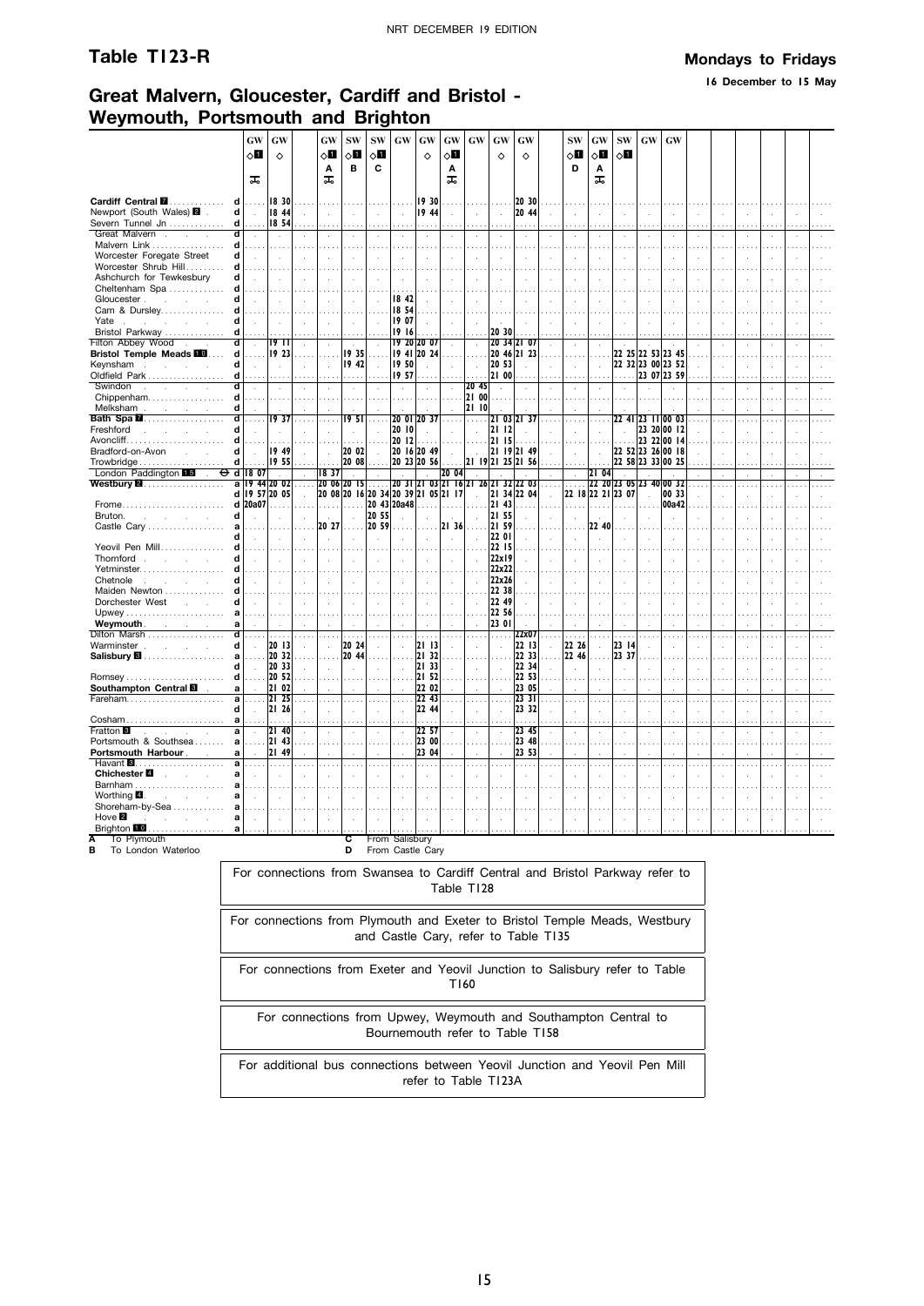# Table T123-R

**Mondays to Fridays**

**16 December to 15 May**

## Great Malvern, Gloucester, Cardiff and Bristol - Weymouth, Portsmouth and Brighton

| | | GW | GW | GW | SW | SW | GW | GW | GW | GW | GW | GW | SW | GW | SW | GW | GW |
|---|---|---|---|---|---|---|---|---|---|---|---|---|---|---|---|---|---|
| | | ◇1 | ◇ | ◇1 | ◇1 | ◇1 | | ◇ | ◇1 | | ◇ | ◇ | ◇1 | ◇1 | ◇1 | | |
| | | | | A | B | C | | | A | | | | D | A | | | |
| | | 🚲 | | 🚲 | | | | | 🚲 | | | | | 🚲 | | | |
| **Cardiff Central** 7 | d | | 18 30 | | | | | 19 30 | | | | 20 30 | | | | | |
| Newport (South Wales) 2 | d | | 18 44 | | | | | 19 44 | | | | 20 44 | | | | | |
| Severn Tunnel Jn | d | | 18 54 | | | | | | | | | | | | | | |
| Great Malvern | d | | | | | | | | | | | | | | | | |
| Malvern Link | d | | | | | | | | | | | | | | | | |
| Worcester Foregate Street | d | | | | | | | | | | | | | | | | |
| Worcester Shrub Hill | d | | | | | | | | | | | | | | | | |
| Ashchurch for Tewkesbury | d | | | | | | | | | | | | | | | | |
| Cheltenham Spa | d | | | | | | | | | | | | | | | | |
| Gloucester | d | | | | | | 18 42 | | | | | | | | | | |
| Cam & Dursley | d | | | | | | 18 54 | | | | | | | | | | |
| Yate | d | | | | | | 19 07 | | | | | | | | | | |
| Bristol Parkway | d | | | | | | 19 16 | | | | 20 30 | | | | | | |
| Filton Abbey Wood | d | | 19 11 | | | | 19 20 | 20 07 | | | 20 34 | 21 07 | | | | | |
| **Bristol Temple Meads** 10 | d | | 19 23 | | 19 35 | | 19 41 | 20 24 | | | 20 46 | 21 23 | | | 22 25 | 22 53 | 23 45 |
| Keynsham | d | | | | 19 42 | | 19 50 | | | | 20 53 | | | | 22 32 | 23 00 | 23 52 |
| Oldfield Park | d | | | | | | 19 57 | | | | 21 00 | | | | | 23 07 | 23 59 |
| Swindon | d | | | | | | | | | 20 45 | | | | | | | |
| Chippenham | d | | | | | | | | | 21 00 | | | | | | | |
| Melksham | d | | | | | | | | | 21 10 | | | | | | | |
| **Bath Spa** 7 | d | | 19 37 | | 19 51 | | 20 01 | 20 37 | | | 21 03 | 21 37 | | | 22 41 | 23 11 | 00 03 |
| Freshford | d | | | | | | 20 10 | | | | 21 12 | | | | | 23 20 | 00 12 |
| Avoncliff | d | | | | | | 20 12 | | | | 21 15 | | | | | 23 22 | 00 14 |
| Bradford-on-Avon | d | | 19 49 | | 20 02 | | 20 16 | 20 49 | | | 21 19 | 21 49 | | | 22 52 | 23 26 | 00 18 |
| Trowbridge | d | | 19 55 | | 20 08 | | 20 23 | 20 56 | | 21 19 | 21 25 | 21 56 | | | 22 58 | 23 33 | 00 25 |
| London Paddington 15 ⊖ | d | 18 07 | | 18 37 | | | | | 20 04 | | | | | 21 04 | | | |
| **Westbury** 2 | a | 19 44 | 20 02 | 20 06 | 20 15 | | 20 31 | 21 03 | 21 16 | 21 26 | 21 32 | 22 03 | | 22 20 | 23 05 | 23 40 | 00 32 |
| | d | 19 57 | 20 05 | 20 08 | 20 16 | 20 34 | 20 39 | 21 05 | 21 17 | | 21 34 | 22 04 | 22 18 | 22 21 | 23 07 | | 00 33 |
| Frome | d | 20a07 | | | | 20 43 | 20a48 | | | | 21 43 | | | | | | 00a42 |
| Bruton | d | | | | | 20 55 | | | | | 21 55 | | | | | | |
| Castle Cary | a | | | 20 27 | | 20 59 | | | 21 36 | | 21 59 | | | 22 40 | | | |
| | d | | | | | | | | | | 22 01 | | | | | | |
| Yeovil Pen Mill | d | | | | | | | | | | 22 15 | | | | | | |
| Thornford | d | | | | | | | | | | 22x19 | | | | | | |
| Yetminster | d | | | | | | | | | | 22x22 | | | | | | |
| Chetnole | d | | | | | | | | | | 22x26 | | | | | | |
| Maiden Newton | d | | | | | | | | | | 22 38 | | | | | | |
| Dorchester West | d | | | | | | | | | | 22 49 | | | | | | |
| Upwey | a | | | | | | | | | | 22 56 | | | | | | |
| **Weymouth** | a | | | | | | | | | | 23 01 | | | | | | |
| Dilton Marsh | d | | | | | | | | | | | 22x07 | | | | | |
| Warminster | d | | 20 13 | | 20 24 | | | 21 13 | | | | 22 13 | 22 26 | | 23 14 | | |
| **Salisbury** 8 | a | | 20 32 | | 20 44 | | | 21 32 | | | | 22 33 | 22 46 | | 23 37 | | |
| | d | | 20 33 | | | | | 21 33 | | | | 22 34 | | | | | |
| Romsey | d | | 20 52 | | | | | 21 52 | | | | 22 53 | | | | | |
| **Southampton Central** 8 | a | | 21 02 | | | | | 22 02 | | | | 23 05 | | | | | |
| Fareham | a | | 21 25 | | | | | 22 43 | | | | 23 31 | | | | | |
| | d | | 21 26 | | | | | 22 44 | | | | 23 32 | | | | | |
| Cosham | a | | | | | | | | | | | | | | | | |
| Fratton 8 | a | | 21 40 | | | | | 22 57 | | | | 23 45 | | | | | |
| Portsmouth & Southsea | a | | 21 43 | | | | | 23 00 | | | | 23 48 | | | | | |
| **Portsmouth Harbour** | a | | 21 49 | | | | | 23 04 | | | | 23 53 | | | | | |
| Havant 8 | a | | | | | | | | | | | | | | | | |
| **Chichester** 4 | a | | | | | | | | | | | | | | | | |
| Barnham | a | | | | | | | | | | | | | | | | |
| Worthing 4 | a | | | | | | | | | | | | | | | | |
| Shoreham-by-Sea | a | | | | | | | | | | | | | | | | |
| Hove 2 | a | | | | | | | | | | | | | | | | |
| Brighton 10 | a | | | | | | | | | | | | | | | | |

**A** To Plymouth
**B** To London Waterloo
**C** From Salisbury
**D** From Castle Cary

For connections from Swansea to Cardiff Central and Bristol Parkway refer to Table T128

For connections from Plymouth and Exeter to Bristol Temple Meads, Westbury and Castle Cary, refer to Table T135

For connections from Exeter and Yeovil Junction to Salisbury refer to Table T160

For connections from Upwey, Weymouth and Southampton Central to Bournemouth refer to Table T158

For additional bus connections between Yeovil Junction and Yeovil Pen Mill refer to Table T123A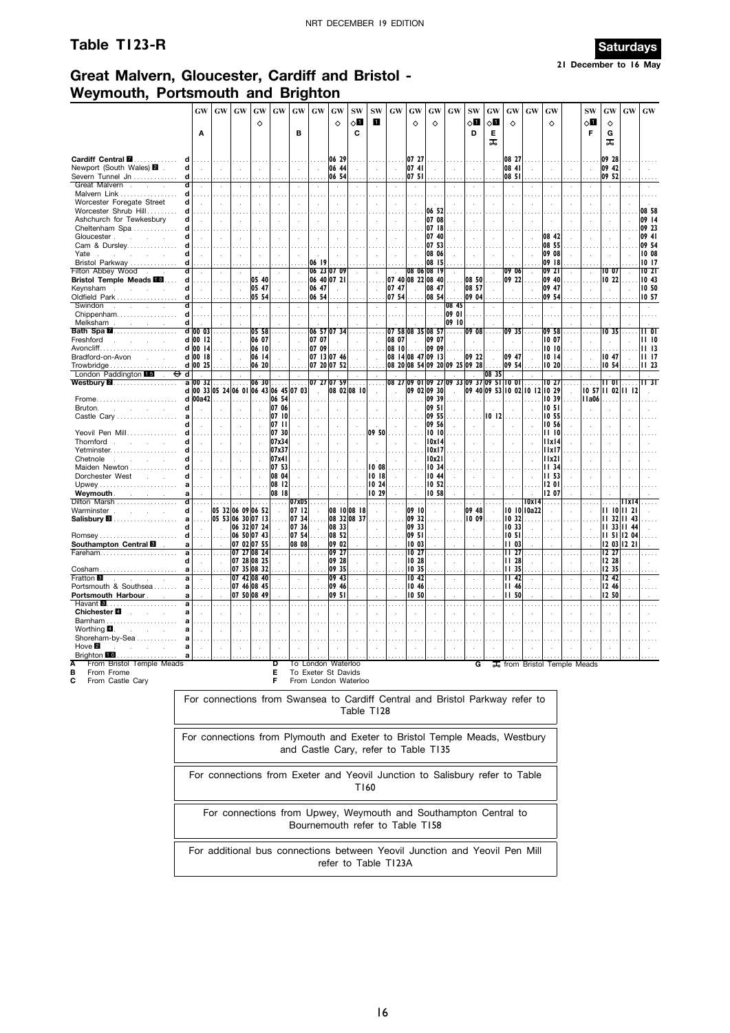# Table T123-R

**Saturdays**

**21 December to 16 May**

## Great Malvern, Gloucester, Cardiff and Bristol - Weymouth, Portsmouth and Brighton

| | | GW | GW | GW | GW | GW | GW | GW | GW | SW | SW | GW | GW | GW | GW | SW | GW | GW | GW | GW | | SW | GW | GW | GW |
|---|---|---|---|---|---|---|---|---|---|---|---|---|---|---|---|---|---|---|---|---|---|---|---|---|---|
| | | | | | ◇ | | | | ◇ | ◇1 | 1 | | ◇ | ◇ | | ◇1 | ◇1 | ◇ | | ◇ | | ◇1 | ◇ | | |
| | | A | | | | | B | | | C | | | | | | D | E | | | | | F | G | | |
| | | | | | | | | | | | | | | | | | 🚲 | | | | | | 🚲 | | |
| Cardiff Central 7 | d | | | | | | | | 06 29 | | | | 07 27 | | | | | 08 27 | | | | | 09 28 | | |
| Newport (South Wales) 2 | d | | | | | | | | 06 44 | | | | 07 41 | | | | | 08 41 | | | | | 09 42 | | |
| Severn Tunnel Jn | d | | | | | | | | 06 54 | | | | 07 51 | | | | | 08 51 | | | | | 09 52 | | |
| Great Malvern | d | | | | | | | | | | | | | | | | | | | | | | | | |
| Malvern Link | d | | | | | | | | | | | | | | | | | | | | | | | | |
| Worcester Foregate Street | d | | | | | | | | | | | | | | | | | | | | | | | | |
| Worcester Shrub Hill | d | | | | | | | | | | | | | 06 52 | | | | | | | | | | | 08 58 |
| Ashchurch for Tewkesbury | d | | | | | | | | | | | | | 07 08 | | | | | | | | | | | 09 14 |
| Cheltenham Spa | d | | | | | | | | | | | | | 07 18 | | | | | | | | | | | 09 23 |
| Gloucester | d | | | | | | | | | | | | | 07 40 | | | | | | 08 42 | | | | | 09 41 |
| Cam & Dursley | d | | | | | | | | | | | | | 07 53 | | | | | | 08 55 | | | | | 09 54 |
| Yate | d | | | | | | | | | | | | | 08 06 | | | | | | 09 08 | | | | | 10 08 |
| Bristol Parkway | d | | | | | | | 06 19 | | | | | | 08 15 | | | | | | 09 18 | | | | | 10 17 |
| Filton Abbey Wood | d | | | | | | | 06 23 | 07 09 | | | | 08 06 | 08 19 | | | | 09 06 | | 09 21 | | | 10 07 | | 10 21 |
| Bristol Temple Meads 10 | d | | | | 05 40 | | | 06 40 | 07 21 | | | 07 40 | 08 22 | 08 40 | | 08 50 | | 09 22 | | 09 40 | | | 10 22 | | 10 43 |
| Keynsham | d | | | | 05 47 | | | 06 47 | | | | 07 47 | | 08 47 | | 08 57 | | | | 09 47 | | | | | 10 50 |
| Oldfield Park | d | | | | 05 54 | | | 06 54 | | | | 07 54 | | 08 54 | | 09 04 | | | | 09 54 | | | | | 10 57 |
| Swindon | d | | | | | | | | | | | | | | 08 45 | | | | | | | | | | |
| Chippenham | d | | | | | | | | | | | | | | 09 01 | | | | | | | | | | |
| Melksham | d | | | | | | | | | | | | | | 09 10 | | | | | | | | | | |
| Bath Spa 7 | d | 00 03 | | | 05 58 | | | 06 57 | 07 34 | | | 07 58 | 08 35 | 08 57 | | 09 08 | | 09 35 | | 09 58 | | | 10 35 | | 11 01 |
| Freshford | d | 00 12 | | | 06 07 | | | 07 07 | | | | 08 07 | | 09 07 | | | | | | 10 07 | | | | | 11 10 |
| Avoncliff | d | 00 14 | | | 06 10 | | | 07 09 | | | | 08 10 | | 09 09 | | | | | | 10 10 | | | | | 11 13 |
| Bradford-on-Avon | d | 00 18 | | | 06 14 | | | 07 13 | 07 46 | | | 08 14 | 08 47 | 09 13 | | 09 22 | | 09 47 | | 10 14 | | | 10 47 | | 11 17 |
| Trowbridge | d | 00 25 | | | 06 20 | | | 07 20 | 07 52 | | | 08 20 | 08 54 | 09 20 | 09 25 | 09 28 | | 09 54 | | 10 20 | | | 10 54 | | 11 23 |
| London Paddington 15 ⊖ | d | | | | | | | | | | | | | | | | 08 35 | | | | | | | | |
| Westbury 2 | a | 00 32 | | | 06 30 | | | 07 27 | 07 59 | | | 08 27 | 09 01 | 09 27 | 09 33 | 09 37 | 09 51 | 10 01 | | 10 27 | | | 11 01 | | 11 31 |
| | d | 00 33 | 05 24 | 06 01 | 06 43 | 06 45 | 07 03 | | 08 02 | 08 10 | | | 09 02 | 09 30 | | 09 40 | 09 53 | 10 02 | 10 12 | 10 29 | | 10 57 | 11 02 | 11 12 | |
| Frome | d | 00a42 | | | | 06 54 | | | | | | | | 09 39 | | | | | | 10 39 | | 11a06 | | | |
| Bruton | d | | | | | 07 06 | | | | | | | | 09 51 | | | | | | 10 51 | | | | | |
| Castle Cary | a | | | | | 07 10 | | | | | | | | 09 55 | | | 10 12 | | | 10 55 | | | | | |
| | d | | | | | 07 11 | | | | | | | | 09 56 | | | | | | 10 56 | | | | | |
| Yeovil Pen Mill | d | | | | | 07 30 | | | | | 09 50 | | | 10 10 | | | | | | 11 10 | | | | | |
| Thornford | d | | | | | 07x34 | | | | | | | | 10x14 | | | | | | 11x14 | | | | | |
| Yetminster | d | | | | | 07x37 | | | | | | | | 10x17 | | | | | | 11x17 | | | | | |
| Chetnole | d | | | | | 07x41 | | | | | | | | 10x21 | | | | | | 11x21 | | | | | |
| Maiden Newton | d | | | | | 07 53 | | | | | 10 08 | | | 10 34 | | | | | | 11 34 | | | | | |
| Dorchester West | d | | | | | 08 04 | | | | | 10 18 | | | 10 44 | | | | | | 11 53 | | | | | |
| Upwey | a | | | | | 08 12 | | | | | 10 24 | | | 10 52 | | | | | | 12 01 | | | | | |
| Weymouth | a | | | | | 08 18 | | | | | 10 29 | | | 10 58 | | | | | | 12 07 | | | | | |
| Dilton Marsh | d | | | | | | 07x05 | | | | | | | | | | | | 10x14 | | | | | 11x14 | |
| Warminster | d | | 05 32 | 06 09 | 06 52 | | 07 12 | | 08 10 | 08 18 | | | 09 10 | | | 09 48 | | 10 10 | 10a22 | | | | 11 10 | 11 21 | |
| Salisbury 8 | a | | 05 53 | 06 30 | 07 13 | | 07 34 | | 08 32 | 08 37 | | | 09 32 | | | 10 09 | | 10 32 | | | | | 11 32 | 11 43 | |
| | d | | | 06 32 | 07 24 | | 07 36 | | 08 33 | | | | 09 33 | | | | | 10 33 | | | | | 11 33 | 11 44 | |
| Romsey | d | | | 06 50 | 07 43 | | 07 54 | | 08 52 | | | | 09 51 | | | | | 10 51 | | | | | 11 51 | 12 04 | |
| Southampton Central 8 | a | | | 07 02 | 07 55 | | 08 08 | | 09 02 | | | | 10 03 | | | | | 11 03 | | | | | 12 03 | 12 21 | |
| Fareham | a | | | 07 27 | 08 24 | | | | 09 27 | | | | 10 27 | | | | | 11 27 | | | | | 12 27 | | |
| | d | | | 07 28 | 08 25 | | | | 09 28 | | | | 10 28 | | | | | 11 28 | | | | | 12 28 | | |
| Cosham | a | | | 07 35 | 08 32 | | | | 09 35 | | | | 10 35 | | | | | 11 35 | | | | | 12 35 | | |
| Fratton 8 | a | | | 07 42 | 08 40 | | | | 09 43 | | | | 10 42 | | | | | 11 42 | | | | | 12 42 | | |
| Portsmouth & Southsea | a | | | 07 46 | 08 45 | | | | 09 46 | | | | 10 46 | | | | | 11 46 | | | | | 12 46 | | |
| Portsmouth Harbour | a | | | 07 50 | 08 49 | | | | 09 51 | | | | 10 50 | | | | | 11 50 | | | | | 12 50 | | |
| Havant 8 | a | | | | | | | | | | | | | | | | | | | | | | | | |
| Chichester 4 | a | | | | | | | | | | | | | | | | | | | | | | | | |
| Barnham | a | | | | | | | | | | | | | | | | | | | | | | | | |
| Worthing 4 | a | | | | | | | | | | | | | | | | | | | | | | | | |
| Shoreham-by-Sea | a | | | | | | | | | | | | | | | | | | | | | | | | |
| Hove 2 | a | | | | | | | | | | | | | | | | | | | | | | | | |
| Brighton 10 | a | | | | | | | | | | | | | | | | | | | | | | | | |

**A** From Bristol Temple Meads
**B** From Frome
**C** From Castle Cary
**D** To London Waterloo
**E** To Exeter St Davids
**F** From London Waterloo
**G** 🚲 from Bristol Temple Meads

For connections from Swansea to Cardiff Central and Bristol Parkway refer to Table T128

For connections from Plymouth and Exeter to Bristol Temple Meads, Westbury and Castle Cary, refer to Table T135

For connections from Exeter and Yeovil Junction to Salisbury refer to Table T160

For connections from Upwey, Weymouth and Southampton Central to Bournemouth refer to Table T158

For additional bus connections between Yeovil Junction and Yeovil Pen Mill refer to Table T123A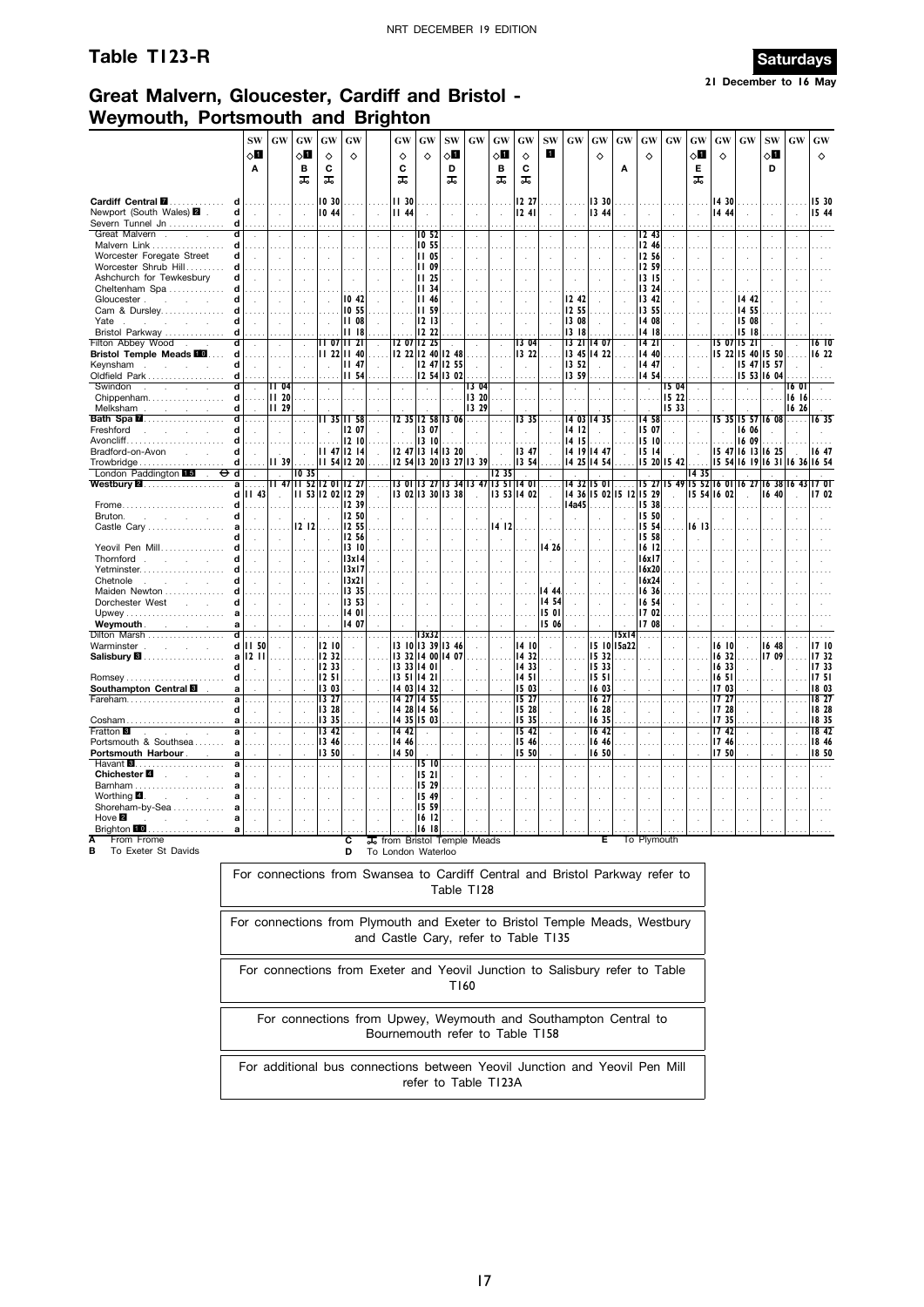# Table T123-R

**Saturdays**

**21 December to 16 May**

## Great Malvern, Gloucester, Cardiff and Bristol - Weymouth, Portsmouth and Brighton

| | | SW | GW | GW | GW | GW | GW | GW | SW | GW | GW | GW | SW | GW | GW | GW | GW | GW | GW | GW | GW | SW | GW | GW |
|---|---|---|---|---|---|---|---|---|---|---|---|---|---|---|---|---|---|---|---|---|---|---|---|---|
| | | ◇1 | | ◇1 | ◇ | ◇ | ◇ | ◇ | ◇1 | | ◇1 | ◇ | 1 | | ◇ | | ◇ | | ◇1 | ◇ | | ◇1 | | ◇ |
| | | A | | B | C | | C | | D | | B | C | | | | A | | | E | | | D | | |
| | | | | ⚲ | ⚲ | | ⚲ | | ⚲ | | ⚲ | ⚲ | | | | | | | ⚲ | | | | | |
| Cardiff Central 7 | d | | | | 10 30 | | 11 30 | | | | | 12 27 | | | 13 30 | | | | | 14 30 | | | | 15 30 |
| Newport (South Wales) 2 | d | | | | 10 44 | | 11 44 | | | | | 12 41 | | | 13 44 | | | | | 14 44 | | | | 15 44 |
| Severn Tunnel Jn | d | | | | | | | | | | | | | | | | | | | | | | | |
| Great Malvern | d | | | | | | | 10 52 | | | | | | | | | 12 43 | | | | | | | |
| Malvern Link | d | | | | | | | 10 55 | | | | | | | | | 12 46 | | | | | | | |
| Worcester Foregate Street | d | | | | | | | 11 05 | | | | | | | | | 12 56 | | | | | | | |
| Worcester Shrub Hill | d | | | | | | | 11 09 | | | | | | | | | 12 59 | | | | | | | |
| Ashchurch for Tewkesbury | d | | | | | | | 11 25 | | | | | | | | | 13 15 | | | | | | | |
| Cheltenham Spa | d | | | | | | | 11 34 | | | | | | | | | 13 24 | | | | | | | |
| Gloucester | d | | | | | 10 42 | | 11 46 | | | | | | 12 42 | | | 13 42 | | | | 14 42 | | | |
| Cam & Dursley | d | | | | | 10 55 | | 11 59 | | | | | | 12 55 | | | 13 55 | | | | 14 55 | | | |
| Yate | d | | | | | 11 08 | | 12 13 | | | | | | 13 08 | | | 14 08 | | | | 15 08 | | | |
| Bristol Parkway | d | | | | | 11 18 | | 12 22 | | | | | | 13 18 | | | 14 18 | | | | 15 18 | | | |
| Filton Abbey Wood | d | | | | 11 07 | 11 21 | 12 07 | 12 25 | | | | 13 04 | | 13 21 | 14 07 | | 14 21 | | | 15 07 | 15 21 | | | 16 10 |
| **Bristol Temple Meads 10** | d | | | | 11 22 | 11 40 | 12 22 | 12 40 | 12 48 | | | 13 22 | | 13 45 | 14 22 | | 14 40 | | | 15 22 | 15 40 | 15 50 | | 16 22 |
| Keynsham | d | | | | | 11 47 | | 12 47 | 12 55 | | | | | 13 52 | | | 14 47 | | | | 15 47 | 15 57 | | |
| Oldfield Park | d | | | | | 11 54 | | 12 54 | 13 02 | | | | | 13 59 | | | 14 54 | | | | 15 53 | 16 04 | | |
| Swindon | d | | 11 04 | | | | | | | 13 04 | | | | | | | | 15 04 | | | | | 16 01 | |
| Chippenham | d | | 11 20 | | | | | | | 13 20 | | | | | | | | 15 22 | | | | | 16 16 | |
| Melksham | d | | 11 29 | | | | | | | 13 29 | | | | | | | | 15 33 | | | | | 16 26 | |
| **Bath Spa 7** | d | | | | 11 35 | 11 58 | 12 35 | 12 58 | 13 06 | | | 13 35 | | 14 03 | 14 35 | | 14 58 | | | 15 35 | 15 57 | 16 08 | | 16 35 |
| Freshford | d | | | | | 12 07 | | 13 07 | | | | | | 14 12 | | | 15 07 | | | | 16 06 | | | |
| Avoncliff | d | | | | | 12 10 | | 13 10 | | | | | | 14 15 | | | 15 10 | | | | 16 09 | | | |
| Bradford-on-Avon | d | | | | 11 47 | 12 14 | 12 47 | 13 14 | 13 20 | | | 13 47 | | 14 19 | 14 47 | | 15 14 | | | 15 47 | 16 13 | 16 25 | | 16 47 |
| Trowbridge | d | | 11 39 | | 11 54 | 12 20 | 12 54 | 13 20 | 13 27 | 13 39 | | 13 54 | | 14 25 | 14 54 | | 15 20 | 15 42 | | 15 54 | 16 19 | 16 31 | 16 36 | 16 54 |
| London Paddington 15 ⊖ | d | | | 10 35 | | | | | | | 12 35 | | | | | | | | 14 35 | | | | | |
| **Westbury 2** | a | | 11 47 | 11 52 | 12 01 | 12 27 | 13 01 | 13 27 | 13 34 | 13 47 | 13 51 | 14 01 | | 14 32 | 15 01 | | 15 27 | 15 49 | 15 52 | 16 01 | 16 27 | 16 38 | 16 43 | 17 01 |
| | d | 11 43 | | 11 53 | 12 02 | 12 29 | 13 02 | 13 30 | 13 38 | | 13 53 | 14 02 | | 14 36 | 15 02 | 15 12 | 15 29 | | 15 54 | 16 02 | | 16 40 | | 17 02 |
| Frome | d | | | | | 12 39 | | | | | | | | 14a45 | | | 15 38 | | | | | | | |
| Bruton | d | | | | | 12 50 | | | | | | | | | | | 15 50 | | | | | | | |
| Castle Cary | a | | | 12 12 | | 12 55 | | | | | 14 12 | | | | | | 15 54 | | 16 13 | | | | | |
| | d | | | | | 12 56 | | | | | | | | | | | 15 58 | | | | | | | |
| Yeovil Pen Mill | d | | | | | 13 10 | | | | | | | 14 26 | | | | 16 12 | | | | | | | |
| Thornford | d | | | | | 13x14 | | | | | | | | | | | 16x17 | | | | | | | |
| Yetminster | d | | | | | 13x17 | | | | | | | | | | | 16x20 | | | | | | | |
| Chetnole | d | | | | | 13x21 | | | | | | | | | | | 16x24 | | | | | | | |
| Maiden Newton | d | | | | | 13 35 | | | | | | | 14 44 | | | | 16 36 | | | | | | | |
| Dorchester West | d | | | | | 13 53 | | | | | | | 14 54 | | | | 16 54 | | | | | | | |
| Upwey | a | | | | | 14 01 | | | | | | | 15 01 | | | | 17 02 | | | | | | | |
| **Weymouth** | a | | | | | 14 07 | | | | | | | 15 06 | | | | 17 08 | | | | | | | |
| Dilton Marsh | d | | | | | | | 13x32 | | | | | | | | 15x14 | | | | | | | | |
| Warminster | d | 11 50 | | | 12 10 | | 13 10 | 13 39 | 13 46 | | | 14 10 | | | 15 10 | 15a22 | | | | 16 10 | | 16 48 | | 17 10 |
| **Salisbury 8** | a | 12 11 | | | 12 32 | | 13 32 | 14 00 | 14 07 | | | 14 32 | | | 15 32 | | | | | 16 32 | | 17 09 | | 17 32 |
| | d | | | | 12 33 | | 13 33 | 14 01 | | | | 14 33 | | | 15 33 | | | | | 16 33 | | | | 17 33 |
| Romsey | d | | | | 12 51 | | 13 51 | 14 21 | | | | 14 51 | | | 15 51 | | | | | 16 51 | | | | 17 51 |
| **Southampton Central 8** | a | | | | 13 03 | | 14 03 | 14 32 | | | | 15 03 | | | 16 03 | | | | | 17 03 | | | | 18 03 |
| Fareham | a | | | | 13 27 | | 14 27 | 14 55 | | | | 15 27 | | | 16 27 | | | | | 17 27 | | | | 18 27 |
| | d | | | | 13 28 | | 14 28 | 14 56 | | | | 15 28 | | | 16 28 | | | | | 17 28 | | | | 18 28 |
| Cosham | a | | | | 13 35 | | 14 35 | 15 03 | | | | 15 35 | | | 16 35 | | | | | 17 35 | | | | 18 35 |
| Fratton 8 | a | | | | 13 42 | | 14 42 | | | | | 15 42 | | | 16 42 | | | | | 17 42 | | | | 18 42 |
| Portsmouth & Southsea | a | | | | 13 46 | | 14 46 | | | | | 15 46 | | | 16 46 | | | | | 17 46 | | | | 18 46 |
| **Portsmouth Harbour** | a | | | | 13 50 | | 14 50 | | | | | 15 50 | | | 16 50 | | | | | 17 50 | | | | 18 50 |
| Havant 8 | a | | | | | | | 15 10 | | | | | | | | | | | | | | | | |
| **Chichester 4** | a | | | | | | | 15 21 | | | | | | | | | | | | | | | | |
| Barnham | a | | | | | | | 15 29 | | | | | | | | | | | | | | | | |
| Worthing 4 | a | | | | | | | 15 49 | | | | | | | | | | | | | | | | |
| Shoreham-by-Sea | a | | | | | | | 15 59 | | | | | | | | | | | | | | | | |
| Hove 2 | a | | | | | | | 16 12 | | | | | | | | | | | | | | | | |
| Brighton 10 | a | | | | | | | 16 18 | | | | | | | | | | | | | | | | |

**A** From Frome
**B** To Exeter St Davids
**C** ⚲ from Bristol Temple Meads
**D** To London Waterloo
**E** To Plymouth

For connections from Swansea to Cardiff Central and Bristol Parkway refer to Table T128

For connections from Plymouth and Exeter to Bristol Temple Meads, Westbury and Castle Cary, refer to Table T135

For connections from Exeter and Yeovil Junction to Salisbury refer to Table T160

For connections from Upwey, Weymouth and Southampton Central to Bournemouth refer to Table T158

For additional bus connections between Yeovil Junction and Yeovil Pen Mill refer to Table T123A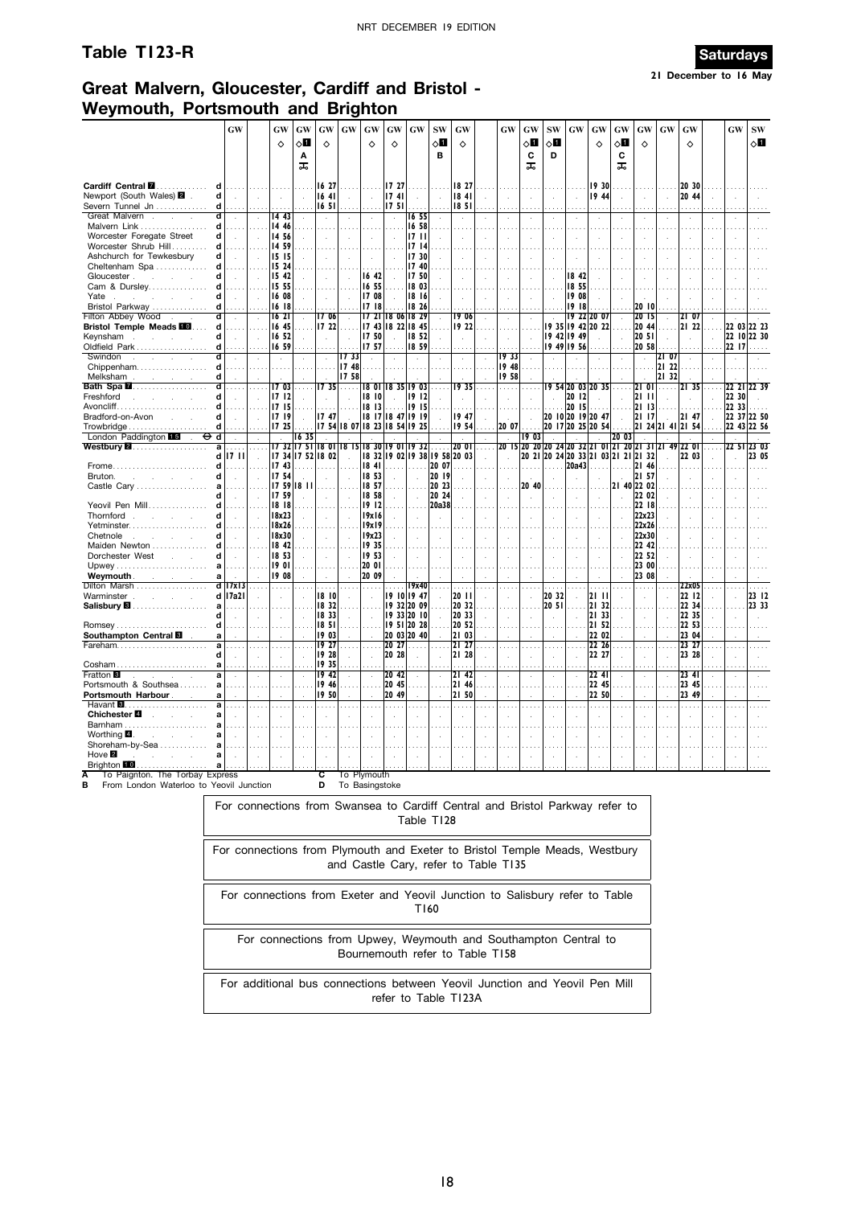# Table T123-R

**Saturdays**

**21 December to 16 May**

## Great Malvern, Gloucester, Cardiff and Bristol - Weymouth, Portsmouth and Brighton

| | | GW | | GW | GW | GW | GW | GW | GW | GW | SW | GW | | GW | GW | SW | GW | GW | GW | GW | GW | GW | | GW | SW |
|---|---|---|---|---|---|---|---|---|---|---|---|---|---|---|---|---|---|---|---|---|---|---|---|---|---|
| | | | | ◇ | ◇1 | ◇ | | ◇ | ◇ | | ◇1 | ◇ | | | ◇1 | ◇1 | | ◇ | ◇1 | ◇ | | ◇ | | | ◇1 |
| | | | | | A | | | | | | B | | | | C | D | | | C | | | | | | |
| | | | | | 🚲 | | | | | | | | | | 🚲 | | | | 🚲 | | | | | | |
| **Cardiff Central 7** | d | | | | | 16 27 | | | 17 27 | | | 18 27 | | | | | | 19 30 | | | | 20 30 | | | |
| Newport (South Wales) 2 | d | | | | | 16 41 | | | 17 41 | | | 18 41 | | | | | | 19 44 | | | | 20 44 | | | |
| Severn Tunnel Jn | d | | | | | 16 51 | | | 17 51 | | | 18 51 | | | | | | | | | | | | | |
| Great Malvern | d | | | 14 43 | | | | | | 16 55 | | | | | | | | | | | | | | | |
| Malvern Link | d | | | 14 46 | | | | | | 16 58 | | | | | | | | | | | | | | | |
| Worcester Foregate Street | d | | | 14 56 | | | | | | 17 11 | | | | | | | | | | | | | | | |
| Worcester Shrub Hill | d | | | 14 59 | | | | | | 17 14 | | | | | | | | | | | | | | | |
| Ashchurch for Tewkesbury | d | | | 15 15 | | | | | | 17 30 | | | | | | | | | | | | | | | |
| Cheltenham Spa | d | | | 15 24 | | | | | | 17 40 | | | | | | | | | | | | | | | |
| Gloucester | d | | | 15 42 | | | | 16 42 | | 17 50 | | | | | | | 18 42 | | | | | | | | |
| Cam & Dursley | d | | | 15 55 | | | | 16 55 | | 18 03 | | | | | | | 18 55 | | | | | | | | |
| Yate | d | | | 16 08 | | | | 17 08 | | 18 16 | | | | | | | 19 08 | | | | | | | | |
| Bristol Parkway | d | | | 16 18 | | | | 17 18 | | 18 26 | | | | | | | 19 18 | | | 20 10 | | | | | |
| Filton Abbey Wood | d | | | 16 21 | | 17 06 | | 17 21 | 18 06 | 18 29 | | 19 06 | | | | | 19 22 | 20 07 | | 20 15 | | 21 07 | | | |
| **Bristol Temple Meads 10** | d | | | 16 45 | | 17 22 | | 17 43 | 18 22 | 18 45 | | 19 22 | | | | 19 35 | 19 42 | 20 22 | | 20 44 | | 21 22 | | 22 03 | 22 23 |
| Keynsham | d | | | 16 52 | | | | 17 50 | | 18 52 | | | | | | 19 42 | 19 49 | | | 20 51 | | | | 22 10 | 22 30 |
| Oldfield Park | d | | | 16 59 | | | | 17 57 | | 18 59 | | | | | | 19 49 | 19 56 | | | 20 58 | | | | 22 17 | |
| Swindon | d | | | | | | 17 33 | | | | | | | 19 33 | | | | | | | 21 07 | | | | |
| Chippenham | d | | | | | | 17 48 | | | | | | | 19 48 | | | | | | | 21 22 | | | | |
| Melksham | d | | | | | | 17 58 | | | | | | | 19 58 | | | | | | | 21 32 | | | | |
| **Bath Spa 7** | d | | | 17 03 | | 17 35 | | 18 01 | 18 35 | 19 03 | | 19 35 | | | | 19 54 | 20 03 | 20 35 | | 21 01 | | 21 35 | | 22 21 | 22 39 |
| Freshford | d | | | 17 12 | | | | 18 10 | | 19 12 | | | | | | | 20 12 | | | 21 11 | | | | 22 30 | |
| Avoncliff | d | | | 17 15 | | | | 18 13 | | 19 15 | | | | | | | 20 15 | | | 21 13 | | | | 22 33 | |
| Bradford-on-Avon | d | | | 17 19 | | 17 47 | | 18 17 | 18 47 | 19 19 | | 19 47 | | | | 20 10 | 20 19 | 20 47 | | 21 17 | | 21 47 | | 22 37 | 22 50 |
| Trowbridge | d | | | 17 25 | | 17 54 | 18 07 | 18 23 | 18 54 | 19 25 | | 19 54 | | 20 07 | | 20 17 | 20 25 | 20 54 | | 21 24 | 21 41 | 21 54 | | 22 43 | 22 56 |
| London Paddington 15 ⊖ | d | | | | 16 35 | | | | | | | | | | 19 03 | | | | 20 03 | | | | | | |
| **Westbury 2** | a | | | 17 32 | 17 51 | 18 01 | 18 15 | 18 30 | 19 01 | 19 32 | | 20 01 | | 20 15 | 20 20 | 20 24 | 20 32 | 21 01 | 21 20 | 21 31 | 21 49 | 22 01 | | 22 51 | 23 03 |
| | d | 17 11 | | 17 34 | 17 52 | 18 02 | | 18 32 | 19 02 | 19 38 | 19 58 | 20 03 | | | 20 21 | 20 24 | 20 33 | 21 03 | 21 21 | 21 32 | | 22 03 | | | 23 05 |
| Frome | d | | | 17 43 | | | | 18 41 | | | 20 07 | | | | | | 20a43 | | | 21 46 | | | | | |
| Bruton | d | | | 17 54 | | | | 18 53 | | | 20 19 | | | | | | | | | 21 57 | | | | | |
| Castle Cary | a | | | 17 59 | 18 11 | | | 18 57 | | | 20 23 | | | | 20 40 | | | | 21 40 | 22 02 | | | | | |
| | d | | | 17 59 | | | | 18 58 | | | 20 24 | | | | | | | | | 22 02 | | | | | |
| Yeovil Pen Mill | d | | | 18 18 | | | | 19 12 | | | 20a38 | | | | | | | | | 22 18 | | | | | |
| Thornford | d | | | 18x23 | | | | 19x16 | | | | | | | | | | | | 22x23 | | | | | |
| Yetminster | d | | | 18x26 | | | | 19x19 | | | | | | | | | | | | 22x26 | | | | | |
| Chetnole | d | | | 18x30 | | | | 19x23 | | | | | | | | | | | | 22x30 | | | | | |
| Maiden Newton | d | | | 18 42 | | | | 19 35 | | | | | | | | | | | | 22 42 | | | | | |
| Dorchester West | d | | | 18 53 | | | | 19 53 | | | | | | | | | | | | 22 52 | | | | | |
| Upwey | a | | | 19 01 | | | | 20 01 | | | | | | | | | | | | 23 00 | | | | | |
| **Weymouth** | a | | | 19 08 | | | | 20 09 | | | | | | | | | | | | 23 08 | | | | | |
| Dilton Marsh | d | 17x13 | | | | | | | | 19x40 | | | | | | | | | | | | 22x05 | | | |
| Warminster | d | 17a21 | | | | 18 10 | | | 19 10 | 19 47 | | 20 11 | | | | 20 32 | | 21 11 | | | | 22 12 | | | 23 12 |
| **Salisbury 8** | a | | | | | 18 32 | | | 19 32 | 20 09 | | 20 32 | | | | 20 51 | | 21 32 | | | | 22 34 | | | 23 33 |
| | d | | | | | 18 33 | | | 19 33 | 20 10 | | 20 33 | | | | | | 21 33 | | | | 22 35 | | | |
| Romsey | d | | | | | 18 51 | | | 19 51 | 20 28 | | 20 52 | | | | | | 21 52 | | | | 22 53 | | | |
| **Southampton Central 8** | a | | | | | 19 03 | | | 20 03 | 20 40 | | 21 03 | | | | | | 22 02 | | | | 23 04 | | | |
| Fareham | a | | | | | 19 27 | | | 20 27 | | | 21 27 | | | | | | 22 26 | | | | 23 27 | | | |
| | d | | | | | 19 28 | | | 20 28 | | | 21 28 | | | | | | 22 27 | | | | 23 28 | | | |
| Cosham | a | | | | | 19 35 | | | | | | | | | | | | | | | | | | | |
| Fratton 8 | a | | | | | 19 42 | | | 20 42 | | | 21 42 | | | | | | 22 41 | | | | 23 41 | | | |
| Portsmouth & Southsea | a | | | | | 19 46 | | | 20 45 | | | 21 46 | | | | | | 22 45 | | | | 23 45 | | | |
| **Portsmouth Harbour** | a | | | | | 19 50 | | | 20 49 | | | 21 50 | | | | | | 22 50 | | | | 23 49 | | | |
| Havant 8 | a | | | | | | | | | | | | | | | | | | | | | | | | |
| **Chichester 4** | a | | | | | | | | | | | | | | | | | | | | | | | | |
| Barnham | a | | | | | | | | | | | | | | | | | | | | | | | | |
| Worthing 4 | a | | | | | | | | | | | | | | | | | | | | | | | | |
| Shoreham-by-Sea | a | | | | | | | | | | | | | | | | | | | | | | | | |
| Hove 2 | a | | | | | | | | | | | | | | | | | | | | | | | | |
| Brighton 10 | a | | | | | | | | | | | | | | | | | | | | | | | | |

**A** To Paignton. The Torbay Express
**B** From London Waterloo to Yeovil Junction
**C** To Plymouth
**D** To Basingstoke

For connections from Swansea to Cardiff Central and Bristol Parkway refer to Table T128

For connections from Plymouth and Exeter to Bristol Temple Meads, Westbury and Castle Cary, refer to Table T135

For connections from Exeter and Yeovil Junction to Salisbury refer to Table T160

For connections from Upwey, Weymouth and Southampton Central to Bournemouth refer to Table T158

For additional bus connections between Yeovil Junction and Yeovil Pen Mill refer to Table T123A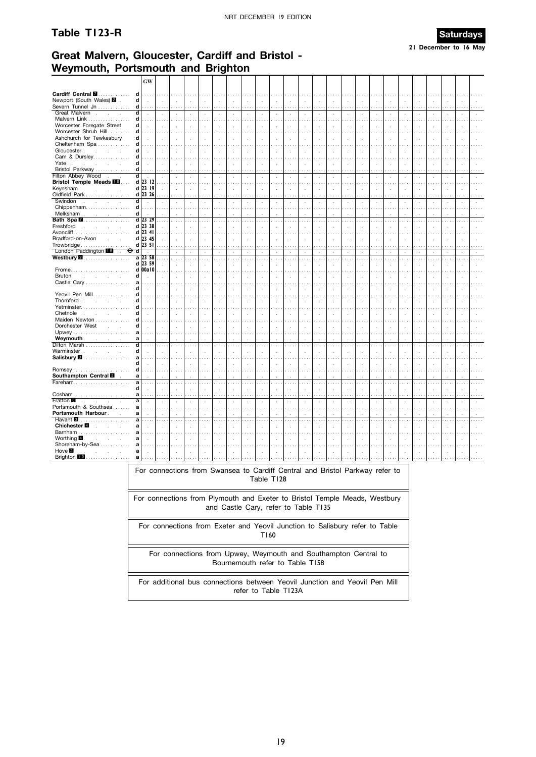NRT DECEMBER 19 EDITION

# Table T123-R

**Saturdays**

**21 December to 16 May**

## Great Malvern, Gloucester, Cardiff and Bristol - Weymouth, Portsmouth and Brighton

| Station | | GW |
|---|---|---|
| **Cardiff Central** 7 | d | |
| Newport (South Wales) 2 | d | |
| Severn Tunnel Jn | d | |
| Great Malvern | d | |
| Malvern Link | d | |
| Worcester Foregate Street | d | |
| Worcester Shrub Hill | d | |
| Ashchurch for Tewkesbury | d | |
| Cheltenham Spa | d | |
| Gloucester | d | |
| Cam & Dursley | d | |
| Yate | d | |
| Bristol Parkway | d | |
| Filton Abbey Wood | d | |
| **Bristol Temple Meads** 10 | d | 23 12 |
| Keynsham | d | 23 19 |
| Oldfield Park | d | 23 26 |
| Swindon | d | |
| Chippenham | d | |
| Melksham | d | |
| **Bath Spa** 7 | d | 23 29 |
| Freshford | d | 23 38 |
| Avoncliff | d | 23 41 |
| Bradford-on-Avon | d | 23 45 |
| Trowbridge | d | 23 51 |
| London Paddington 15 ⊖ | d | |
| **Westbury** 2 | a | 23 58 |
| | d | 23 59 |
| Frome | d | 00a10 |
| Bruton | d | |
| Castle Cary | a | |
| | d | |
| Yeovil Pen Mill | d | |
| Thornford | d | |
| Yetminster | d | |
| Chetnole | d | |
| Maiden Newton | d | |
| Dorchester West | d | |
| Upwey | a | |
| **Weymouth** | a | |
| Dilton Marsh | d | |
| Warminster | d | |
| **Salisbury** 8 | a | |
| | d | |
| Romsey | d | |
| **Southampton Central** 8 | a | |
| Fareham | a | |
| | d | |
| Cosham | a | |
| Fratton 8 | a | |
| Portsmouth & Southsea | a | |
| **Portsmouth Harbour** | a | |
| Havant 8 | a | |
| **Chichester** 4 | a | |
| Barnham | a | |
| Worthing 4 | a | |
| Shoreham-by-Sea | a | |
| Hove 2 | a | |
| Brighton 10 | a | |

For connections from Swansea to Cardiff Central and Bristol Parkway refer to Table T128

For connections from Plymouth and Exeter to Bristol Temple Meads, Westbury and Castle Cary, refer to Table T135

For connections from Exeter and Yeovil Junction to Salisbury refer to Table T160

For connections from Upwey, Weymouth and Southampton Central to Bournemouth refer to Table T158

For additional bus connections between Yeovil Junction and Yeovil Pen Mill refer to Table T123A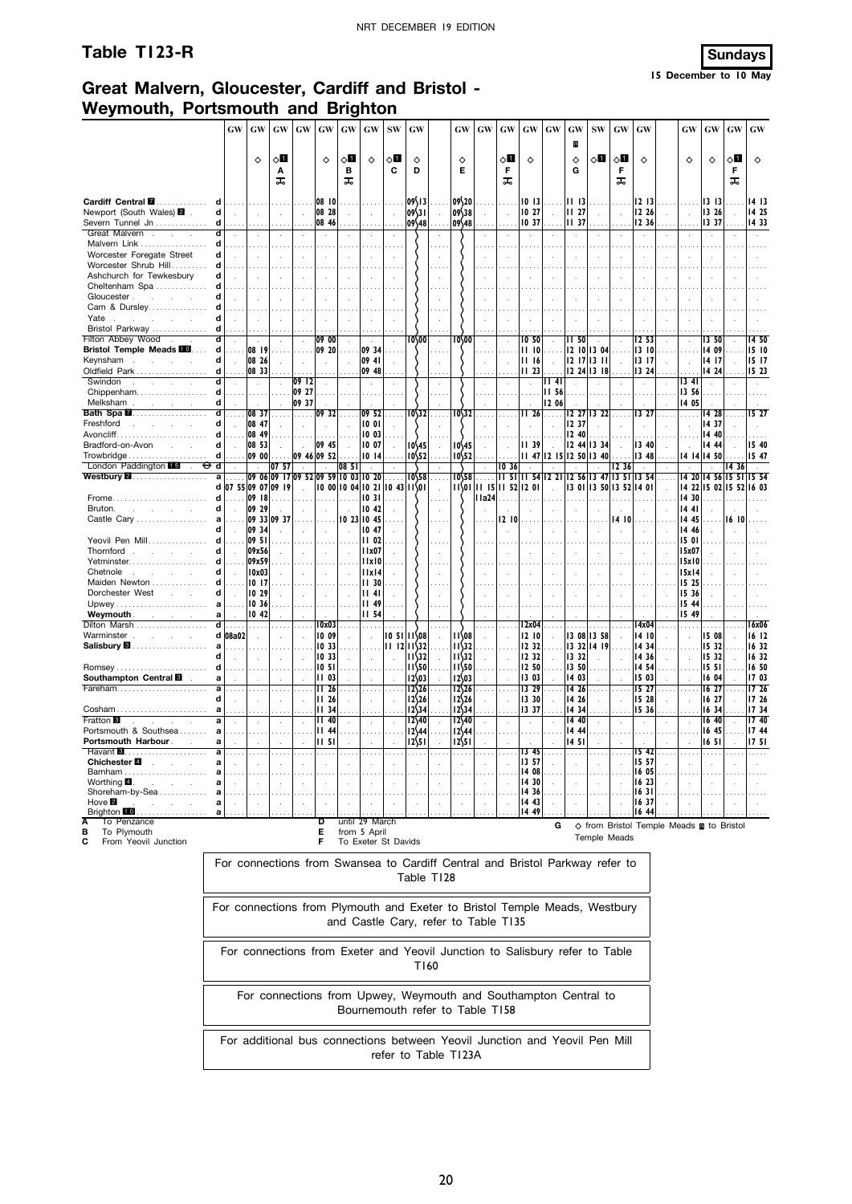# Table T123-R

**Sundays**

**15 December to 10 May**

## Great Malvern, Gloucester, Cardiff and Bristol - Weymouth, Portsmouth and Brighton

| | | GW | GW | GW | GW | GW | GW | GW | SW | GW | GW | GW | GW | GW | GW | GW | SW | GW | GW | GW | GW | GW | GW |
|---|---|---|---|---|---|---|---|---|---|---|---|---|---|---|---|---|---|---|---|---|---|---|---|
| | | | ◇ | ◇■ A | | ◇ | ◇■ B | ◇ | ◇■ C | ◇ D | ◇ E | | ◇■ F | ◇ | | ■ ◇ G | ◇■ | ◇■ F | ◇ | ◇ | ◇ | ◇■ F | ◇ |
| Cardiff Central ■ | d | | | | | 08 10 | | | | 09\13 | 09\20 | | | 10 13 | | 11 13 | | | 12 13 | | 13 13 | | 14 13 |
| Newport (South Wales) ■ | d | | | | | 08 28 | | | | 09\31 | 09\38 | | | 10 27 | | 11 27 | | | 12 26 | | 13 26 | | 14 25 |
| Severn Tunnel Jn | d | | | | | 08 46 | | | | 09\48 | 09\48 | | | 10 37 | | 11 37 | | | 12 36 | | 13 37 | | 14 33 |
| Great Malvern | d | | | | | | | | | | | | | | | | | | | | | | |
| Malvern Link | d | | | | | | | | | | | | | | | | | | | | | | |
| Worcester Foregate Street | d | | | | | | | | | | | | | | | | | | | | | | |
| Worcester Shrub Hill | d | | | | | | | | | | | | | | | | | | | | | | |
| Ashchurch for Tewkesbury | d | | | | | | | | | | | | | | | | | | | | | | |
| Cheltenham Spa | d | | | | | | | | | | | | | | | | | | | | | | |
| Gloucester | d | | | | | | | | | | | | | | | | | | | | | | |
| Cam & Dursley | d | | | | | | | | | | | | | | | | | | | | | | |
| Yate | d | | | | | | | | | | | | | | | | | | | | | | |
| Bristol Parkway | d | | | | | | | | | | | | | | | | | | | | | | |
| Filton Abbey Wood | d | | | | | 09 00 | | | | 10\00 | 10\00 | | | 10 50 | | 11 50 | | | 12 53 | | 13 50 | | 14 50 |
| Bristol Temple Meads ■ | d | | 08 19 | | | 09 20 | | 09 34 | | | | | | 11 10 | | 12 10 | 13 04 | | 13 10 | | 14 09 | | 15 10 |
| Keynsham | d | | 08 26 | | | | | 09 41 | | | | | | 11 16 | | 12 17 | 13 11 | | 13 17 | | 14 17 | | 15 17 |
| Oldfield Park | d | | 08 33 | | | | | 09 48 | | | | | | 11 23 | | 12 24 | 13 18 | | 13 24 | | 14 24 | | 15 23 |
| Swindon | d | | | | 09 12 | | | | | | | | | | 11 41 | | | | | 13 41 | | | |
| Chippenham | d | | | | 09 27 | | | | | | | | | | 11 56 | | | | | 13 56 | | | |
| Melksham | d | | | | 09 37 | | | | | | | | | | 12 06 | | | | | 14 05 | | | |
| Bath Spa ■ | d | | 08 37 | | | 09 32 | | 09 52 | | 10\32 | 10\32 | | | 11 26 | | 12 27 | 13 22 | | 13 27 | | 14 28 | | 15 27 |
| Freshford | d | | 08 47 | | | | | 10 01 | | | | | | | | 12 37 | | | | | 14 37 | | |
| Avoncliff | d | | 08 49 | | | | | 10 03 | | | | | | | | 12 40 | | | | | 14 40 | | |
| Bradford-on-Avon | d | | 08 53 | | | 09 45 | | 10 07 | | 10\45 | 10\45 | | | 11 39 | | 12 44 | 13 34 | | 13 40 | | 14 44 | | 15 40 |
| Trowbridge | d | | 09 00 | | 09 46 | 09 52 | | 10 14 | | 10\52 | 10\52 | | | 11 47 | 12 15 | 12 50 | 13 40 | | 13 48 | 14 14 | 14 50 | | 15 47 |
| London Paddington ■ ⊖ | d | | | 07 57 | | | 08 51 | | | | | | 10 36 | | | | | 12 36 | | | | 14 36 | |
| Westbury ■ | a | | 09 06 | 09 17 | 09 52 | 09 59 | 10 03 | 10 20 | | 10\58 | 10\58 | | 11 51 | 11 54 | 12 21 | 12 56 | 13 47 | 13 51 | 13 54 | 14 20 | 14 56 | 15 51 | 15 54 |
| | d | 07 55 | 09 07 | 09 19 | | 10 00 | 10 04 | 10 21 | 10 43 | 11\01 | 11\01 | 11 15 | 11 52 | 12 01 | | 13 01 | 13 50 | 13 52 | 14 01 | 14 22 | 15 02 | 15 52 | 16 03 |
| Frome | d | | 09 18 | | | | | 10 31 | | | | 11a24 | | | | | | | | 14 30 | | | |
| Bruton | d | | 09 29 | | | | | 10 42 | | | | | | | | | | | | 14 41 | | | |
| Castle Cary | a | | 09 33 | 09 37 | | | 10 23 | 10 45 | | | | | 12 10 | | | | | 14 10 | | 14 45 | | 16 10 | |
| | d | | 09 34 | | | | | 10 47 | | | | | | | | | | | | 14 46 | | | |
| Yeovil Pen Mill | d | | 09 51 | | | | | 11 02 | | | | | | | | | | | | 15 01 | | | |
| Thornford | d | | 09x56 | | | | | 11x07 | | | | | | | | | | | | 15x07 | | | |
| Yetminster | d | | 09x59 | | | | | 11x10 | | | | | | | | | | | | 15x10 | | | |
| Chetnole | d | | 10x03 | | | | | 11x14 | | | | | | | | | | | | 15x14 | | | |
| Maiden Newton | d | | 10 17 | | | | | 11 30 | | | | | | | | | | | | 15 25 | | | |
| Dorchester West | d | | 10 29 | | | | | 11 41 | | | | | | | | | | | | 15 36 | | | |
| Upwey | a | | 10 36 | | | | | 11 49 | | | | | | | | | | | | 15 44 | | | |
| Weymouth | a | | 10 42 | | | | | 11 54 | | | | | | | | | | | | 15 49 | | | |
| Dilton Marsh | d | | | | | 10x03 | | | | | | | | 12x04 | | | | | 14x04 | | | | 16x06 |
| Warminster | d | 08a02 | | | | 10 09 | | | 10 51 | 11\08 | 11\08 | | | 12 10 | | 13 08 | 13 58 | | 14 10 | | 15 08 | | 16 12 |
| Salisbury ■ | a | | | | | 10 33 | | | 11 12 | 11\32 | 11\32 | | | 12 32 | | 13 32 | 14 19 | | 14 34 | | 15 32 | | 16 32 |
| | d | | | | | 10 33 | | | | 11\32 | 11\32 | | | 12 32 | | 13 32 | | | 14 36 | | 15 32 | | 16 32 |
| Romsey | d | | | | | 10 51 | | | | 11\50 | 11\50 | | | 12 50 | | 13 50 | | | 14 54 | | 15 51 | | 16 50 |
| Southampton Central ■ | a | | | | | 11 03 | | | | 12\03 | 12\03 | | | 13 03 | | 14 03 | | | 15 03 | | 16 04 | | 17 03 |
| Fareham | a | | | | | 11 26 | | | | 12\26 | 12\26 | | | 13 29 | | 14 26 | | | 15 27 | | 16 27 | | 17 26 |
| | d | | | | | 11 26 | | | | 12\26 | 12\26 | | | 13 30 | | 14 26 | | | 15 28 | | 16 27 | | 17 26 |
| Cosham | a | | | | | 11 34 | | | | 12\34 | 12\34 | | | 13 37 | | 14 34 | | | 15 36 | | 16 34 | | 17 34 |
| Fratton ■ | a | | | | | 11 40 | | | | 12\40 | 12\40 | | | | | 14 40 | | | | | 16 40 | | 17 40 |
| Portsmouth & Southsea | a | | | | | 11 44 | | | | 12\44 | 12\44 | | | | | 14 44 | | | | | 16 45 | | 17 44 |
| Portsmouth Harbour | a | | | | | 11 51 | | | | 12\51 | 12\51 | | | | | 14 51 | | | | | 16 51 | | 17 51 |
| Havant ■ | a | | | | | | | | | | | | | 13 45 | | | | | 15 42 | | | | |
| Chichester ■ | a | | | | | | | | | | | | | 13 57 | | | | | 15 57 | | | | |
| Barnham | a | | | | | | | | | | | | | 14 08 | | | | | 16 05 | | | | |
| Worthing ■ | a | | | | | | | | | | | | | 14 30 | | | | | 16 23 | | | | |
| Shoreham-by-Sea | a | | | | | | | | | | | | | 14 36 | | | | | 16 31 | | | | |
| Hove ■ | a | | | | | | | | | | | | | 14 43 | | | | | 16 37 | | | | |
| Brighton ■ | a | | | | | | | | | | | | | 14 49 | | | | | 16 44 | | | | |

**A** To Penzance
**B** To Plymouth
**C** From Yeovil Junction
**D** until 29 March
**E** from 5 April
**F** To Exeter St Davids
**G** ◇ from Bristol Temple Meads ■ to Bristol Temple Meads

For connections from Swansea to Cardiff Central and Bristol Parkway refer to Table T128

For connections from Plymouth and Exeter to Bristol Temple Meads, Westbury and Castle Cary, refer to Table T135

For connections from Exeter and Yeovil Junction to Salisbury refer to Table T160

For connections from Upwey, Weymouth and Southampton Central to Bournemouth refer to Table T158

For additional bus connections between Yeovil Junction and Yeovil Pen Mill refer to Table T123A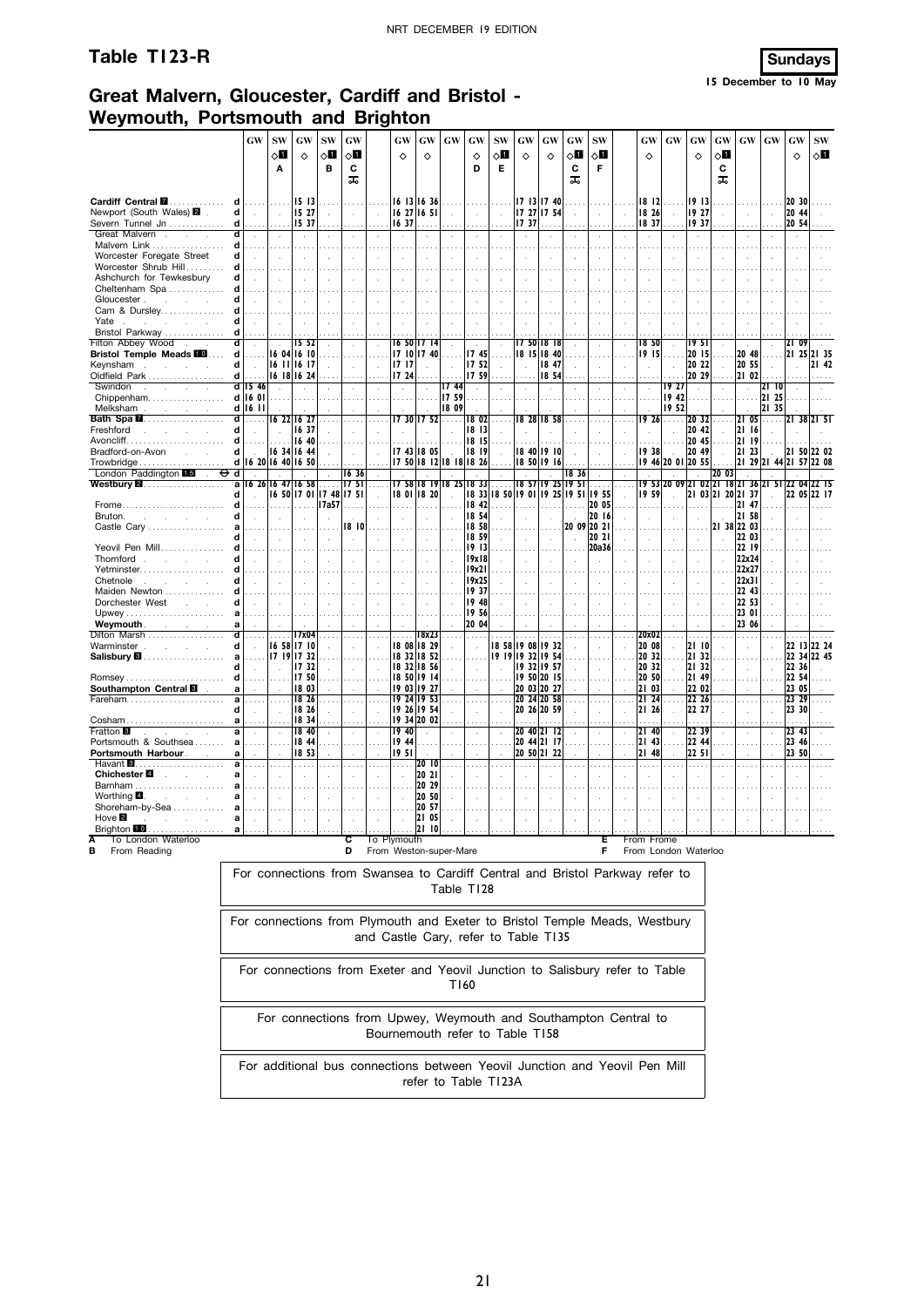# Table T123-R

**Sundays**
15 December to 10 May

## Great Malvern, Gloucester, Cardiff and Bristol - Weymouth, Portsmouth and Brighton

| Station | | GW | SW | GW | SW | GW | GW | GW | GW | GW | SW | GW | GW | GW | SW | GW | GW | GW | GW | GW | GW | GW | SW |
|---|---|---|---|---|---|---|---|---|---|---|---|---|---|---|---|---|---|---|---|---|---|---|---|
| | | | ◇1 | ◇ | ◇1 | ◇1 | ◇ | ◇ | | ◇ | ◇1 | ◇ | ◇ | ◇1 | ◇1 | ◇ | | ◇ | ◇1 | | | ◇ | ◇1 |
| | | | A | | B | C | | | | D | E | | | C | F | | | | C | | | | |
| Cardiff Central 7 | d | | | 15 13 | | | 16 13 | 16 36 | | | | 17 13 | 17 40 | | | 18 12 | | 19 13 | | | | 20 30 | |
| Newport (South Wales) 2 | d | | | 15 27 | | | 16 27 | 16 51 | | | | 17 27 | 17 54 | | | 18 26 | | 19 27 | | | | 20 44 | |
| Severn Tunnel Jn | d | | | 15 37 | | | 16 37 | | | | | 17 37 | | | | 18 37 | | 19 37 | | | | 20 54 | |
| Great Malvern | d | | | | | | | | | | | | | | | | | | | | | | |
| Malvern Link | d | | | | | | | | | | | | | | | | | | | | | | |
| Worcester Foregate Street | d | | | | | | | | | | | | | | | | | | | | | | |
| Worcester Shrub Hill | d | | | | | | | | | | | | | | | | | | | | | | |
| Ashchurch for Tewkesbury | d | | | | | | | | | | | | | | | | | | | | | | |
| Cheltenham Spa | d | | | | | | | | | | | | | | | | | | | | | | |
| Gloucester | d | | | | | | | | | | | | | | | | | | | | | | |
| Cam & Dursley | d | | | | | | | | | | | | | | | | | | | | | | |
| Yate | d | | | | | | | | | | | | | | | | | | | | | | |
| Bristol Parkway | d | | | | | | | | | | | | | | | | | | | | | | |
| Filton Abbey Wood | d | | | 15 52 | | | 16 50 | 17 14 | | | | 17 50 | 18 18 | | | 18 50 | | 19 51 | | | | 21 09 | |
| **Bristol Temple Meads 10** | d | | 16 04 | 16 10 | | | 17 10 | 17 40 | | 17 45 | | 18 15 | 18 40 | | | 19 15 | | 20 15 | | 20 48 | | 21 25 | 21 35 |
| Keynsham | d | | 16 11 | 16 17 | | | 17 17 | | | 17 52 | | | 18 47 | | | | | 20 22 | | 20 55 | | | 21 42 |
| Oldfield Park | d | | 16 18 | 16 24 | | | 17 24 | | | 17 59 | | | 18 54 | | | | | 20 29 | | 21 02 | | | |
| Swindon | d | 15 46 | | | | | | | 17 44 | | | | | | | | 19 27 | | | | 21 10 | | |
| Chippenham | d | 16 01 | | | | | | | 17 59 | | | | | | | | 19 42 | | | | 21 25 | | |
| Melksham | d | 16 11 | | | | | | | 18 09 | | | | | | | | 19 52 | | | | 21 35 | | |
| **Bath Spa 7** | d | | 16 22 | 16 27 | | | 17 30 | 17 52 | | 18 02 | | 18 28 | 18 58 | | | 19 26 | | 20 32 | | 21 05 | | 21 38 | 21 51 |
| Freshford | d | | | 16 37 | | | | | | 18 13 | | | | | | | | 20 42 | | 21 16 | | | |
| Avoncliff | d | | | 16 40 | | | | | | 18 15 | | | | | | | | 20 45 | | 21 19 | | | |
| Bradford-on-Avon | d | | 16 34 | 16 44 | | | 17 43 | 18 05 | | 18 19 | | 18 40 | 19 10 | | | 19 38 | | 20 49 | | 21 23 | | 21 50 | 22 02 |
| Trowbridge | d | 16 20 | 16 40 | 16 50 | | | 17 50 | 18 12 | 18 18 | 18 26 | | 18 50 | 19 16 | | | 19 46 | 20 01 | 20 55 | | 21 29 | 21 44 | 21 57 | 22 08 |
| London Paddington 15 ⊖ | d | | | | | 16 36 | | | | | | | | 18 36 | | | | | 20 03 | | | | |
| **Westbury 2** | a | 16 26 | 16 47 | 16 58 | | 17 51 | 17 58 | 18 19 | 18 25 | 18 33 | | 18 57 | 19 25 | 19 51 | | 19 53 | 20 09 | 21 02 | 21 18 | 21 36 | 21 51 | 22 04 | 22 15 |
| | d | | 16 50 | 17 01 | 17 48 | 17 51 | 18 01 | 18 20 | | 18 33 | 18 50 | 19 01 | 19 25 | 19 51 | 19 55 | 19 59 | | 21 03 | 21 20 | 21 37 | | 22 05 | 22 17 |
| Frome | d | | | | 17a57 | | | | | 18 42 | | | | | 20 05 | | | | | 21 47 | | | |
| Bruton | d | | | | | | | | | 18 54 | | | | | 20 16 | | | | | 21 58 | | | |
| Castle Cary | a | | | | | 18 10 | | | | 18 58 | | | | 20 09 | 20 21 | | | | 21 38 | 22 03 | | | |
| | d | | | | | | | | | 18 59 | | | | | 20 21 | | | | | 22 03 | | | |
| Yeovil Pen Mill | d | | | | | | | | | 19 13 | | | | | 20a36 | | | | | 22 19 | | | |
| Thornford | d | | | | | | | | | 19x18 | | | | | | | | | | 22x24 | | | |
| Yetminster | d | | | | | | | | | 19x21 | | | | | | | | | | 22x27 | | | |
| Chetnole | d | | | | | | | | | 19x25 | | | | | | | | | | 22x31 | | | |
| Maiden Newton | d | | | | | | | | | 19 37 | | | | | | | | | | 22 43 | | | |
| Dorchester West | d | | | | | | | | | 19 48 | | | | | | | | | | 22 53 | | | |
| Upwey | a | | | | | | | | | 19 56 | | | | | | | | | | 23 01 | | | |
| **Weymouth** | a | | | | | | | | | 20 04 | | | | | | | | | | 23 06 | | | |
| Dilton Marsh | d | | | 17x04 | | | | 18x23 | | | | | | | | 20x02 | | | | | | | |
| Warminster | d | | 16 58 | 17 10 | | | 18 08 | 18 29 | | | 18 58 | 19 08 | 19 32 | | | 20 08 | | 21 10 | | | | 22 13 | 22 24 |
| **Salisbury 8** | a | | 17 19 | 17 32 | | | 18 32 | 18 52 | | | 19 19 | 19 32 | 19 54 | | | 20 32 | | 21 32 | | | | 22 34 | 22 45 |
| | d | | | 17 32 | | | 18 32 | 18 56 | | | | 19 32 | 19 57 | | | 20 32 | | 21 32 | | | | 22 36 | |
| Romsey | d | | | 17 50 | | | 18 50 | 19 14 | | | | 19 50 | 20 15 | | | 20 50 | | 21 49 | | | | 22 54 | |
| **Southampton Central 8** | a | | | 18 03 | | | 19 03 | 19 27 | | | | 20 03 | 20 27 | | | 21 03 | | 22 02 | | | | 23 05 | |
| Fareham | a | | | 18 26 | | | 19 24 | 19 53 | | | | 20 24 | 20 58 | | | 21 24 | | 22 26 | | | | 23 29 | |
| | d | | | 18 26 | | | 19 26 | 19 54 | | | | 20 26 | 20 59 | | | 21 26 | | 22 27 | | | | 23 30 | |
| Cosham | a | | | 18 34 | | | 19 34 | 20 02 | | | | | | | | | | | | | | | |
| Fratton 8 | a | | | 18 40 | | | 19 40 | | | | | 20 40 | 21 12 | | | 21 40 | | 22 39 | | | | 23 43 | |
| Portsmouth & Southsea | a | | | 18 44 | | | 19 44 | | | | | 20 44 | 21 17 | | | 21 43 | | 22 44 | | | | 23 46 | |
| **Portsmouth Harbour** | a | | | 18 53 | | | 19 51 | | | | | 20 50 | 21 22 | | | 21 48 | | 22 51 | | | | 23 50 | |
| Havant 8 | a | | | | | | | 20 10 | | | | | | | | | | | | | | | |
| **Chichester 4** | a | | | | | | | 20 21 | | | | | | | | | | | | | | | |
| Barnham | a | | | | | | | 20 29 | | | | | | | | | | | | | | | |
| Worthing 4 | a | | | | | | | 20 50 | | | | | | | | | | | | | | | |
| Shoreham-by-Sea | a | | | | | | | 20 57 | | | | | | | | | | | | | | | |
| Hove 2 | a | | | | | | | 21 05 | | | | | | | | | | | | | | | |
| Brighton 10 | a | | | | | | | 21 10 | | | | | | | | | | | | | | | |

**A** To London Waterloo
**B** From Reading
**C** To Plymouth
**D** From Weston-super-Mare
**E** From Frome
**F** From London Waterloo

For connections from Swansea to Cardiff Central and Bristol Parkway refer to Table T128

For connections from Plymouth and Exeter to Bristol Temple Meads, Westbury and Castle Cary, refer to Table T135

For connections from Exeter and Yeovil Junction to Salisbury refer to Table T160

For connections from Upwey, Weymouth and Southampton Central to Bournemouth refer to Table T158

For additional bus connections between Yeovil Junction and Yeovil Pen Mill refer to Table T123A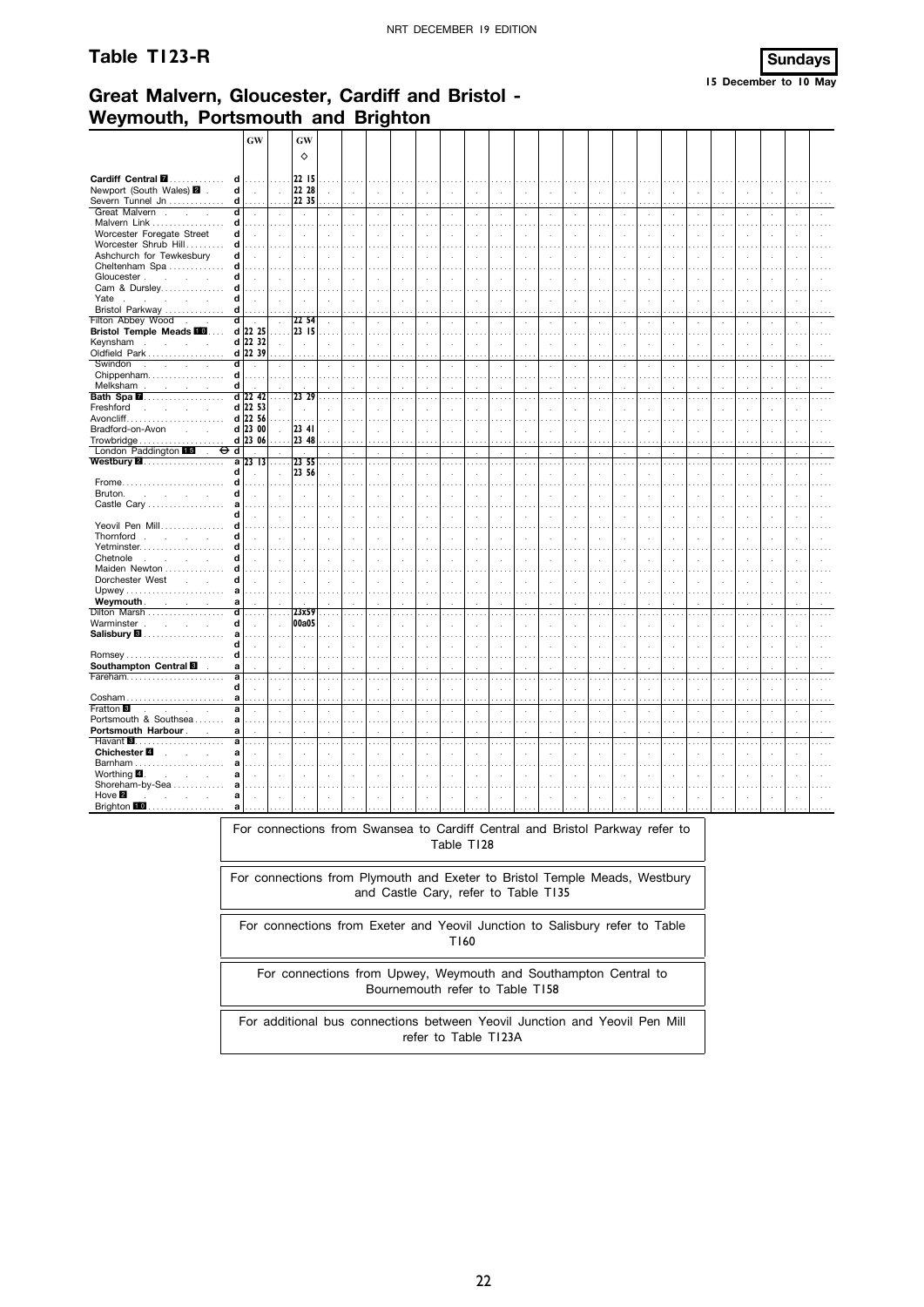NRT DECEMBER 19 EDITION

# Table T123-R

**Sundays**

**15 December to 10 May**

## Great Malvern, Gloucester, Cardiff and Bristol - Weymouth, Portsmouth and Brighton

| | | GW | GW |
|---|---|---|---|
| | | | ◇ |
| **Cardiff Central** 7 | d | | 22 15 |
| Newport (South Wales) 2 | d | | 22 28 |
| Severn Tunnel Jn | d | | 22 35 |
| Great Malvern | d | | |
| Malvern Link | d | | |
| Worcester Foregate Street | d | | |
| Worcester Shrub Hill | d | | |
| Ashchurch for Tewkesbury | d | | |
| Cheltenham Spa | d | | |
| Gloucester | d | | |
| Cam & Dursley | d | | |
| Yate | d | | |
| Bristol Parkway | d | | |
| Filton Abbey Wood | d | | 22 54 |
| **Bristol Temple Meads** 10 | d | 22 25 | 23 15 |
| Keynsham | d | 22 32 | |
| Oldfield Park | d | 22 39 | |
| Swindon | d | | |
| Chippenham | d | | |
| Melksham | d | | |
| **Bath Spa** 7 | d | 22 42 | 23 29 |
| Freshford | d | 22 53 | |
| Avoncliff | d | 22 56 | |
| Bradford-on-Avon | d | 23 00 | 23 41 |
| Trowbridge | d | 23 06 | 23 48 |
| London Paddington 15 ⊖ | d | | |
| **Westbury** 2 | a | 23 13 | 23 55 |
| | d | | 23 56 |
| Frome | d | | |
| Bruton | d | | |
| Castle Cary | a | | |
| | d | | |
| Yeovil Pen Mill | d | | |
| Thornford | d | | |
| Yetminster | d | | |
| Chetnole | d | | |
| Maiden Newton | d | | |
| Dorchester West | d | | |
| Upwey | a | | |
| **Weymouth** | a | | |
| Dilton Marsh | d | | 23x59 |
| Warminster | d | | 00a05 |
| **Salisbury** 8 | a | | |
| | d | | |
| Romsey | d | | |
| **Southampton Central** 8 | a | | |
| Fareham | a | | |
| | d | | |
| Cosham | a | | |
| Fratton 8 | a | | |
| Portsmouth & Southsea | a | | |
| **Portsmouth Harbour** | a | | |
| Havant 8 | a | | |
| **Chichester** 4 | a | | |
| Barnham | a | | |
| Worthing 4 | a | | |
| Shoreham-by-Sea | a | | |
| Hove 2 | a | | |
| Brighton 10 | a | | |

For connections from Swansea to Cardiff Central and Bristol Parkway refer to Table T128

For connections from Plymouth and Exeter to Bristol Temple Meads, Westbury and Castle Cary, refer to Table T135

For connections from Exeter and Yeovil Junction to Salisbury refer to Table T160

For connections from Upwey, Weymouth and Southampton Central to Bournemouth refer to Table T158

For additional bus connections between Yeovil Junction and Yeovil Pen Mill refer to Table T123A